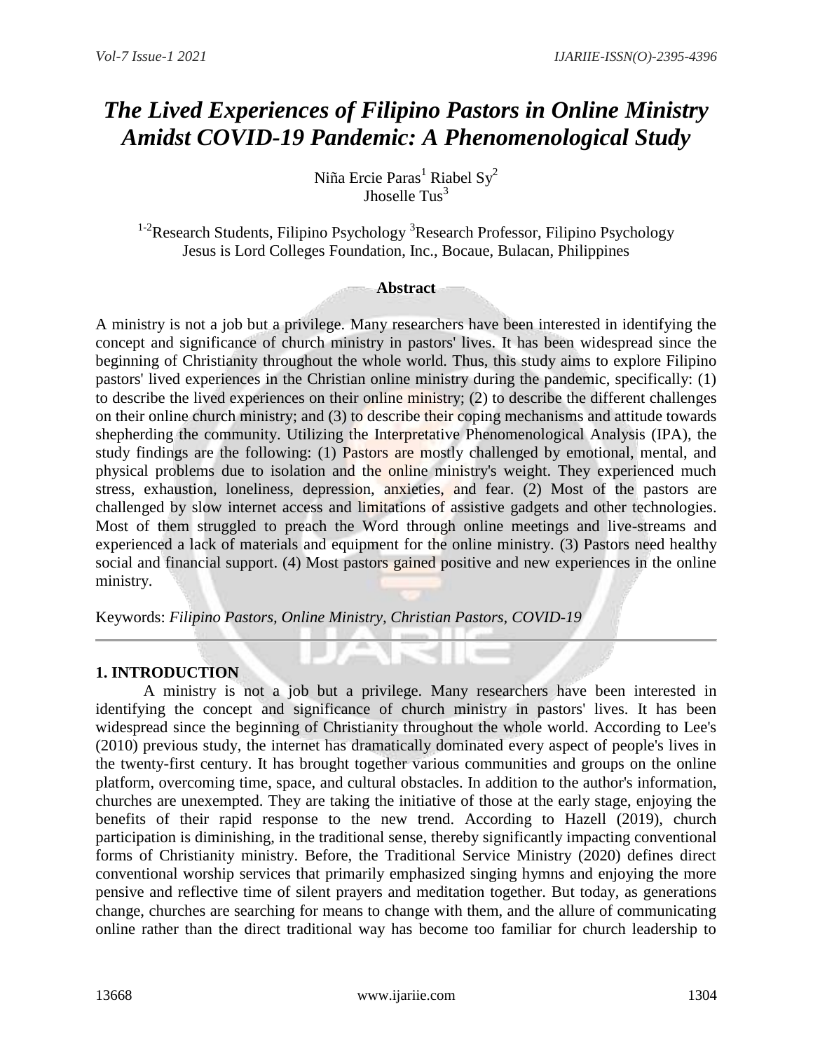# The Lived Experiences of Filipino Pastors in Online Ministry Amidst COVID-19 Pandemic: A Phenomenological Study

Niña Ercie Paras[1] Riabel Sy[2]
Jhoselle Tus[3]

[1-2]Research Students, Filipino Psychology [3]Research Professor, Filipino Psychology
Jesus is Lord Colleges Foundation, Inc., Bocaue, Bulacan, Philippines

## Abstract

A ministry is not a job but a privilege. Many researchers have been interested in identifying the concept and significance of church ministry in pastors' lives. It has been widespread since the beginning of Christianity throughout the whole world. Thus, this study aims to explore Filipino pastors' lived experiences in the Christian online ministry during the pandemic, specifically: (1) to describe the lived experiences on their online ministry; (2) to describe the different challenges on their online church ministry; and (3) to describe their coping mechanisms and attitude towards shepherding the community. Utilizing the Interpretative Phenomenological Analysis (IPA), the study findings are the following: (1) Pastors are mostly challenged by emotional, mental, and physical problems due to isolation and the online ministry's weight. They experienced much stress, exhaustion, loneliness, depression, anxieties, and fear. (2) Most of the pastors are challenged by slow internet access and limitations of assistive gadgets and other technologies. Most of them struggled to preach the Word through online meetings and live-streams and experienced a lack of materials and equipment for the online ministry. (3) Pastors need healthy social and financial support. (4) Most pastors gained positive and new experiences in the online ministry.

Keywords: *Filipino Pastors, Online Ministry, Christian Pastors, COVID-19*

## 1. INTRODUCTION

A ministry is not a job but a privilege. Many researchers have been interested in identifying the concept and significance of church ministry in pastors' lives. It has been widespread since the beginning of Christianity throughout the whole world. According to Lee's (2010) previous study, the internet has dramatically dominated every aspect of people's lives in the twenty-first century. It has brought together various communities and groups on the online platform, overcoming time, space, and cultural obstacles. In addition to the author's information, churches are unexempted. They are taking the initiative of those at the early stage, enjoying the benefits of their rapid response to the new trend. According to Hazell (2019), church participation is diminishing, in the traditional sense, thereby significantly impacting conventional forms of Christianity ministry. Before, the Traditional Service Ministry (2020) defines direct conventional worship services that primarily emphasized singing hymns and enjoying the more pensive and reflective time of silent prayers and meditation together. But today, as generations change, churches are searching for means to change with them, and the allure of communicating online rather than the direct traditional way has become too familiar for church leadership to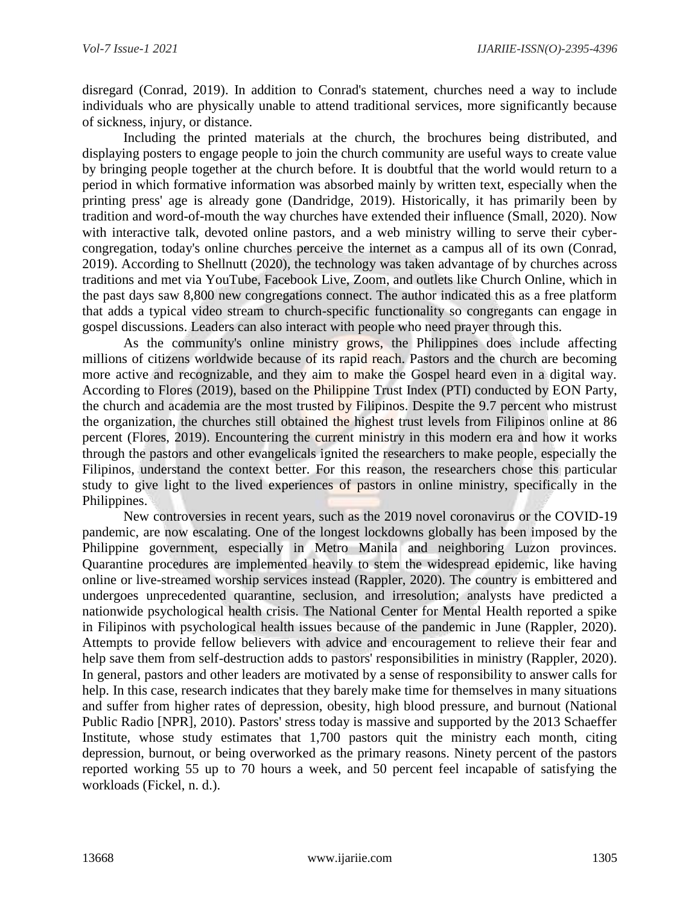disregard (Conrad, 2019). In addition to Conrad's statement, churches need a way to include individuals who are physically unable to attend traditional services, more significantly because of sickness, injury, or distance.

Including the printed materials at the church, the brochures being distributed, and displaying posters to engage people to join the church community are useful ways to create value by bringing people together at the church before. It is doubtful that the world would return to a period in which formative information was absorbed mainly by written text, especially when the printing press' age is already gone (Dandridge, 2019). Historically, it has primarily been by tradition and word-of-mouth the way churches have extended their influence (Small, 2020). Now with interactive talk, devoted online pastors, and a web ministry willing to serve their cyber-congregation, today's online churches perceive the internet as a campus all of its own (Conrad, 2019). According to Shellnutt (2020), the technology was taken advantage of by churches across traditions and met via YouTube, Facebook Live, Zoom, and outlets like Church Online, which in the past days saw 8,800 new congregations connect. The author indicated this as a free platform that adds a typical video stream to church-specific functionality so congregants can engage in gospel discussions. Leaders can also interact with people who need prayer through this.

As the community's online ministry grows, the Philippines does include affecting millions of citizens worldwide because of its rapid reach. Pastors and the church are becoming more active and recognizable, and they aim to make the Gospel heard even in a digital way. According to Flores (2019), based on the Philippine Trust Index (PTI) conducted by EON Party, the church and academia are the most trusted by Filipinos. Despite the 9.7 percent who mistrust the organization, the churches still obtained the highest trust levels from Filipinos online at 86 percent (Flores, 2019). Encountering the current ministry in this modern era and how it works through the pastors and other evangelicals ignited the researchers to make people, especially the Filipinos, understand the context better. For this reason, the researchers chose this particular study to give light to the lived experiences of pastors in online ministry, specifically in the Philippines.

New controversies in recent years, such as the 2019 novel coronavirus or the COVID-19 pandemic, are now escalating. One of the longest lockdowns globally has been imposed by the Philippine government, especially in Metro Manila and neighboring Luzon provinces. Quarantine procedures are implemented heavily to stem the widespread epidemic, like having online or live-streamed worship services instead (Rappler, 2020). The country is embittered and undergoes unprecedented quarantine, seclusion, and irresolution; analysts have predicted a nationwide psychological health crisis. The National Center for Mental Health reported a spike in Filipinos with psychological health issues because of the pandemic in June (Rappler, 2020). Attempts to provide fellow believers with advice and encouragement to relieve their fear and help save them from self-destruction adds to pastors' responsibilities in ministry (Rappler, 2020). In general, pastors and other leaders are motivated by a sense of responsibility to answer calls for help. In this case, research indicates that they barely make time for themselves in many situations and suffer from higher rates of depression, obesity, high blood pressure, and burnout (National Public Radio [NPR], 2010). Pastors' stress today is massive and supported by the 2013 Schaeffer Institute, whose study estimates that 1,700 pastors quit the ministry each month, citing depression, burnout, or being overworked as the primary reasons. Ninety percent of the pastors reported working 55 up to 70 hours a week, and 50 percent feel incapable of satisfying the workloads (Fickel, n. d.).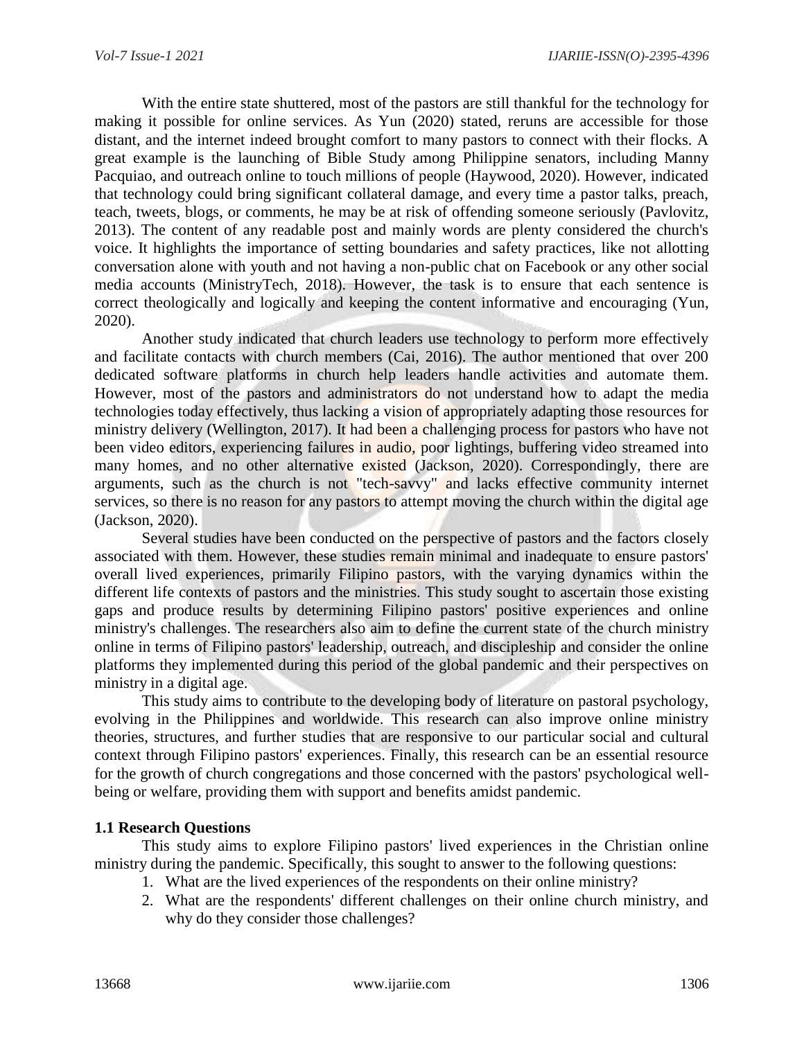With the entire state shuttered, most of the pastors are still thankful for the technology for making it possible for online services. As Yun (2020) stated, reruns are accessible for those distant, and the internet indeed brought comfort to many pastors to connect with their flocks. A great example is the launching of Bible Study among Philippine senators, including Manny Pacquiao, and outreach online to touch millions of people (Haywood, 2020). However, indicated that technology could bring significant collateral damage, and every time a pastor talks, preach, teach, tweets, blogs, or comments, he may be at risk of offending someone seriously (Pavlovitz, 2013). The content of any readable post and mainly words are plenty considered the church's voice. It highlights the importance of setting boundaries and safety practices, like not allotting conversation alone with youth and not having a non-public chat on Facebook or any other social media accounts (MinistryTech, 2018). However, the task is to ensure that each sentence is correct theologically and logically and keeping the content informative and encouraging (Yun, 2020).

Another study indicated that church leaders use technology to perform more effectively and facilitate contacts with church members (Cai, 2016). The author mentioned that over 200 dedicated software platforms in church help leaders handle activities and automate them. However, most of the pastors and administrators do not understand how to adapt the media technologies today effectively, thus lacking a vision of appropriately adapting those resources for ministry delivery (Wellington, 2017). It had been a challenging process for pastors who have not been video editors, experiencing failures in audio, poor lightings, buffering video streamed into many homes, and no other alternative existed (Jackson, 2020). Correspondingly, there are arguments, such as the church is not "tech-savvy" and lacks effective community internet services, so there is no reason for any pastors to attempt moving the church within the digital age (Jackson, 2020).

Several studies have been conducted on the perspective of pastors and the factors closely associated with them. However, these studies remain minimal and inadequate to ensure pastors' overall lived experiences, primarily Filipino pastors, with the varying dynamics within the different life contexts of pastors and the ministries. This study sought to ascertain those existing gaps and produce results by determining Filipino pastors' positive experiences and online ministry's challenges. The researchers also aim to define the current state of the church ministry online in terms of Filipino pastors' leadership, outreach, and discipleship and consider the online platforms they implemented during this period of the global pandemic and their perspectives on ministry in a digital age.

This study aims to contribute to the developing body of literature on pastoral psychology, evolving in the Philippines and worldwide. This research can also improve online ministry theories, structures, and further studies that are responsive to our particular social and cultural context through Filipino pastors' experiences. Finally, this research can be an essential resource for the growth of church congregations and those concerned with the pastors' psychological well-being or welfare, providing them with support and benefits amidst pandemic.

### 1.1 Research Questions

This study aims to explore Filipino pastors' lived experiences in the Christian online ministry during the pandemic. Specifically, this sought to answer to the following questions:

1. What are the lived experiences of the respondents on their online ministry?
2. What are the respondents' different challenges on their online church ministry, and why do they consider those challenges?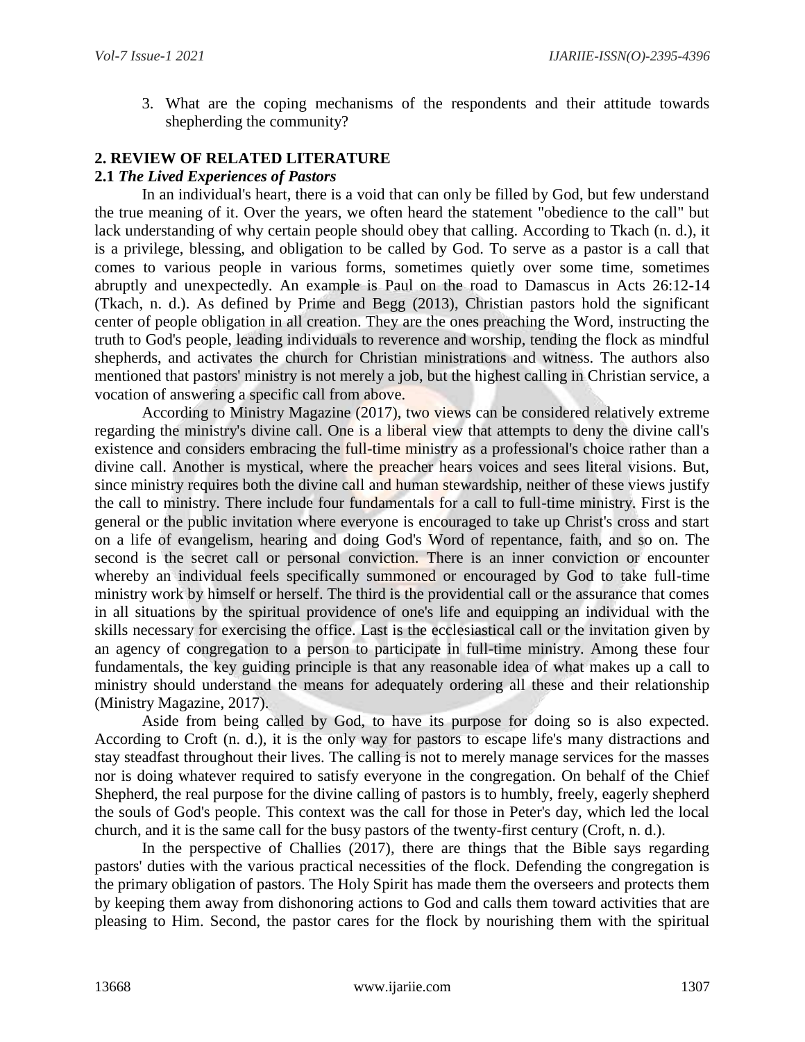3. What are the coping mechanisms of the respondents and their attitude towards shepherding the community?

## 2. REVIEW OF RELATED LITERATURE

### 2.1 *The Lived Experiences of Pastors*

In an individual's heart, there is a void that can only be filled by God, but few understand the true meaning of it. Over the years, we often heard the statement "obedience to the call" but lack understanding of why certain people should obey that calling. According to Tkach (n. d.), it is a privilege, blessing, and obligation to be called by God. To serve as a pastor is a call that comes to various people in various forms, sometimes quietly over some time, sometimes abruptly and unexpectedly. An example is Paul on the road to Damascus in Acts 26:12-14 (Tkach, n. d.). As defined by Prime and Begg (2013), Christian pastors hold the significant center of people obligation in all creation. They are the ones preaching the Word, instructing the truth to God's people, leading individuals to reverence and worship, tending the flock as mindful shepherds, and activates the church for Christian ministrations and witness. The authors also mentioned that pastors' ministry is not merely a job, but the highest calling in Christian service, a vocation of answering a specific call from above.

According to Ministry Magazine (2017), two views can be considered relatively extreme regarding the ministry's divine call. One is a liberal view that attempts to deny the divine call's existence and considers embracing the full-time ministry as a professional's choice rather than a divine call. Another is mystical, where the preacher hears voices and sees literal visions. But, since ministry requires both the divine call and human stewardship, neither of these views justify the call to ministry. There include four fundamentals for a call to full-time ministry. First is the general or the public invitation where everyone is encouraged to take up Christ's cross and start on a life of evangelism, hearing and doing God's Word of repentance, faith, and so on. The second is the secret call or personal conviction. There is an inner conviction or encounter whereby an individual feels specifically summoned or encouraged by God to take full-time ministry work by himself or herself. The third is the providential call or the assurance that comes in all situations by the spiritual providence of one's life and equipping an individual with the skills necessary for exercising the office. Last is the ecclesiastical call or the invitation given by an agency of congregation to a person to participate in full-time ministry. Among these four fundamentals, the key guiding principle is that any reasonable idea of what makes up a call to ministry should understand the means for adequately ordering all these and their relationship (Ministry Magazine, 2017).

Aside from being called by God, to have its purpose for doing so is also expected. According to Croft (n. d.), it is the only way for pastors to escape life's many distractions and stay steadfast throughout their lives. The calling is not to merely manage services for the masses nor is doing whatever required to satisfy everyone in the congregation. On behalf of the Chief Shepherd, the real purpose for the divine calling of pastors is to humbly, freely, eagerly shepherd the souls of God's people. This context was the call for those in Peter's day, which led the local church, and it is the same call for the busy pastors of the twenty-first century (Croft, n. d.).

In the perspective of Challies (2017), there are things that the Bible says regarding pastors' duties with the various practical necessities of the flock. Defending the congregation is the primary obligation of pastors. The Holy Spirit has made them the overseers and protects them by keeping them away from dishonoring actions to God and calls them toward activities that are pleasing to Him. Second, the pastor cares for the flock by nourishing them with the spiritual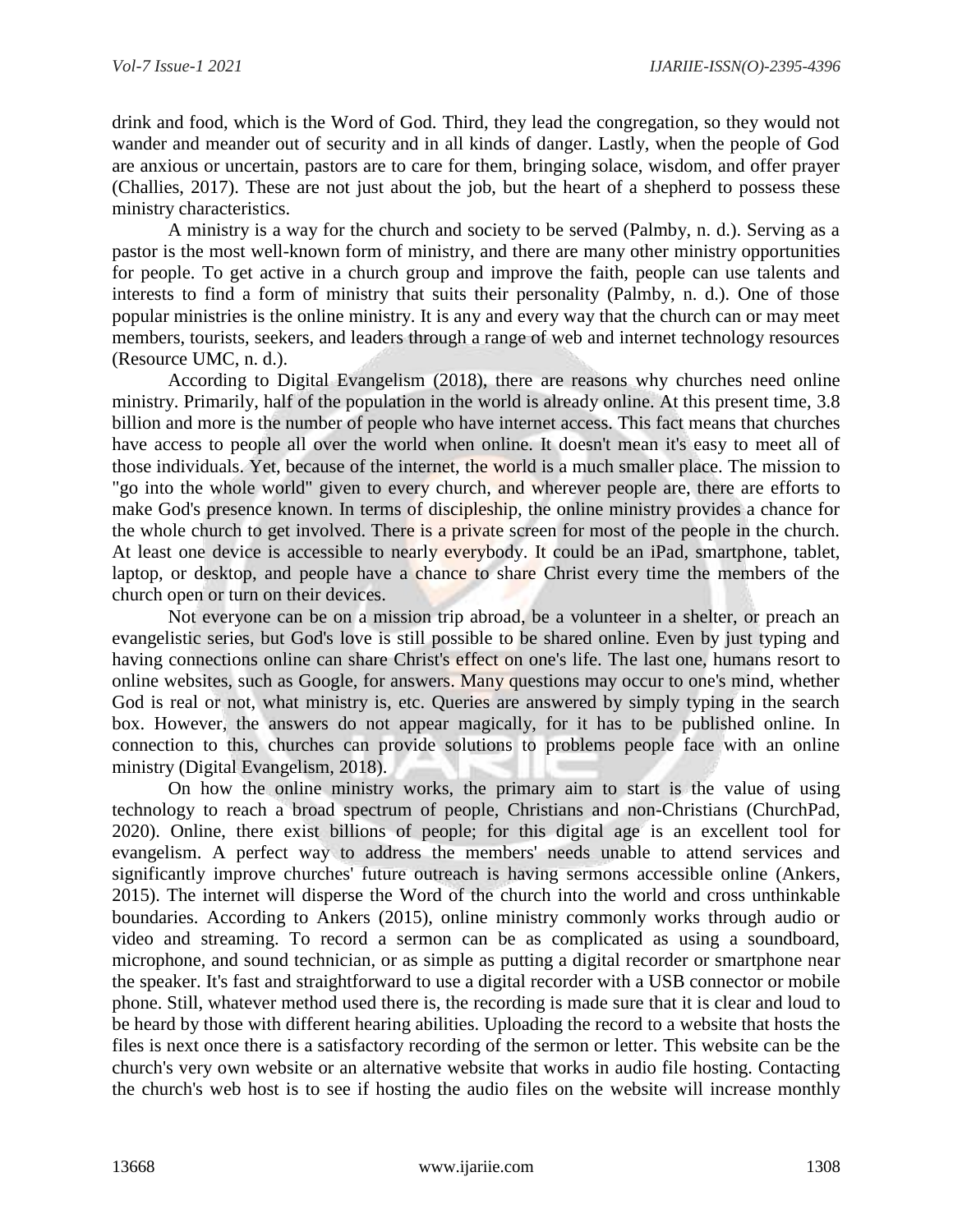drink and food, which is the Word of God. Third, they lead the congregation, so they would not wander and meander out of security and in all kinds of danger. Lastly, when the people of God are anxious or uncertain, pastors are to care for them, bringing solace, wisdom, and offer prayer (Challies, 2017). These are not just about the job, but the heart of a shepherd to possess these ministry characteristics.

A ministry is a way for the church and society to be served (Palmby, n. d.). Serving as a pastor is the most well-known form of ministry, and there are many other ministry opportunities for people. To get active in a church group and improve the faith, people can use talents and interests to find a form of ministry that suits their personality (Palmby, n. d.). One of those popular ministries is the online ministry. It is any and every way that the church can or may meet members, tourists, seekers, and leaders through a range of web and internet technology resources (Resource UMC, n. d.).

According to Digital Evangelism (2018), there are reasons why churches need online ministry. Primarily, half of the population in the world is already online. At this present time, 3.8 billion and more is the number of people who have internet access. This fact means that churches have access to people all over the world when online. It doesn't mean it's easy to meet all of those individuals. Yet, because of the internet, the world is a much smaller place. The mission to "go into the whole world" given to every church, and wherever people are, there are efforts to make God's presence known. In terms of discipleship, the online ministry provides a chance for the whole church to get involved. There is a private screen for most of the people in the church. At least one device is accessible to nearly everybody. It could be an iPad, smartphone, tablet, laptop, or desktop, and people have a chance to share Christ every time the members of the church open or turn on their devices.

Not everyone can be on a mission trip abroad, be a volunteer in a shelter, or preach an evangelistic series, but God's love is still possible to be shared online. Even by just typing and having connections online can share Christ's effect on one's life. The last one, humans resort to online websites, such as Google, for answers. Many questions may occur to one's mind, whether God is real or not, what ministry is, etc. Queries are answered by simply typing in the search box. However, the answers do not appear magically, for it has to be published online. In connection to this, churches can provide solutions to problems people face with an online ministry (Digital Evangelism, 2018).

On how the online ministry works, the primary aim to start is the value of using technology to reach a broad spectrum of people, Christians and non-Christians (ChurchPad, 2020). Online, there exist billions of people; for this digital age is an excellent tool for evangelism. A perfect way to address the members' needs unable to attend services and significantly improve churches' future outreach is having sermons accessible online (Ankers, 2015). The internet will disperse the Word of the church into the world and cross unthinkable boundaries. According to Ankers (2015), online ministry commonly works through audio or video and streaming. To record a sermon can be as complicated as using a soundboard, microphone, and sound technician, or as simple as putting a digital recorder or smartphone near the speaker. It's fast and straightforward to use a digital recorder with a USB connector or mobile phone. Still, whatever method used there is, the recording is made sure that it is clear and loud to be heard by those with different hearing abilities. Uploading the record to a website that hosts the files is next once there is a satisfactory recording of the sermon or letter. This website can be the church's very own website or an alternative website that works in audio file hosting. Contacting the church's web host is to see if hosting the audio files on the website will increase monthly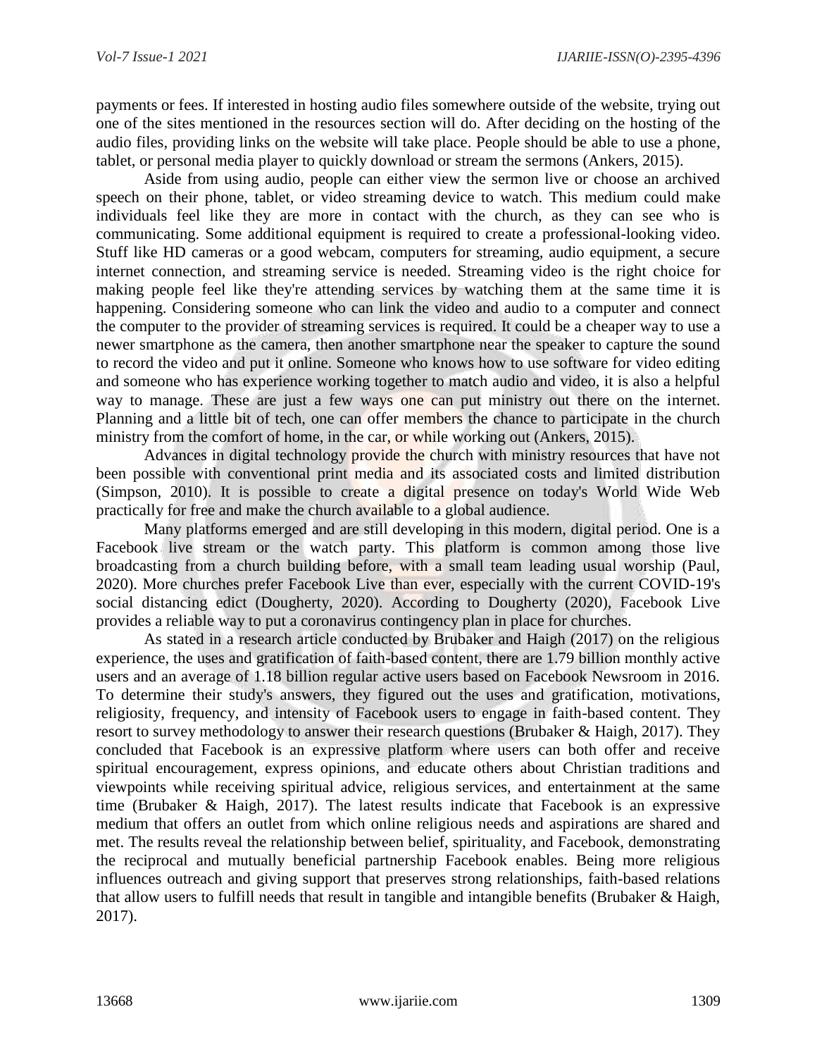payments or fees. If interested in hosting audio files somewhere outside of the website, trying out one of the sites mentioned in the resources section will do. After deciding on the hosting of the audio files, providing links on the website will take place. People should be able to use a phone, tablet, or personal media player to quickly download or stream the sermons (Ankers, 2015).

Aside from using audio, people can either view the sermon live or choose an archived speech on their phone, tablet, or video streaming device to watch. This medium could make individuals feel like they are more in contact with the church, as they can see who is communicating. Some additional equipment is required to create a professional-looking video. Stuff like HD cameras or a good webcam, computers for streaming, audio equipment, a secure internet connection, and streaming service is needed. Streaming video is the right choice for making people feel like they're attending services by watching them at the same time it is happening. Considering someone who can link the video and audio to a computer and connect the computer to the provider of streaming services is required. It could be a cheaper way to use a newer smartphone as the camera, then another smartphone near the speaker to capture the sound to record the video and put it online. Someone who knows how to use software for video editing and someone who has experience working together to match audio and video, it is also a helpful way to manage. These are just a few ways one can put ministry out there on the internet. Planning and a little bit of tech, one can offer members the chance to participate in the church ministry from the comfort of home, in the car, or while working out (Ankers, 2015).

Advances in digital technology provide the church with ministry resources that have not been possible with conventional print media and its associated costs and limited distribution (Simpson, 2010). It is possible to create a digital presence on today's World Wide Web practically for free and make the church available to a global audience.

Many platforms emerged and are still developing in this modern, digital period. One is a Facebook live stream or the watch party. This platform is common among those live broadcasting from a church building before, with a small team leading usual worship (Paul, 2020). More churches prefer Facebook Live than ever, especially with the current COVID-19's social distancing edict (Dougherty, 2020). According to Dougherty (2020), Facebook Live provides a reliable way to put a coronavirus contingency plan in place for churches.

As stated in a research article conducted by Brubaker and Haigh (2017) on the religious experience, the uses and gratification of faith-based content, there are 1.79 billion monthly active users and an average of 1.18 billion regular active users based on Facebook Newsroom in 2016. To determine their study's answers, they figured out the uses and gratification, motivations, religiosity, frequency, and intensity of Facebook users to engage in faith-based content. They resort to survey methodology to answer their research questions (Brubaker & Haigh, 2017). They concluded that Facebook is an expressive platform where users can both offer and receive spiritual encouragement, express opinions, and educate others about Christian traditions and viewpoints while receiving spiritual advice, religious services, and entertainment at the same time (Brubaker & Haigh, 2017). The latest results indicate that Facebook is an expressive medium that offers an outlet from which online religious needs and aspirations are shared and met. The results reveal the relationship between belief, spirituality, and Facebook, demonstrating the reciprocal and mutually beneficial partnership Facebook enables. Being more religious influences outreach and giving support that preserves strong relationships, faith-based relations that allow users to fulfill needs that result in tangible and intangible benefits (Brubaker & Haigh, 2017).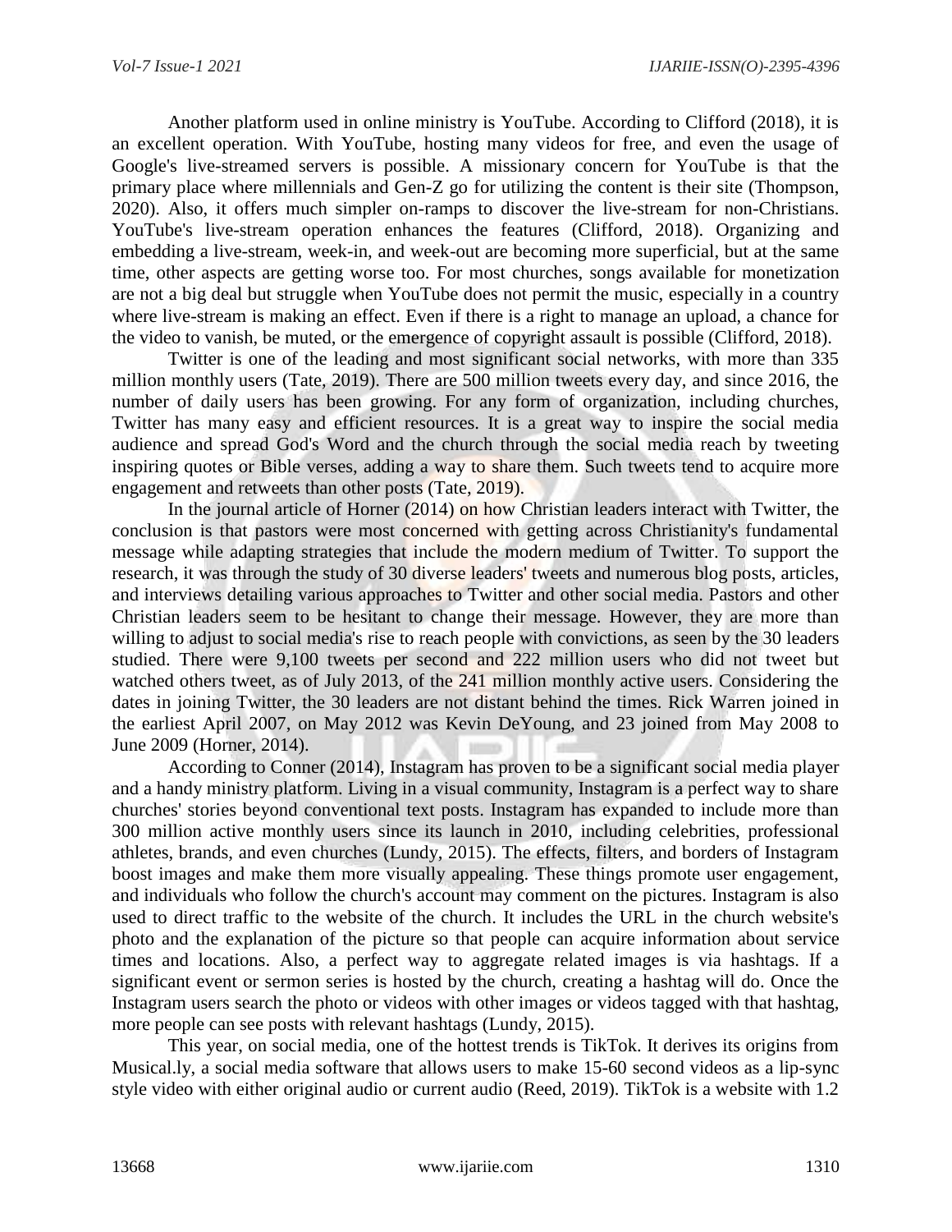Another platform used in online ministry is YouTube. According to Clifford (2018), it is an excellent operation. With YouTube, hosting many videos for free, and even the usage of Google's live-streamed servers is possible. A missionary concern for YouTube is that the primary place where millennials and Gen-Z go for utilizing the content is their site (Thompson, 2020). Also, it offers much simpler on-ramps to discover the live-stream for non-Christians. YouTube's live-stream operation enhances the features (Clifford, 2018). Organizing and embedding a live-stream, week-in, and week-out are becoming more superficial, but at the same time, other aspects are getting worse too. For most churches, songs available for monetization are not a big deal but struggle when YouTube does not permit the music, especially in a country where live-stream is making an effect. Even if there is a right to manage an upload, a chance for the video to vanish, be muted, or the emergence of copyright assault is possible (Clifford, 2018).

Twitter is one of the leading and most significant social networks, with more than 335 million monthly users (Tate, 2019). There are 500 million tweets every day, and since 2016, the number of daily users has been growing. For any form of organization, including churches, Twitter has many easy and efficient resources. It is a great way to inspire the social media audience and spread God's Word and the church through the social media reach by tweeting inspiring quotes or Bible verses, adding a way to share them. Such tweets tend to acquire more engagement and retweets than other posts (Tate, 2019).

In the journal article of Horner (2014) on how Christian leaders interact with Twitter, the conclusion is that pastors were most concerned with getting across Christianity's fundamental message while adapting strategies that include the modern medium of Twitter. To support the research, it was through the study of 30 diverse leaders' tweets and numerous blog posts, articles, and interviews detailing various approaches to Twitter and other social media. Pastors and other Christian leaders seem to be hesitant to change their message. However, they are more than willing to adjust to social media's rise to reach people with convictions, as seen by the 30 leaders studied. There were 9,100 tweets per second and 222 million users who did not tweet but watched others tweet, as of July 2013, of the 241 million monthly active users. Considering the dates in joining Twitter, the 30 leaders are not distant behind the times. Rick Warren joined in the earliest April 2007, on May 2012 was Kevin DeYoung, and 23 joined from May 2008 to June 2009 (Horner, 2014).

According to Conner (2014), Instagram has proven to be a significant social media player and a handy ministry platform. Living in a visual community, Instagram is a perfect way to share churches' stories beyond conventional text posts. Instagram has expanded to include more than 300 million active monthly users since its launch in 2010, including celebrities, professional athletes, brands, and even churches (Lundy, 2015). The effects, filters, and borders of Instagram boost images and make them more visually appealing. These things promote user engagement, and individuals who follow the church's account may comment on the pictures. Instagram is also used to direct traffic to the website of the church. It includes the URL in the church website's photo and the explanation of the picture so that people can acquire information about service times and locations. Also, a perfect way to aggregate related images is via hashtags. If a significant event or sermon series is hosted by the church, creating a hashtag will do. Once the Instagram users search the photo or videos with other images or videos tagged with that hashtag, more people can see posts with relevant hashtags (Lundy, 2015).

This year, on social media, one of the hottest trends is TikTok. It derives its origins from Musical.ly, a social media software that allows users to make 15-60 second videos as a lip-sync style video with either original audio or current audio (Reed, 2019). TikTok is a website with 1.2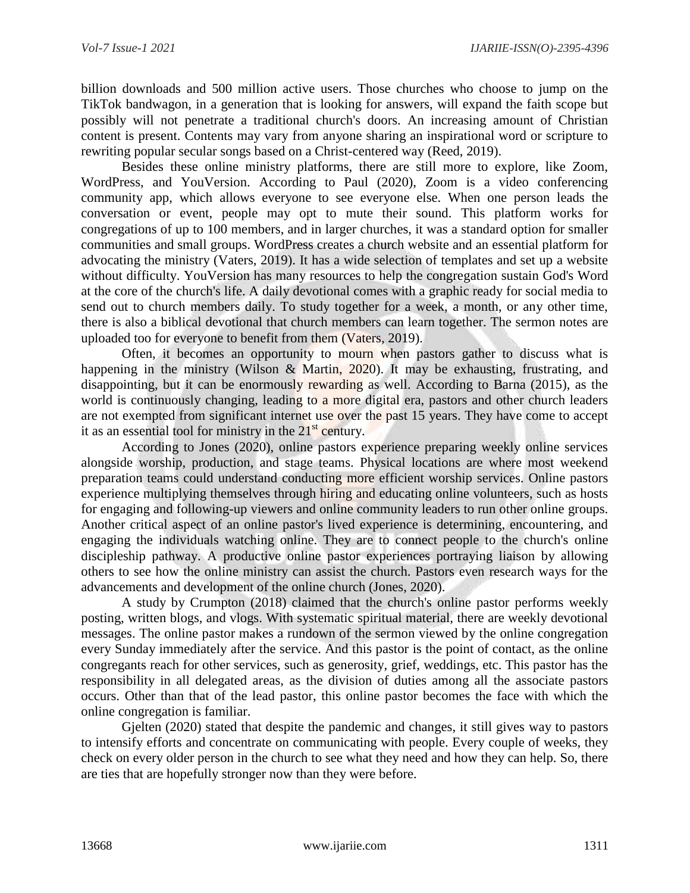billion downloads and 500 million active users. Those churches who choose to jump on the TikTok bandwagon, in a generation that is looking for answers, will expand the faith scope but possibly will not penetrate a traditional church's doors. An increasing amount of Christian content is present. Contents may vary from anyone sharing an inspirational word or scripture to rewriting popular secular songs based on a Christ-centered way (Reed, 2019).

Besides these online ministry platforms, there are still more to explore, like Zoom, WordPress, and YouVersion. According to Paul (2020), Zoom is a video conferencing community app, which allows everyone to see everyone else. When one person leads the conversation or event, people may opt to mute their sound. This platform works for congregations of up to 100 members, and in larger churches, it was a standard option for smaller communities and small groups. WordPress creates a church website and an essential platform for advocating the ministry (Vaters, 2019). It has a wide selection of templates and set up a website without difficulty. YouVersion has many resources to help the congregation sustain God's Word at the core of the church's life. A daily devotional comes with a graphic ready for social media to send out to church members daily. To study together for a week, a month, or any other time, there is also a biblical devotional that church members can learn together. The sermon notes are uploaded too for everyone to benefit from them (Vaters, 2019).

Often, it becomes an opportunity to mourn when pastors gather to discuss what is happening in the ministry (Wilson & Martin, 2020). It may be exhausting, frustrating, and disappointing, but it can be enormously rewarding as well. According to Barna (2015), as the world is continuously changing, leading to a more digital era, pastors and other church leaders are not exempted from significant internet use over the past 15 years. They have come to accept it as an essential tool for ministry in the 21st century.

According to Jones (2020), online pastors experience preparing weekly online services alongside worship, production, and stage teams. Physical locations are where most weekend preparation teams could understand conducting more efficient worship services. Online pastors experience multiplying themselves through hiring and educating online volunteers, such as hosts for engaging and following-up viewers and online community leaders to run other online groups. Another critical aspect of an online pastor's lived experience is determining, encountering, and engaging the individuals watching online. They are to connect people to the church's online discipleship pathway. A productive online pastor experiences portraying liaison by allowing others to see how the online ministry can assist the church. Pastors even research ways for the advancements and development of the online church (Jones, 2020).

A study by Crumpton (2018) claimed that the church's online pastor performs weekly posting, written blogs, and vlogs. With systematic spiritual material, there are weekly devotional messages. The online pastor makes a rundown of the sermon viewed by the online congregation every Sunday immediately after the service. And this pastor is the point of contact, as the online congregants reach for other services, such as generosity, grief, weddings, etc. This pastor has the responsibility in all delegated areas, as the division of duties among all the associate pastors occurs. Other than that of the lead pastor, this online pastor becomes the face with which the online congregation is familiar.

Gjelten (2020) stated that despite the pandemic and changes, it still gives way to pastors to intensify efforts and concentrate on communicating with people. Every couple of weeks, they check on every older person in the church to see what they need and how they can help. So, there are ties that are hopefully stronger now than they were before.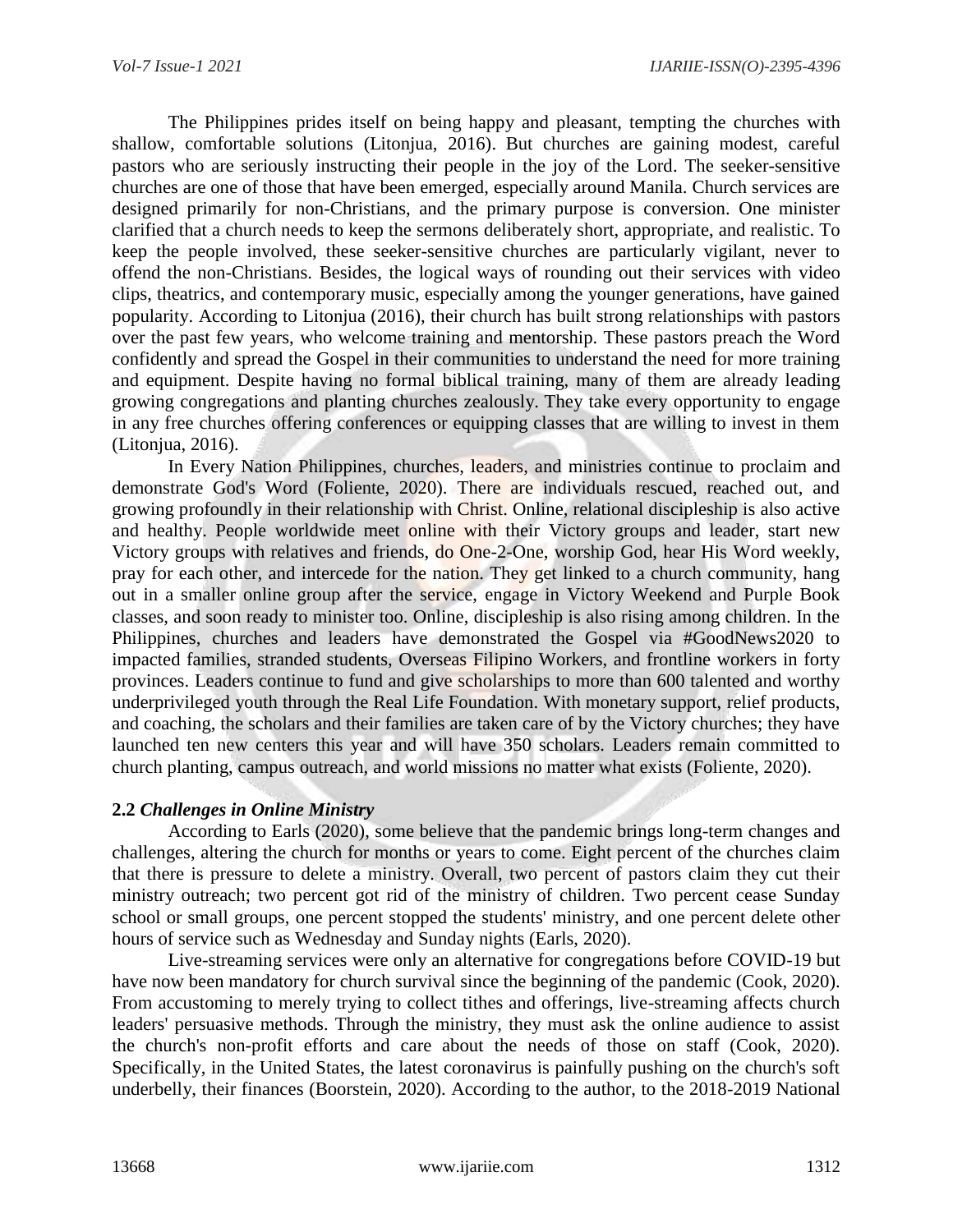The Philippines prides itself on being happy and pleasant, tempting the churches with shallow, comfortable solutions (Litonjua, 2016). But churches are gaining modest, careful pastors who are seriously instructing their people in the joy of the Lord. The seeker-sensitive churches are one of those that have been emerged, especially around Manila. Church services are designed primarily for non-Christians, and the primary purpose is conversion. One minister clarified that a church needs to keep the sermons deliberately short, appropriate, and realistic. To keep the people involved, these seeker-sensitive churches are particularly vigilant, never to offend the non-Christians. Besides, the logical ways of rounding out their services with video clips, theatrics, and contemporary music, especially among the younger generations, have gained popularity. According to Litonjua (2016), their church has built strong relationships with pastors over the past few years, who welcome training and mentorship. These pastors preach the Word confidently and spread the Gospel in their communities to understand the need for more training and equipment. Despite having no formal biblical training, many of them are already leading growing congregations and planting churches zealously. They take every opportunity to engage in any free churches offering conferences or equipping classes that are willing to invest in them (Litonjua, 2016).

In Every Nation Philippines, churches, leaders, and ministries continue to proclaim and demonstrate God's Word (Foliente, 2020). There are individuals rescued, reached out, and growing profoundly in their relationship with Christ. Online, relational discipleship is also active and healthy. People worldwide meet online with their Victory groups and leader, start new Victory groups with relatives and friends, do One-2-One, worship God, hear His Word weekly, pray for each other, and intercede for the nation. They get linked to a church community, hang out in a smaller online group after the service, engage in Victory Weekend and Purple Book classes, and soon ready to minister too. Online, discipleship is also rising among children. In the Philippines, churches and leaders have demonstrated the Gospel via #GoodNews2020 to impacted families, stranded students, Overseas Filipino Workers, and frontline workers in forty provinces. Leaders continue to fund and give scholarships to more than 600 talented and worthy underprivileged youth through the Real Life Foundation. With monetary support, relief products, and coaching, the scholars and their families are taken care of by the Victory churches; they have launched ten new centers this year and will have 350 scholars. Leaders remain committed to church planting, campus outreach, and world missions no matter what exists (Foliente, 2020).

### 2.2 *Challenges in Online Ministry*

According to Earls (2020), some believe that the pandemic brings long-term changes and challenges, altering the church for months or years to come. Eight percent of the churches claim that there is pressure to delete a ministry. Overall, two percent of pastors claim they cut their ministry outreach; two percent got rid of the ministry of children. Two percent cease Sunday school or small groups, one percent stopped the students' ministry, and one percent delete other hours of service such as Wednesday and Sunday nights (Earls, 2020).

Live-streaming services were only an alternative for congregations before COVID-19 but have now been mandatory for church survival since the beginning of the pandemic (Cook, 2020). From accustoming to merely trying to collect tithes and offerings, live-streaming affects church leaders' persuasive methods. Through the ministry, they must ask the online audience to assist the church's non-profit efforts and care about the needs of those on staff (Cook, 2020). Specifically, in the United States, the latest coronavirus is painfully pushing on the church's soft underbelly, their finances (Boorstein, 2020). According to the author, to the 2018-2019 National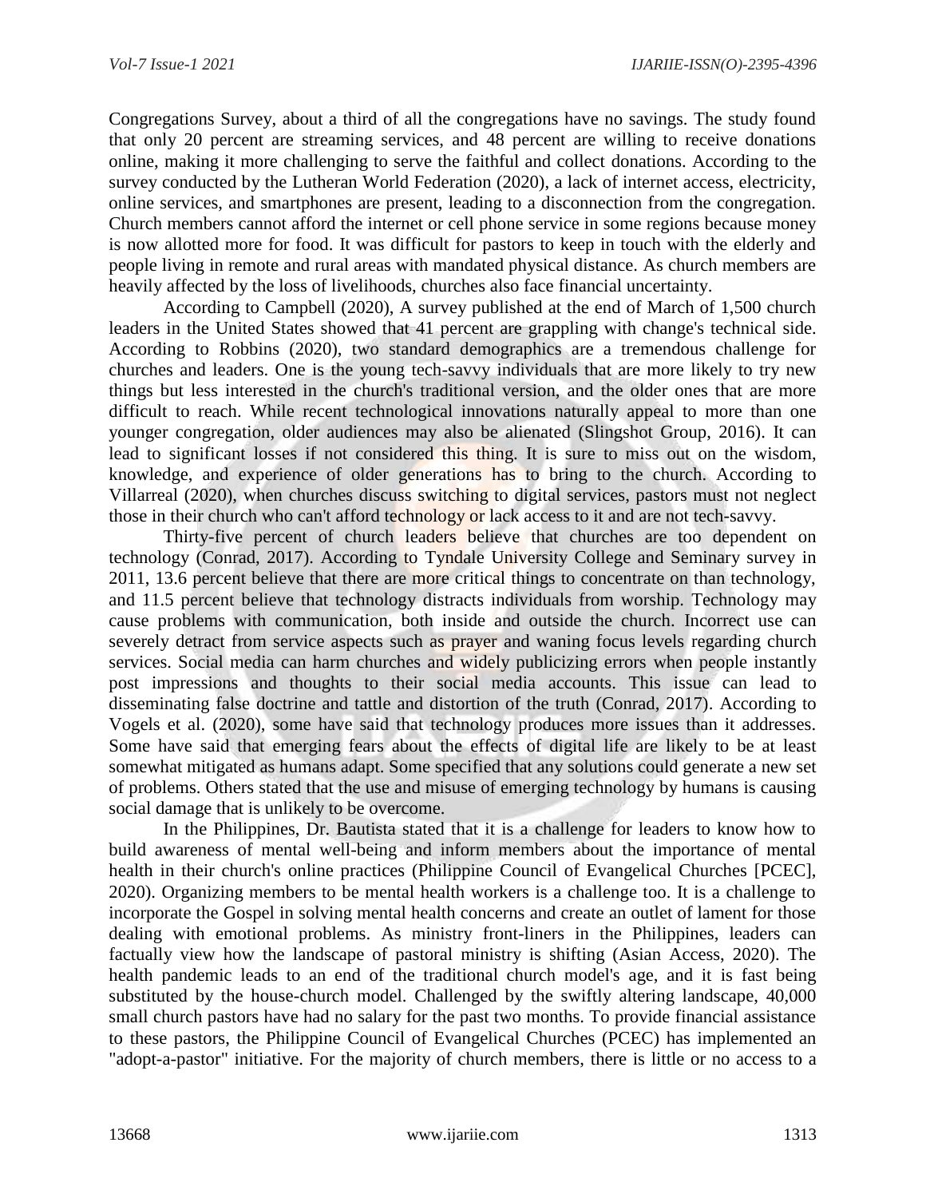Congregations Survey, about a third of all the congregations have no savings. The study found that only 20 percent are streaming services, and 48 percent are willing to receive donations online, making it more challenging to serve the faithful and collect donations. According to the survey conducted by the Lutheran World Federation (2020), a lack of internet access, electricity, online services, and smartphones are present, leading to a disconnection from the congregation. Church members cannot afford the internet or cell phone service in some regions because money is now allotted more for food. It was difficult for pastors to keep in touch with the elderly and people living in remote and rural areas with mandated physical distance. As church members are heavily affected by the loss of livelihoods, churches also face financial uncertainty.

According to Campbell (2020), A survey published at the end of March of 1,500 church leaders in the United States showed that 41 percent are grappling with change's technical side. According to Robbins (2020), two standard demographics are a tremendous challenge for churches and leaders. One is the young tech-savvy individuals that are more likely to try new things but less interested in the church's traditional version, and the older ones that are more difficult to reach. While recent technological innovations naturally appeal to more than one younger congregation, older audiences may also be alienated (Slingshot Group, 2016). It can lead to significant losses if not considered this thing. It is sure to miss out on the wisdom, knowledge, and experience of older generations has to bring to the church. According to Villarreal (2020), when churches discuss switching to digital services, pastors must not neglect those in their church who can't afford technology or lack access to it and are not tech-savvy.

Thirty-five percent of church leaders believe that churches are too dependent on technology (Conrad, 2017). According to Tyndale University College and Seminary survey in 2011, 13.6 percent believe that there are more critical things to concentrate on than technology, and 11.5 percent believe that technology distracts individuals from worship. Technology may cause problems with communication, both inside and outside the church. Incorrect use can severely detract from service aspects such as prayer and waning focus levels regarding church services. Social media can harm churches and widely publicizing errors when people instantly post impressions and thoughts to their social media accounts. This issue can lead to disseminating false doctrine and tattle and distortion of the truth (Conrad, 2017). According to Vogels et al. (2020), some have said that technology produces more issues than it addresses. Some have said that emerging fears about the effects of digital life are likely to be at least somewhat mitigated as humans adapt. Some specified that any solutions could generate a new set of problems. Others stated that the use and misuse of emerging technology by humans is causing social damage that is unlikely to be overcome.

In the Philippines, Dr. Bautista stated that it is a challenge for leaders to know how to build awareness of mental well-being and inform members about the importance of mental health in their church's online practices (Philippine Council of Evangelical Churches [PCEC], 2020). Organizing members to be mental health workers is a challenge too. It is a challenge to incorporate the Gospel in solving mental health concerns and create an outlet of lament for those dealing with emotional problems. As ministry front-liners in the Philippines, leaders can factually view how the landscape of pastoral ministry is shifting (Asian Access, 2020). The health pandemic leads to an end of the traditional church model's age, and it is fast being substituted by the house-church model. Challenged by the swiftly altering landscape, 40,000 small church pastors have had no salary for the past two months. To provide financial assistance to these pastors, the Philippine Council of Evangelical Churches (PCEC) has implemented an "adopt-a-pastor" initiative. For the majority of church members, there is little or no access to a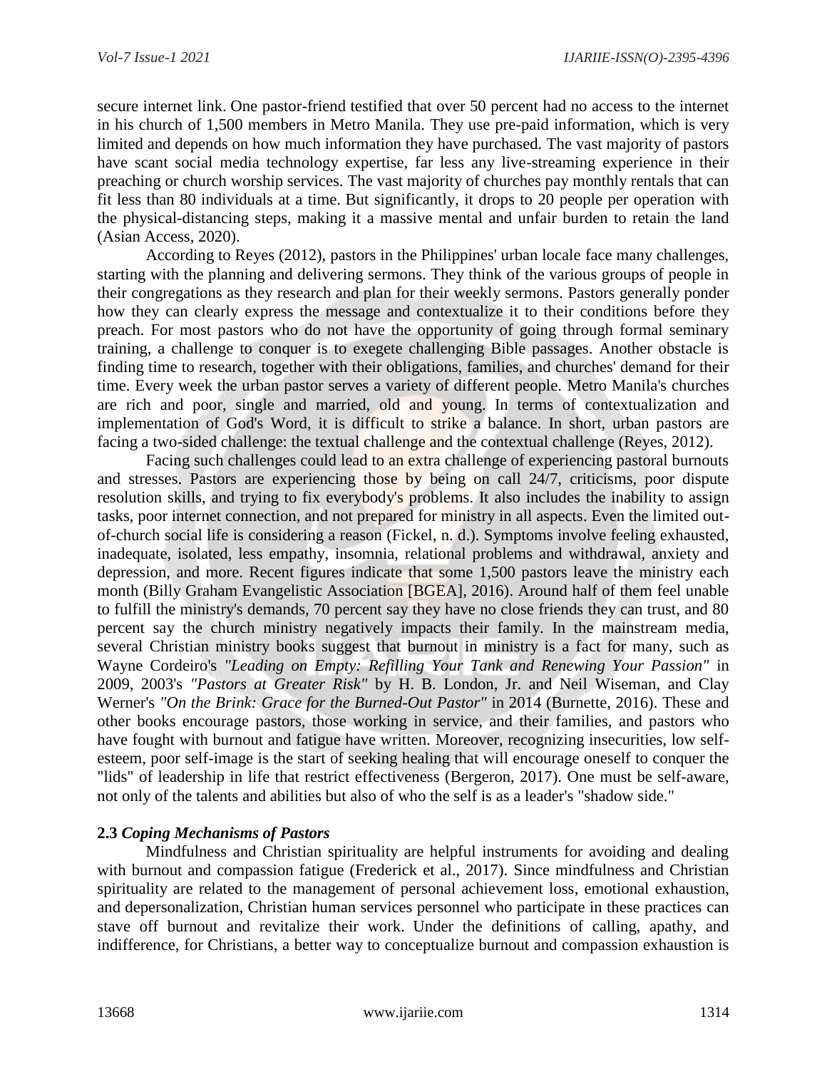secure internet link. One pastor-friend testified that over 50 percent had no access to the internet in his church of 1,500 members in Metro Manila. They use pre-paid information, which is very limited and depends on how much information they have purchased. The vast majority of pastors have scant social media technology expertise, far less any live-streaming experience in their preaching or church worship services. The vast majority of churches pay monthly rentals that can fit less than 80 individuals at a time. But significantly, it drops to 20 people per operation with the physical-distancing steps, making it a massive mental and unfair burden to retain the land (Asian Access, 2020).

According to Reyes (2012), pastors in the Philippines' urban locale face many challenges, starting with the planning and delivering sermons. They think of the various groups of people in their congregations as they research and plan for their weekly sermons. Pastors generally ponder how they can clearly express the message and contextualize it to their conditions before they preach. For most pastors who do not have the opportunity of going through formal seminary training, a challenge to conquer is to exegete challenging Bible passages. Another obstacle is finding time to research, together with their obligations, families, and churches' demand for their time. Every week the urban pastor serves a variety of different people. Metro Manila's churches are rich and poor, single and married, old and young. In terms of contextualization and implementation of God's Word, it is difficult to strike a balance. In short, urban pastors are facing a two-sided challenge: the textual challenge and the contextual challenge (Reyes, 2012).

Facing such challenges could lead to an extra challenge of experiencing pastoral burnouts and stresses. Pastors are experiencing those by being on call 24/7, criticisms, poor dispute resolution skills, and trying to fix everybody's problems. It also includes the inability to assign tasks, poor internet connection, and not prepared for ministry in all aspects. Even the limited out-of-church social life is considering a reason (Fickel, n. d.). Symptoms involve feeling exhausted, inadequate, isolated, less empathy, insomnia, relational problems and withdrawal, anxiety and depression, and more. Recent figures indicate that some 1,500 pastors leave the ministry each month (Billy Graham Evangelistic Association [BGEA], 2016). Around half of them feel unable to fulfill the ministry's demands, 70 percent say they have no close friends they can trust, and 80 percent say the church ministry negatively impacts their family. In the mainstream media, several Christian ministry books suggest that burnout in ministry is a fact for many, such as Wayne Cordeiro's *"Leading on Empty: Refilling Your Tank and Renewing Your Passion"* in 2009, 2003's *"Pastors at Greater Risk"* by H. B. London, Jr. and Neil Wiseman, and Clay Werner's *"On the Brink: Grace for the Burned-Out Pastor"* in 2014 (Burnette, 2016). These and other books encourage pastors, those working in service, and their families, and pastors who have fought with burnout and fatigue have written. Moreover, recognizing insecurities, low self-esteem, poor self-image is the start of seeking healing that will encourage oneself to conquer the "lids" of leadership in life that restrict effectiveness (Bergeron, 2017). One must be self-aware, not only of the talents and abilities but also of who the self is as a leader's "shadow side."

### 2.3 *Coping Mechanisms of Pastors*

Mindfulness and Christian spirituality are helpful instruments for avoiding and dealing with burnout and compassion fatigue (Frederick et al., 2017). Since mindfulness and Christian spirituality are related to the management of personal achievement loss, emotional exhaustion, and depersonalization, Christian human services personnel who participate in these practices can stave off burnout and revitalize their work. Under the definitions of calling, apathy, and indifference, for Christians, a better way to conceptualize burnout and compassion exhaustion is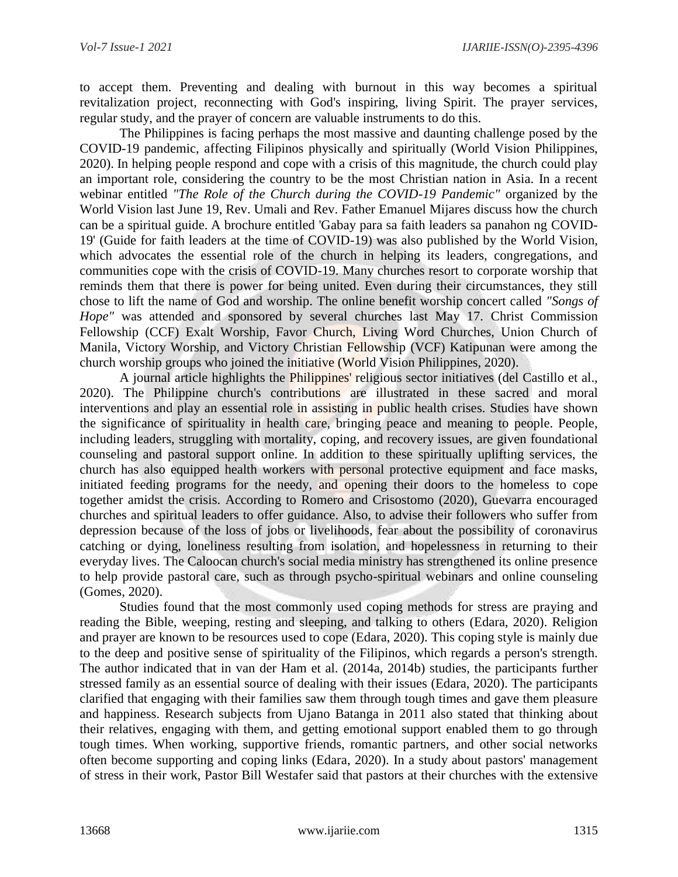to accept them. Preventing and dealing with burnout in this way becomes a spiritual revitalization project, reconnecting with God's inspiring, living Spirit. The prayer services, regular study, and the prayer of concern are valuable instruments to do this.

The Philippines is facing perhaps the most massive and daunting challenge posed by the COVID-19 pandemic, affecting Filipinos physically and spiritually (World Vision Philippines, 2020). In helping people respond and cope with a crisis of this magnitude, the church could play an important role, considering the country to be the most Christian nation in Asia. In a recent webinar entitled *"The Role of the Church during the COVID-19 Pandemic"* organized by the World Vision last June 19, Rev. Umali and Rev. Father Emanuel Mijares discuss how the church can be a spiritual guide. A brochure entitled 'Gabay para sa faith leaders sa panahon ng COVID-19' (Guide for faith leaders at the time of COVID-19) was also published by the World Vision, which advocates the essential role of the church in helping its leaders, congregations, and communities cope with the crisis of COVID-19. Many churches resort to corporate worship that reminds them that there is power for being united. Even during their circumstances, they still chose to lift the name of God and worship. The online benefit worship concert called *"Songs of Hope"* was attended and sponsored by several churches last May 17. Christ Commission Fellowship (CCF) Exalt Worship, Favor Church, Living Word Churches, Union Church of Manila, Victory Worship, and Victory Christian Fellowship (VCF) Katipunan were among the church worship groups who joined the initiative (World Vision Philippines, 2020).

A journal article highlights the Philippines' religious sector initiatives (del Castillo et al., 2020). The Philippine church's contributions are illustrated in these sacred and moral interventions and play an essential role in assisting in public health crises. Studies have shown the significance of spirituality in health care, bringing peace and meaning to people. People, including leaders, struggling with mortality, coping, and recovery issues, are given foundational counseling and pastoral support online. In addition to these spiritually uplifting services, the church has also equipped health workers with personal protective equipment and face masks, initiated feeding programs for the needy, and opening their doors to the homeless to cope together amidst the crisis. According to Romero and Crisostomo (2020), Guevarra encouraged churches and spiritual leaders to offer guidance. Also, to advise their followers who suffer from depression because of the loss of jobs or livelihoods, fear about the possibility of coronavirus catching or dying, loneliness resulting from isolation, and hopelessness in returning to their everyday lives. The Caloocan church's social media ministry has strengthened its online presence to help provide pastoral care, such as through psycho-spiritual webinars and online counseling (Gomes, 2020).

Studies found that the most commonly used coping methods for stress are praying and reading the Bible, weeping, resting and sleeping, and talking to others (Edara, 2020). Religion and prayer are known to be resources used to cope (Edara, 2020). This coping style is mainly due to the deep and positive sense of spirituality of the Filipinos, which regards a person's strength. The author indicated that in van der Ham et al. (2014a, 2014b) studies, the participants further stressed family as an essential source of dealing with their issues (Edara, 2020). The participants clarified that engaging with their families saw them through tough times and gave them pleasure and happiness. Research subjects from Ujano Batanga in 2011 also stated that thinking about their relatives, engaging with them, and getting emotional support enabled them to go through tough times. When working, supportive friends, romantic partners, and other social networks often become supporting and coping links (Edara, 2020). In a study about pastors' management of stress in their work, Pastor Bill Westafer said that pastors at their churches with the extensive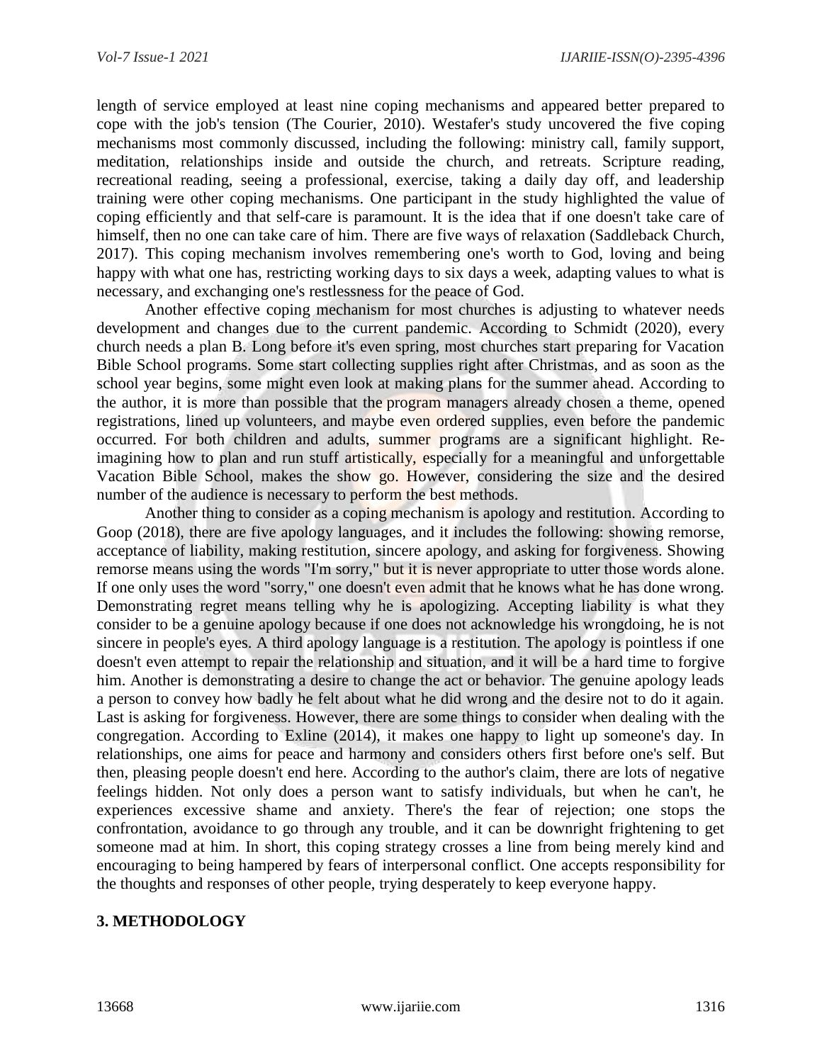length of service employed at least nine coping mechanisms and appeared better prepared to cope with the job's tension (The Courier, 2010). Westafer's study uncovered the five coping mechanisms most commonly discussed, including the following: ministry call, family support, meditation, relationships inside and outside the church, and retreats. Scripture reading, recreational reading, seeing a professional, exercise, taking a daily day off, and leadership training were other coping mechanisms. One participant in the study highlighted the value of coping efficiently and that self-care is paramount. It is the idea that if one doesn't take care of himself, then no one can take care of him. There are five ways of relaxation (Saddleback Church, 2017). This coping mechanism involves remembering one's worth to God, loving and being happy with what one has, restricting working days to six days a week, adapting values to what is necessary, and exchanging one's restlessness for the peace of God.

Another effective coping mechanism for most churches is adjusting to whatever needs development and changes due to the current pandemic. According to Schmidt (2020), every church needs a plan B. Long before it's even spring, most churches start preparing for Vacation Bible School programs. Some start collecting supplies right after Christmas, and as soon as the school year begins, some might even look at making plans for the summer ahead. According to the author, it is more than possible that the program managers already chosen a theme, opened registrations, lined up volunteers, and maybe even ordered supplies, even before the pandemic occurred. For both children and adults, summer programs are a significant highlight. Re-imagining how to plan and run stuff artistically, especially for a meaningful and unforgettable Vacation Bible School, makes the show go. However, considering the size and the desired number of the audience is necessary to perform the best methods.

Another thing to consider as a coping mechanism is apology and restitution. According to Goop (2018), there are five apology languages, and it includes the following: showing remorse, acceptance of liability, making restitution, sincere apology, and asking for forgiveness. Showing remorse means using the words "I'm sorry," but it is never appropriate to utter those words alone. If one only uses the word "sorry," one doesn't even admit that he knows what he has done wrong. Demonstrating regret means telling why he is apologizing. Accepting liability is what they consider to be a genuine apology because if one does not acknowledge his wrongdoing, he is not sincere in people's eyes. A third apology language is a restitution. The apology is pointless if one doesn't even attempt to repair the relationship and situation, and it will be a hard time to forgive him. Another is demonstrating a desire to change the act or behavior. The genuine apology leads a person to convey how badly he felt about what he did wrong and the desire not to do it again. Last is asking for forgiveness. However, there are some things to consider when dealing with the congregation. According to Exline (2014), it makes one happy to light up someone's day. In relationships, one aims for peace and harmony and considers others first before one's self. But then, pleasing people doesn't end here. According to the author's claim, there are lots of negative feelings hidden. Not only does a person want to satisfy individuals, but when he can't, he experiences excessive shame and anxiety. There's the fear of rejection; one stops the confrontation, avoidance to go through any trouble, and it can be downright frightening to get someone mad at him. In short, this coping strategy crosses a line from being merely kind and encouraging to being hampered by fears of interpersonal conflict. One accepts responsibility for the thoughts and responses of other people, trying desperately to keep everyone happy.

## 3. METHODOLOGY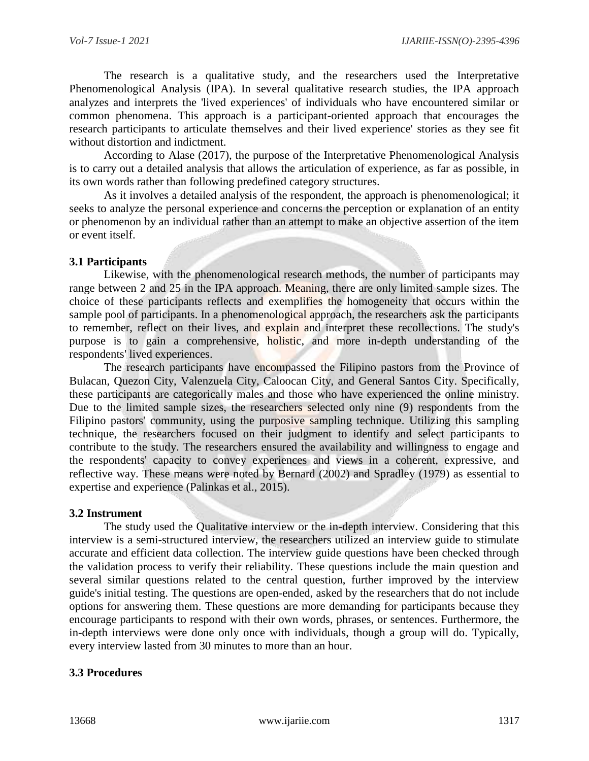The research is a qualitative study, and the researchers used the Interpretative Phenomenological Analysis (IPA). In several qualitative research studies, the IPA approach analyzes and interprets the 'lived experiences' of individuals who have encountered similar or common phenomena. This approach is a participant-oriented approach that encourages the research participants to articulate themselves and their lived experience' stories as they see fit without distortion and indictment.

According to Alase (2017), the purpose of the Interpretative Phenomenological Analysis is to carry out a detailed analysis that allows the articulation of experience, as far as possible, in its own words rather than following predefined category structures.

As it involves a detailed analysis of the respondent, the approach is phenomenological; it seeks to analyze the personal experience and concerns the perception or explanation of an entity or phenomenon by an individual rather than an attempt to make an objective assertion of the item or event itself.

### 3.1 Participants

Likewise, with the phenomenological research methods, the number of participants may range between 2 and 25 in the IPA approach. Meaning, there are only limited sample sizes. The choice of these participants reflects and exemplifies the homogeneity that occurs within the sample pool of participants. In a phenomenological approach, the researchers ask the participants to remember, reflect on their lives, and explain and interpret these recollections. The study's purpose is to gain a comprehensive, holistic, and more in-depth understanding of the respondents' lived experiences.

The research participants have encompassed the Filipino pastors from the Province of Bulacan, Quezon City, Valenzuela City, Caloocan City, and General Santos City. Specifically, these participants are categorically males and those who have experienced the online ministry. Due to the limited sample sizes, the researchers selected only nine (9) respondents from the Filipino pastors' community, using the purposive sampling technique. Utilizing this sampling technique, the researchers focused on their judgment to identify and select participants to contribute to the study. The researchers ensured the availability and willingness to engage and the respondents' capacity to convey experiences and views in a coherent, expressive, and reflective way. These means were noted by Bernard (2002) and Spradley (1979) as essential to expertise and experience (Palinkas et al., 2015).

### 3.2 Instrument

The study used the Qualitative interview or the in-depth interview. Considering that this interview is a semi-structured interview, the researchers utilized an interview guide to stimulate accurate and efficient data collection. The interview guide questions have been checked through the validation process to verify their reliability. These questions include the main question and several similar questions related to the central question, further improved by the interview guide's initial testing. The questions are open-ended, asked by the researchers that do not include options for answering them. These questions are more demanding for participants because they encourage participants to respond with their own words, phrases, or sentences. Furthermore, the in-depth interviews were done only once with individuals, though a group will do. Typically, every interview lasted from 30 minutes to more than an hour.

### 3.3 Procedures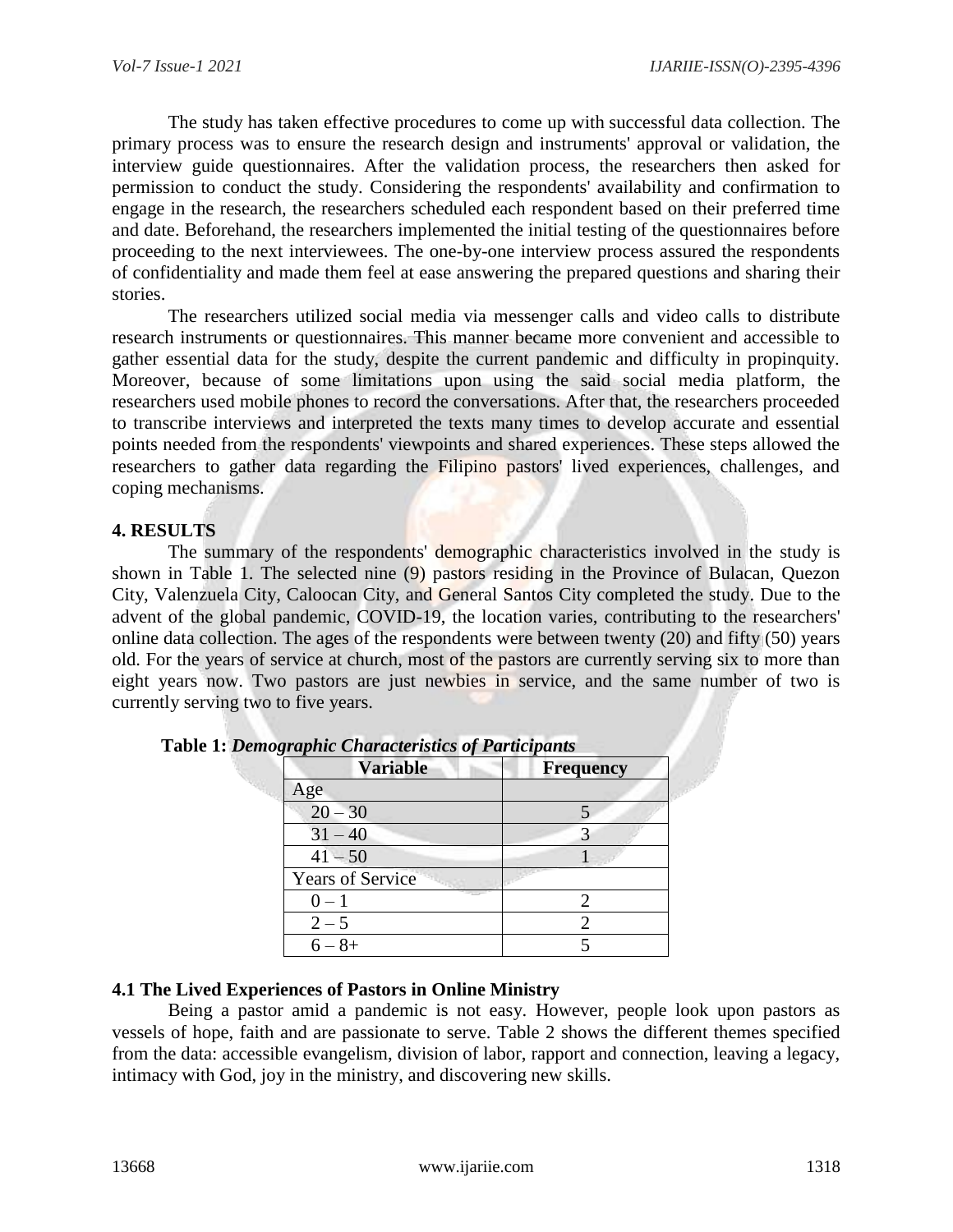The study has taken effective procedures to come up with successful data collection. The primary process was to ensure the research design and instruments' approval or validation, the interview guide questionnaires. After the validation process, the researchers then asked for permission to conduct the study. Considering the respondents' availability and confirmation to engage in the research, the researchers scheduled each respondent based on their preferred time and date. Beforehand, the researchers implemented the initial testing of the questionnaires before proceeding to the next interviewees. The one-by-one interview process assured the respondents of confidentiality and made them feel at ease answering the prepared questions and sharing their stories.

The researchers utilized social media via messenger calls and video calls to distribute research instruments or questionnaires. This manner became more convenient and accessible to gather essential data for the study, despite the current pandemic and difficulty in propinquity. Moreover, because of some limitations upon using the said social media platform, the researchers used mobile phones to record the conversations. After that, the researchers proceeded to transcribe interviews and interpreted the texts many times to develop accurate and essential points needed from the respondents' viewpoints and shared experiences. These steps allowed the researchers to gather data regarding the Filipino pastors' lived experiences, challenges, and coping mechanisms.

## 4. RESULTS

The summary of the respondents' demographic characteristics involved in the study is shown in Table 1. The selected nine (9) pastors residing in the Province of Bulacan, Quezon City, Valenzuela City, Caloocan City, and General Santos City completed the study. Due to the advent of the global pandemic, COVID-19, the location varies, contributing to the researchers' online data collection. The ages of the respondents were between twenty (20) and fifty (50) years old. For the years of service at church, most of the pastors are currently serving six to more than eight years now. Two pastors are just newbies in service, and the same number of two is currently serving two to five years.

**Table 1:** ***Demographic Characteristics of Participants***

| Variable | Frequency |
|---|---|
| Age | |
| 20 – 30 | 5 |
| 31 – 40 | 3 |
| 41 – 50 | 1 |
| Years of Service | |
| 0 – 1 | 2 |
| 2 – 5 | 2 |
| 6 – 8+ | 5 |

### 4.1 The Lived Experiences of Pastors in Online Ministry

Being a pastor amid a pandemic is not easy. However, people look upon pastors as vessels of hope, faith and are passionate to serve. Table 2 shows the different themes specified from the data: accessible evangelism, division of labor, rapport and connection, leaving a legacy, intimacy with God, joy in the ministry, and discovering new skills.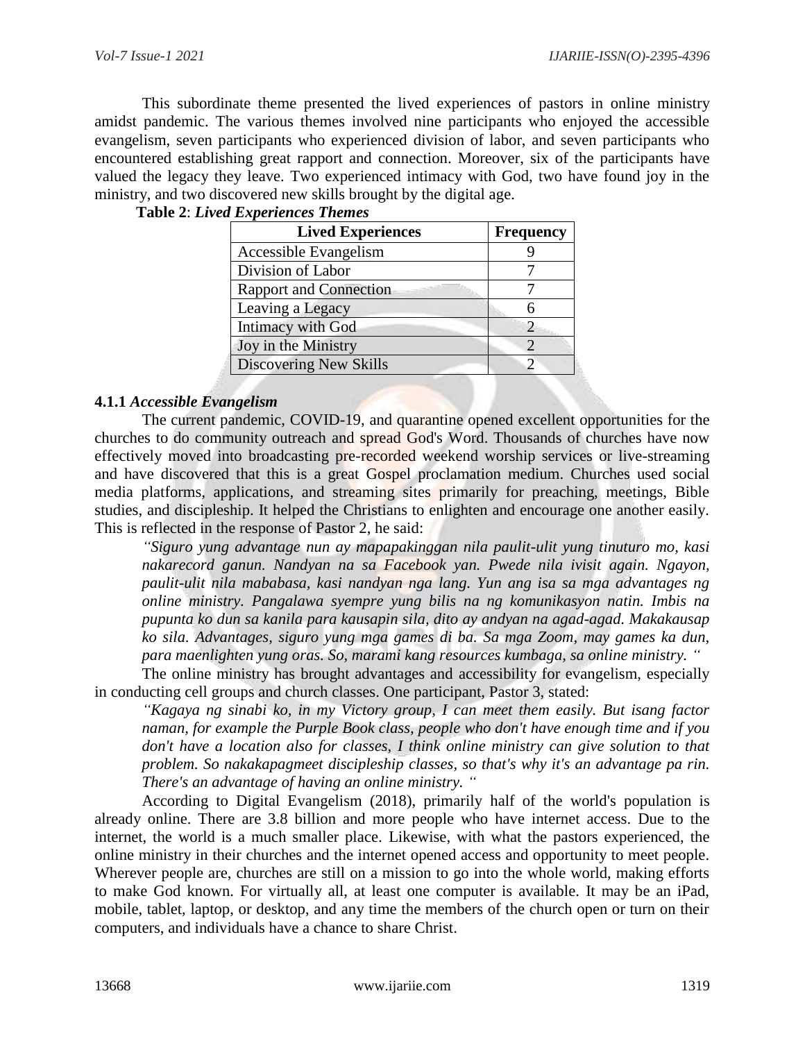This subordinate theme presented the lived experiences of pastors in online ministry amidst pandemic. The various themes involved nine participants who enjoyed the accessible evangelism, seven participants who experienced division of labor, and seven participants who encountered establishing great rapport and connection. Moreover, six of the participants have valued the legacy they leave. Two experienced intimacy with God, two have found joy in the ministry, and two discovered new skills brought by the digital age.

**Table 2**: ***Lived Experiences Themes***

| Lived Experiences | Frequency |
|---|---|
| Accessible Evangelism | 9 |
| Division of Labor | 7 |
| Rapport and Connection | 7 |
| Leaving a Legacy | 6 |
| Intimacy with God | 2 |
| Joy in the Ministry | 2 |
| Discovering New Skills | 2 |

#### 4.1.1 *Accessible Evangelism*

The current pandemic, COVID-19, and quarantine opened excellent opportunities for the churches to do community outreach and spread God's Word. Thousands of churches have now effectively moved into broadcasting pre-recorded weekend worship services or live-streaming and have discovered that this is a great Gospel proclamation medium. Churches used social media platforms, applications, and streaming sites primarily for preaching, meetings, Bible studies, and discipleship. It helped the Christians to enlighten and encourage one another easily. This is reflected in the response of Pastor 2, he said:

> *"Siguro yung advantage nun ay mapapakinggan nila paulit-ulit yung tinuturo mo, kasi nakarecord ganun. Nandyan na sa Facebook yan. Pwede nila ivisit again. Ngayon, paulit-ulit nila mababasa, kasi nandyan nga lang. Yun ang isa sa mga advantages ng online ministry. Pangalawa syempre yung bilis na ng komunikasyon natin. Imbis na pupunta ko dun sa kanila para kausapin sila, dito ay andyan na agad-agad. Makakausap ko sila. Advantages, siguro yung mga games di ba. Sa mga Zoom, may games ka dun, para maenlighten yung oras. So, marami kang resources kumbaga, sa online ministry. "*

The online ministry has brought advantages and accessibility for evangelism, especially in conducting cell groups and church classes. One participant, Pastor 3, stated:

> *"Kagaya ng sinabi ko, in my Victory group, I can meet them easily. But isang factor naman, for example the Purple Book class, people who don't have enough time and if you don't have a location also for classes, I think online ministry can give solution to that problem. So nakakapagmeet discipleship classes, so that's why it's an advantage pa rin. There's an advantage of having an online ministry. "*

According to Digital Evangelism (2018), primarily half of the world's population is already online. There are 3.8 billion and more people who have internet access. Due to the internet, the world is a much smaller place. Likewise, with what the pastors experienced, the online ministry in their churches and the internet opened access and opportunity to meet people. Wherever people are, churches are still on a mission to go into the whole world, making efforts to make God known. For virtually all, at least one computer is available. It may be an iPad, mobile, tablet, laptop, or desktop, and any time the members of the church open or turn on their computers, and individuals have a chance to share Christ.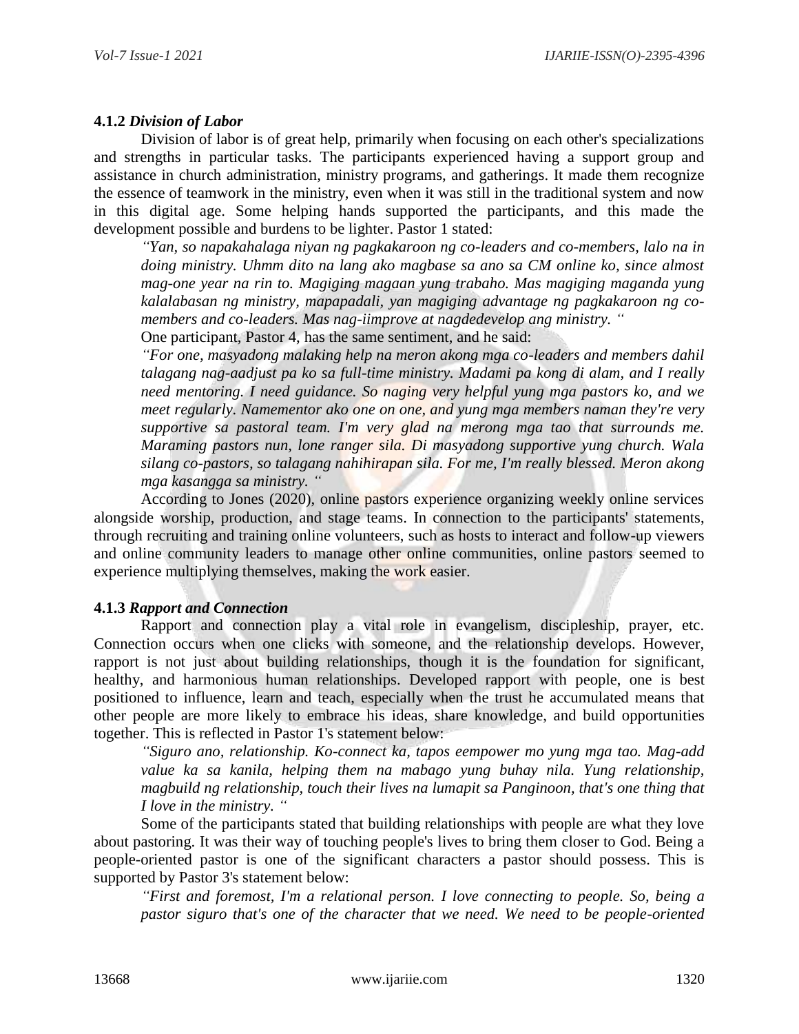### 4.1.2 *Division of Labor*

Division of labor is of great help, primarily when focusing on each other's specializations and strengths in particular tasks. The participants experienced having a support group and assistance in church administration, ministry programs, and gatherings. It made them recognize the essence of teamwork in the ministry, even when it was still in the traditional system and now in this digital age. Some helping hands supported the participants, and this made the development possible and burdens to be lighter. Pastor 1 stated:

> *"Yan, so napakahalaga niyan ng pagkakaroon ng co-leaders and co-members, lalo na in doing ministry. Uhmm dito na lang ako magbase sa ano sa CM online ko, since almost mag-one year na rin to. Magiging magaan yung trabaho. Mas magiging maganda yung kalalabasan ng ministry, mapapadali, yan magiging advantage ng pagkakaroon ng co-members and co-leaders. Mas nag-iimprove at nagdedevelop ang ministry. "*

One participant, Pastor 4, has the same sentiment, and he said:

> *"For one, masyadong malaking help na meron akong mga co-leaders and members dahil talagang nag-aadjust pa ko sa full-time ministry. Madami pa kong di alam, and I really need mentoring. I need guidance. So naging very helpful yung mga pastors ko, and we meet regularly. Namementor ako one on one, and yung mga members naman they're very supportive sa pastoral team. I'm very glad na merong mga tao that surrounds me. Maraming pastors nun, lone ranger sila. Di masyadong supportive yung church. Wala silang co-pastors, so talagang nahihirapan sila. For me, I'm really blessed. Meron akong mga kasangga sa ministry. "*

According to Jones (2020), online pastors experience organizing weekly online services alongside worship, production, and stage teams. In connection to the participants' statements, through recruiting and training online volunteers, such as hosts to interact and follow-up viewers and online community leaders to manage other online communities, online pastors seemed to experience multiplying themselves, making the work easier.

### 4.1.3 *Rapport and Connection*

Rapport and connection play a vital role in evangelism, discipleship, prayer, etc. Connection occurs when one clicks with someone, and the relationship develops. However, rapport is not just about building human relationships, though it is the foundation for significant, healthy, and harmonious human relationships. Developed rapport with people, one is best positioned to influence, learn and teach, especially when the trust he accumulated means that other people are more likely to embrace his ideas, share knowledge, and build opportunities together. This is reflected in Pastor 1's statement below:

> *"Siguro ano, relationship. Ko-connect ka, tapos eempower mo yung mga tao. Mag-add value ka sa kanila, helping them na mabago yung buhay nila. Yung relationship, magbuild ng relationship, touch their lives na lumapit sa Panginoon, that's one thing that I love in the ministry. "*

Some of the participants stated that building relationships with people are what they love about pastoring. It was their way of touching people's lives to bring them closer to God. Being a people-oriented pastor is one of the significant characters a pastor should possess. This is supported by Pastor 3's statement below:

> *"First and foremost, I'm a relational person. I love connecting to people. So, being a pastor siguro that's one of the character that we need. We need to be people-oriented*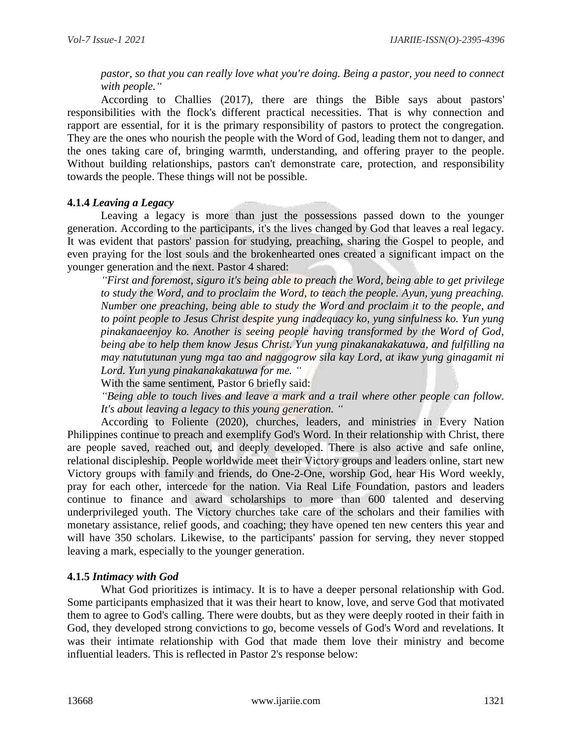*pastor, so that you can really love what you're doing. Being a pastor, you need to connect with people."*

According to Challies (2017), there are things the Bible says about pastors' responsibilities with the flock's different practical necessities. That is why connection and rapport are essential, for it is the primary responsibility of pastors to protect the congregation. They are the ones who nourish the people with the Word of God, leading them not to danger, and the ones taking care of, bringing warmth, understanding, and offering prayer to the people. Without building relationships, pastors can't demonstrate care, protection, and responsibility towards the people. These things will not be possible.

#### 4.1.4 *Leaving a Legacy*

Leaving a legacy is more than just the possessions passed down to the younger generation. According to the participants, it's the lives changed by God that leaves a real legacy. It was evident that pastors' passion for studying, preaching, sharing the Gospel to people, and even praying for the lost souls and the brokenhearted ones created a significant impact on the younger generation and the next. Pastor 4 shared:

*"First and foremost, siguro it's being able to preach the Word, being able to get privilege to study the Word, and to proclaim the Word, to teach the people. Ayun, yung preaching. Number one preaching, being able to study the Word and proclaim it to the people, and to point people to Jesus Christ despite yung inadequacy ko, yung sinfulness ko. Yun yung pinakanaeenjoy ko. Another is seeing people having transformed by the Word of God, being abe to help them know Jesus Christ. Yun yung pinakanakakatuwa, and fulfilling na may natututunan yung mga tao and naggogrow sila kay Lord, at ikaw yung ginagamit ni Lord. Yun yung pinakanakakatuwa for me. "*

With the same sentiment, Pastor 6 briefly said:

*"Being able to touch lives and leave a mark and a trail where other people can follow. It's about leaving a legacy to this young generation. "*

According to Foliente (2020), churches, leaders, and ministries in Every Nation Philippines continue to preach and exemplify God's Word. In their relationship with Christ, there are people saved, reached out, and deeply developed. There is also active and safe online, relational discipleship. People worldwide meet their Victory groups and leaders online, start new Victory groups with family and friends, do One-2-One, worship God, hear His Word weekly, pray for each other, intercede for the nation. Via Real Life Foundation, pastors and leaders continue to finance and award scholarships to more than 600 talented and deserving underprivileged youth. The Victory churches take care of the scholars and their families with monetary assistance, relief goods, and coaching; they have opened ten new centers this year and will have 350 scholars. Likewise, to the participants' passion for serving, they never stopped leaving a mark, especially to the younger generation.

#### 4.1.5 *Intimacy with God*

What God prioritizes is intimacy. It is to have a deeper personal relationship with God. Some participants emphasized that it was their heart to know, love, and serve God that motivated them to agree to God's calling. There were doubts, but as they were deeply rooted in their faith in God, they developed strong convictions to go, become vessels of God's Word and revelations. It was their intimate relationship with God that made them love their ministry and become influential leaders. This is reflected in Pastor 2's response below: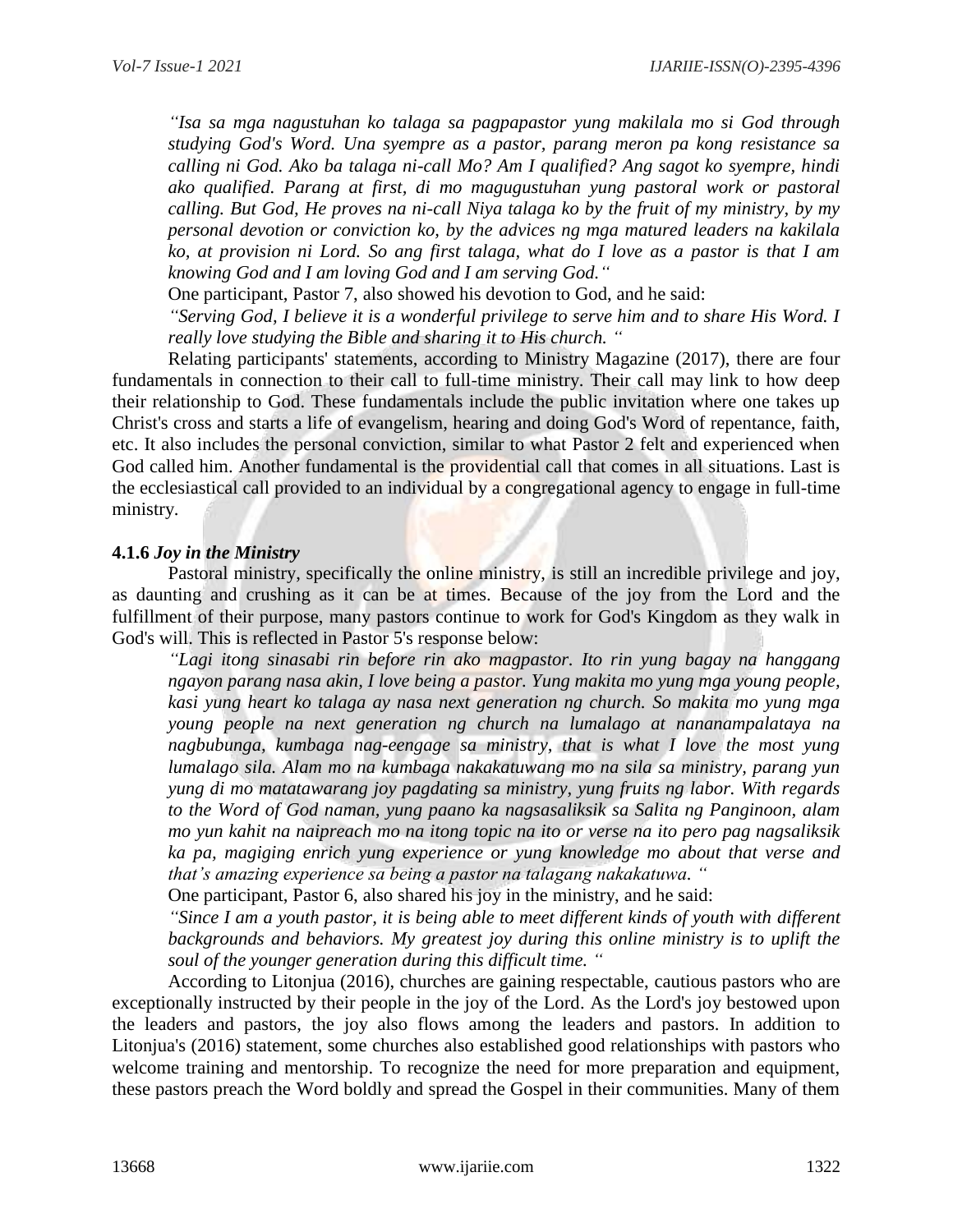*"Isa sa mga nagustuhan ko talaga sa pagpapastor yung makilala mo si God through studying God's Word. Una syempre as a pastor, parang meron pa kong resistance sa calling ni God. Ako ba talaga ni-call Mo? Am I qualified? Ang sagot ko syempre, hindi ako qualified. Parang at first, di mo magugustuhan yung pastoral work or pastoral calling. But God, He proves na ni-call Niya talaga ko by the fruit of my ministry, by my personal devotion or conviction ko, by the advices ng mga matured leaders na kakilala ko, at provision ni Lord. So ang first talaga, what do I love as a pastor is that I am knowing God and I am loving God and I am serving God."*

One participant, Pastor 7, also showed his devotion to God, and he said:

*"Serving God, I believe it is a wonderful privilege to serve him and to share His Word. I really love studying the Bible and sharing it to His church. "*

Relating participants' statements, according to Ministry Magazine (2017), there are four fundamentals in connection to their call to full-time ministry. Their call may link to how deep their relationship to God. These fundamentals include the public invitation where one takes up Christ's cross and starts a life of evangelism, hearing and doing God's Word of repentance, faith, etc. It also includes the personal conviction, similar to what Pastor 2 felt and experienced when God called him. Another fundamental is the providential call that comes in all situations. Last is the ecclesiastical call provided to an individual by a congregational agency to engage in full-time ministry.

**4.1.6** ***Joy in the Ministry***

Pastoral ministry, specifically the online ministry, is still an incredible privilege and joy, as daunting and crushing as it can be at times. Because of the joy from the Lord and the fulfillment of their purpose, many pastors continue to work for God's Kingdom as they walk in God's will. This is reflected in Pastor 5's response below:

*"Lagi itong sinasabi rin before rin ako magpastor. Ito rin yung bagay na hanggang ngayon parang nasa akin, I love being a pastor. Yung makita mo yung mga young people, kasi yung heart ko talaga ay nasa next generation ng church. So makita mo yung mga young people na next generation ng church na lumalago at nananampalataya na nagbubunga, kumbaga nag-eengage sa ministry, that is what I love the most yung lumalago sila. Alam mo na kumbaga nakakatuwang mo na sila sa ministry, parang yun yung di mo matatawarang joy pagdating sa ministry, yung fruits ng labor. With regards to the Word of God naman, yung paano ka nagsasaliksik sa Salita ng Panginoon, alam mo yun kahit na naipreach mo na itong topic na ito or verse na ito pero pag nagsaliksik ka pa, magiging enrich yung experience or yung knowledge mo about that verse and that's amazing experience sa being a pastor na talagang nakakatuwa. "*

One participant, Pastor 6, also shared his joy in the ministry, and he said:

*"Since I am a youth pastor, it is being able to meet different kinds of youth with different backgrounds and behaviors. My greatest joy during this online ministry is to uplift the soul of the younger generation during this difficult time. "*

According to Litonjua (2016), churches are gaining respectable, cautious pastors who are exceptionally instructed by their people in the joy of the Lord. As the Lord's joy bestowed upon the leaders and pastors, the joy also flows among the leaders and pastors. In addition to Litonjua's (2016) statement, some churches also established good relationships with pastors who welcome training and mentorship. To recognize the need for more preparation and equipment, these pastors preach the Word boldly and spread the Gospel in their communities. Many of them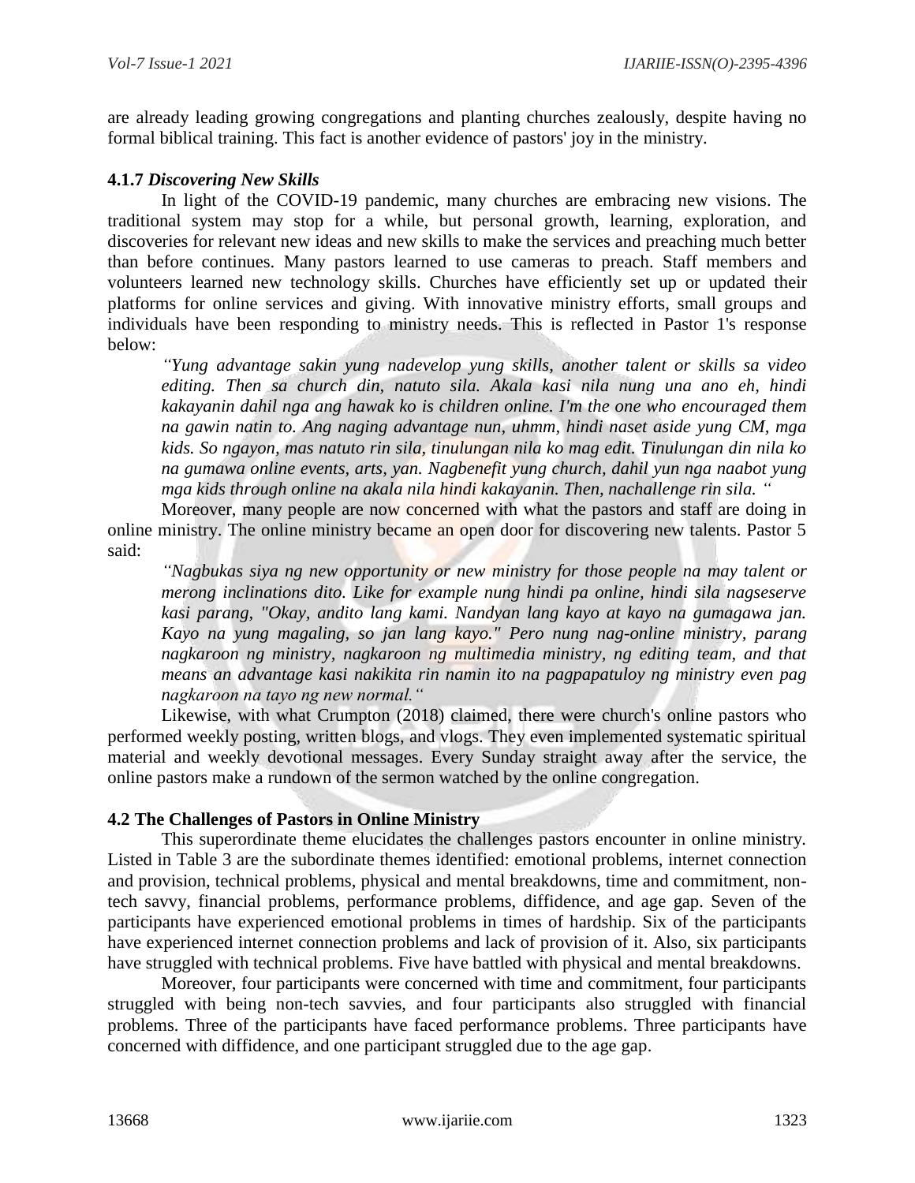are already leading growing congregations and planting churches zealously, despite having no formal biblical training. This fact is another evidence of pastors' joy in the ministry.

#### 4.1.7 *Discovering New Skills*

In light of the COVID-19 pandemic, many churches are embracing new visions. The traditional system may stop for a while, but personal growth, learning, exploration, and discoveries for relevant new ideas and new skills to make the services and preaching much better than before continues. Many pastors learned to use cameras to preach. Staff members and volunteers learned new technology skills. Churches have efficiently set up or updated their platforms for online services and giving. With innovative ministry efforts, small groups and individuals have been responding to ministry needs. This is reflected in Pastor 1's response below:

> *"Yung advantage sakin yung nadevelop yung skills, another talent or skills sa video editing. Then sa church din, natuto sila. Akala kasi nila nung una ano eh, hindi kakayanin dahil nga ang hawak ko is children online. I'm the one who encouraged them na gawin natin to. Ang naging advantage nun, uhmm, hindi naset aside yung CM, mga kids. So ngayon, mas natuto rin sila, tinulungan nila ko mag edit. Tinulungan din nila ko na gumawa online events, arts, yan. Nagbenefit yung church, dahil yun nga naabot yung mga kids through online na akala nila hindi kakayanin. Then, nachallenge rin sila. "*

Moreover, many people are now concerned with what the pastors and staff are doing in online ministry. The online ministry became an open door for discovering new talents. Pastor 5 said:

> *"Nagbukas siya ng new opportunity or new ministry for those people na may talent or merong inclinations dito. Like for example nung hindi pa online, hindi sila nagseserve kasi parang, "Okay, andito lang kami. Nandyan lang kayo at kayo na gumagawa jan. Kayo na yung magaling, so jan lang kayo." Pero nung nag-online ministry, parang nagkaroon ng ministry, nagkaroon ng multimedia ministry, ng editing team, and that means an advantage kasi nakikita rin namin ito na pagpapatuloy ng ministry even pag nagkaroon na tayo ng new normal."*

Likewise, with what Crumpton (2018) claimed, there were church's online pastors who performed weekly posting, written blogs, and vlogs. They even implemented systematic spiritual material and weekly devotional messages. Every Sunday straight away after the service, the online pastors make a rundown of the sermon watched by the online congregation.

### 4.2 The Challenges of Pastors in Online Ministry

This superordinate theme elucidates the challenges pastors encounter in online ministry. Listed in Table 3 are the subordinate themes identified: emotional problems, internet connection and provision, technical problems, physical and mental breakdowns, time and commitment, non-tech savvy, financial problems, performance problems, diffidence, and age gap. Seven of the participants have experienced emotional problems in times of hardship. Six of the participants have experienced internet connection problems and lack of provision of it. Also, six participants have struggled with technical problems. Five have battled with physical and mental breakdowns.

Moreover, four participants were concerned with time and commitment, four participants struggled with being non-tech savvies, and four participants also struggled with financial problems. Three of the participants have faced performance problems. Three participants have concerned with diffidence, and one participant struggled due to the age gap.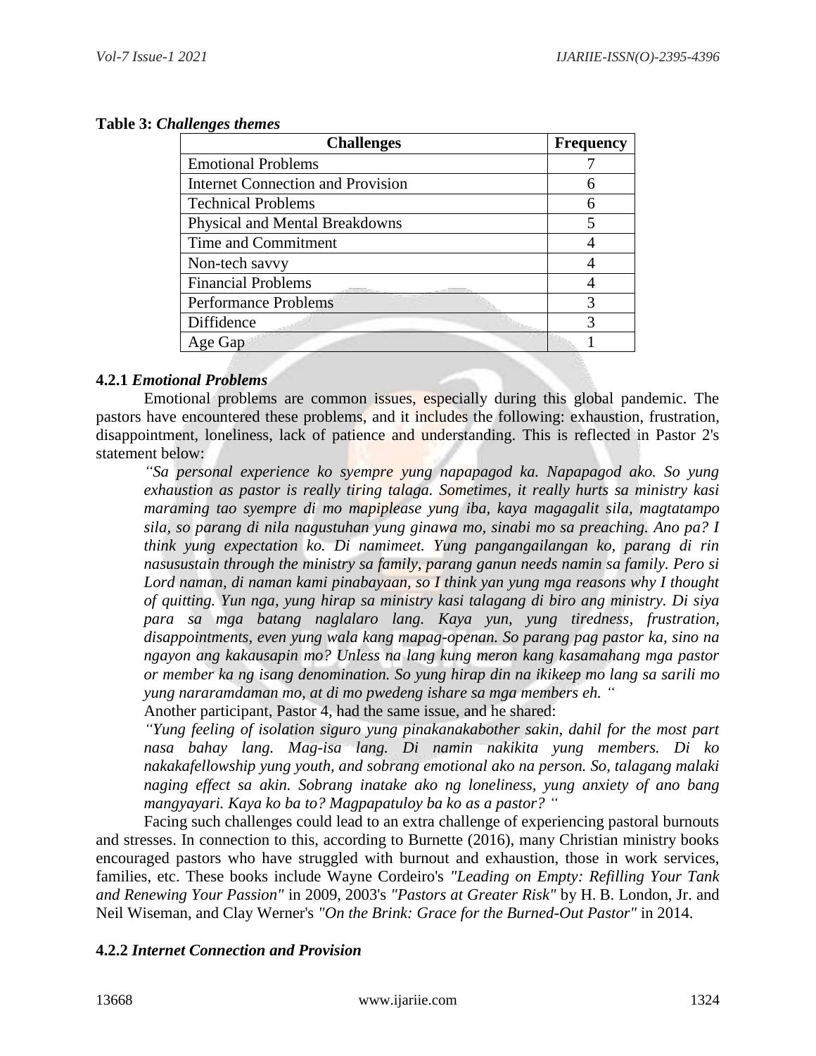**Table 3:** *Challenges themes*

| Challenges | Frequency |
|---|---|
| Emotional Problems | 7 |
| Internet Connection and Provision | 6 |
| Technical Problems | 6 |
| Physical and Mental Breakdowns | 5 |
| Time and Commitment | 4 |
| Non-tech savvy | 4 |
| Financial Problems | 4 |
| Performance Problems | 3 |
| Diffidence | 3 |
| Age Gap | 1 |

### 4.2.1 *Emotional Problems*

Emotional problems are common issues, especially during this global pandemic. The pastors have encountered these problems, and it includes the following: exhaustion, frustration, disappointment, loneliness, lack of patience and understanding. This is reflected in Pastor 2's statement below:

*"Sa personal experience ko syempre yung napapagod ka. Napapagod ako. So yung exhaustion as pastor is really tiring talaga. Sometimes, it really hurts sa ministry kasi maraming tao syempre di mo mapiplease yung iba, kaya magagalit sila, magtatampo sila, so parang di nila nagustuhan yung ginawa mo, sinabi mo sa preaching. Ano pa? I think yung expectation ko. Di namimeet. Yung pangangailangan ko, parang di rin nasusustain through the ministry sa family, parang ganun needs namin sa family. Pero si Lord naman, di naman kami pinabayaan, so I think yan yung mga reasons why I thought of quitting. Yun nga, yung hirap sa ministry kasi talagang di biro ang ministry. Di siya para sa mga batang naglalaro lang. Kaya yun, yung tiredness, frustration, disappointments, even yung wala kang mapag-openan. So parang pag pastor ka, sino na ngayon ang kakausapin mo? Unless na lang kung meron kang kasamahang mga pastor or member ka ng isang denomination. So yung hirap din na ikikeep mo lang sa sarili mo yung nararamdaman mo, at di mo pwedeng ishare sa mga members eh. "*

Another participant, Pastor 4, had the same issue, and he shared:

*"Yung feeling of isolation siguro yung pinakanakabother sakin, dahil for the most part nasa bahay lang. Mag-isa lang. Di namin nakikita yung members. Di ko nakakafellowship yung youth, and sobrang emotional ako na person. So, talagang malaki naging effect sa akin. Sobrang inatake ako ng loneliness, yung anxiety of ano bang mangyayari. Kaya ko ba to? Magpapatuloy ba ko as a pastor? "*

Facing such challenges could lead to an extra challenge of experiencing pastoral burnouts and stresses. In connection to this, according to Burnette (2016), many Christian ministry books encouraged pastors who have struggled with burnout and exhaustion, those in work services, families, etc. These books include Wayne Cordeiro's *"Leading on Empty: Refilling Your Tank and Renewing Your Passion"* in 2009, 2003's *"Pastors at Greater Risk"* by H. B. London, Jr. and Neil Wiseman, and Clay Werner's *"On the Brink: Grace for the Burned-Out Pastor"* in 2014.

### 4.2.2 *Internet Connection and Provision*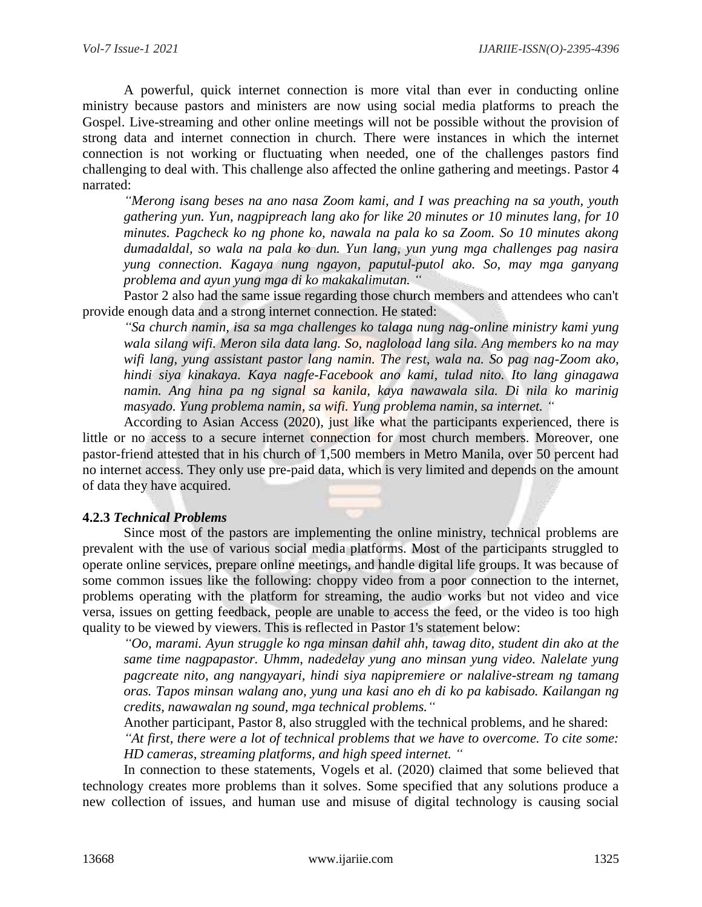A powerful, quick internet connection is more vital than ever in conducting online ministry because pastors and ministers are now using social media platforms to preach the Gospel. Live-streaming and other online meetings will not be possible without the provision of strong data and internet connection in church. There were instances in which the internet connection is not working or fluctuating when needed, one of the challenges pastors find challenging to deal with. This challenge also affected the online gathering and meetings. Pastor 4 narrated:

> *"Merong isang beses na ano nasa Zoom kami, and I was preaching na sa youth, youth gathering yun. Yun, nagpipreach lang ako for like 20 minutes or 10 minutes lang, for 10 minutes. Pagcheck ko ng phone ko, nawala na pala ko sa Zoom. So 10 minutes akong dumadaldal, so wala na pala ko dun. Yun lang, yun yung mga challenges pag nasira yung connection. Kagaya nung ngayon, paputul-putol ako. So, may mga ganyang problema and ayun yung mga di ko makakalimutan. "*

Pastor 2 also had the same issue regarding those church members and attendees who can't provide enough data and a strong internet connection. He stated:

> *"Sa church namin, isa sa mga challenges ko talaga nung nag-online ministry kami yung wala silang wifi. Meron sila data lang. So, nagloload lang sila. Ang members ko na may wifi lang, yung assistant pastor lang namin. The rest, wala na. So pag nag-Zoom ako, hindi siya kinakaya. Kaya nagfe-Facebook ano kami, tulad nito. Ito lang ginagawa namin. Ang hina pa ng signal sa kanila, kaya nawawala sila. Di nila ko marinig masyado. Yung problema namin, sa wifi. Yung problema namin, sa internet. "*

According to Asian Access (2020), just like what the participants experienced, there is little or no access to a secure internet connection for most church members. Moreover, one pastor-friend attested that in his church of 1,500 members in Metro Manila, over 50 percent had no internet access. They only use pre-paid data, which is very limited and depends on the amount of data they have acquired.

### 4.2.3 *Technical Problems*

Since most of the pastors are implementing the online ministry, technical problems are prevalent with the use of various social media platforms. Most of the participants struggled to operate online services, prepare online meetings, and handle digital life groups. It was because of some common issues like the following: choppy video from a poor connection to the internet, problems operating with the platform for streaming, the audio works but not video and vice versa, issues on getting feedback, people are unable to access the feed, or the video is too high quality to be viewed by viewers. This is reflected in Pastor 1's statement below:

> *"Oo, marami. Ayun struggle ko nga minsan dahil ahh, tawag dito, student din ako at the same time nagpapastor. Uhmm, nadedelay yung ano minsan yung video. Nalelate yung pagcreate nito, ang nangyayari, hindi siya napipremiere or nalalive-stream ng tamang oras. Tapos minsan walang ano, yung una kasi ano eh di ko pa kabisado. Kailangan ng credits, nawawalan ng sound, mga technical problems."*

Another participant, Pastor 8, also struggled with the technical problems, and he shared:

> *"At first, there were a lot of technical problems that we have to overcome. To cite some: HD cameras, streaming platforms, and high speed internet. "*

In connection to these statements, Vogels et al. (2020) claimed that some believed that technology creates more problems than it solves. Some specified that any solutions produce a new collection of issues, and human use and misuse of digital technology is causing social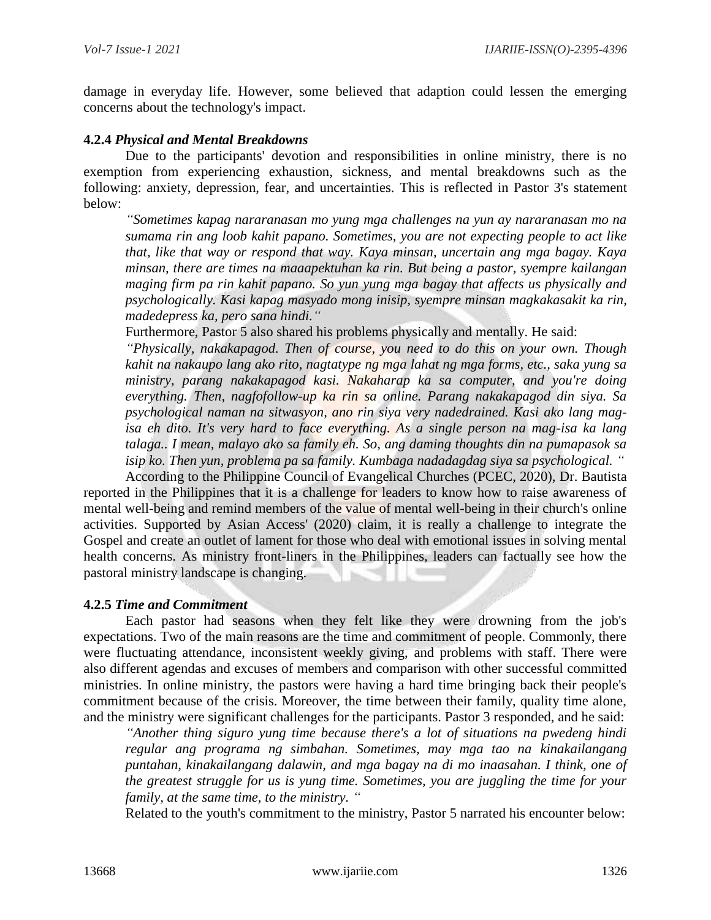damage in everyday life. However, some believed that adaption could lessen the emerging concerns about the technology's impact.

#### 4.2.4 *Physical and Mental Breakdowns*

Due to the participants' devotion and responsibilities in online ministry, there is no exemption from experiencing exhaustion, sickness, and mental breakdowns such as the following: anxiety, depression, fear, and uncertainties. This is reflected in Pastor 3's statement below:

> *"Sometimes kapag nararanasan mo yung mga challenges na yun ay nararanasan mo na sumama rin ang loob kahit papano. Sometimes, you are not expecting people to act like that, like that way or respond that way. Kaya minsan, uncertain ang mga bagay. Kaya minsan, there are times na maaapektuhan ka rin. But being a pastor, syempre kailangan maging firm pa rin kahit papano. So yun yung mga bagay that affects us physically and psychologically. Kasi kapag masyado mong inisip, syempre minsan magkakasakit ka rin, madedepress ka, pero sana hindi."*

Furthermore, Pastor 5 also shared his problems physically and mentally. He said:

> *"Physically, nakakapagod. Then of course, you need to do this on your own. Though kahit na nakaupo lang ako rito, nagtatype ng mga lahat ng mga forms, etc., saka yung sa ministry, parang nakakapagod kasi. Nakaharap ka sa computer, and you're doing everything. Then, nagfofollow-up ka rin sa online. Parang nakakapagod din siya. Sa psychological naman na sitwasyon, ano rin siya very nadedrained. Kasi ako lang mag-isa eh dito. It's very hard to face everything. As a single person na mag-isa ka lang talaga.. I mean, malayo ako sa family eh. So, ang daming thoughts din na pumapasok sa isip ko. Then yun, problema pa sa family. Kumbaga nadadagdag siya sa psychological. "*

According to the Philippine Council of Evangelical Churches (PCEC, 2020), Dr. Bautista reported in the Philippines that it is a challenge for leaders to know how to raise awareness of mental well-being and remind members of the value of mental well-being in their church's online activities. Supported by Asian Access' (2020) claim, it is really a challenge to integrate the Gospel and create an outlet of lament for those who deal with emotional issues in solving mental health concerns. As ministry front-liners in the Philippines, leaders can factually see how the pastoral ministry landscape is changing.

#### 4.2.5 *Time and Commitment*

Each pastor had seasons when they felt like they were drowning from the job's expectations. Two of the main reasons are the time and commitment of people. Commonly, there were fluctuating attendance, inconsistent weekly giving, and problems with staff. There were also different agendas and excuses of members and comparison with other successful committed ministries. In online ministry, the pastors were having a hard time bringing back their people's commitment because of the crisis. Moreover, the time between their family, quality time alone, and the ministry were significant challenges for the participants. Pastor 3 responded, and he said:

> *"Another thing siguro yung time because there's a lot of situations na pwedeng hindi regular ang programa ng simbahan. Sometimes, may mga tao na kinakailangang puntahan, kinakailangang dalawin, and mga bagay na di mo inaasahan. I think, one of the greatest struggle for us is yung time. Sometimes, you are juggling the time for your family, at the same time, to the ministry. "*

Related to the youth's commitment to the ministry, Pastor 5 narrated his encounter below: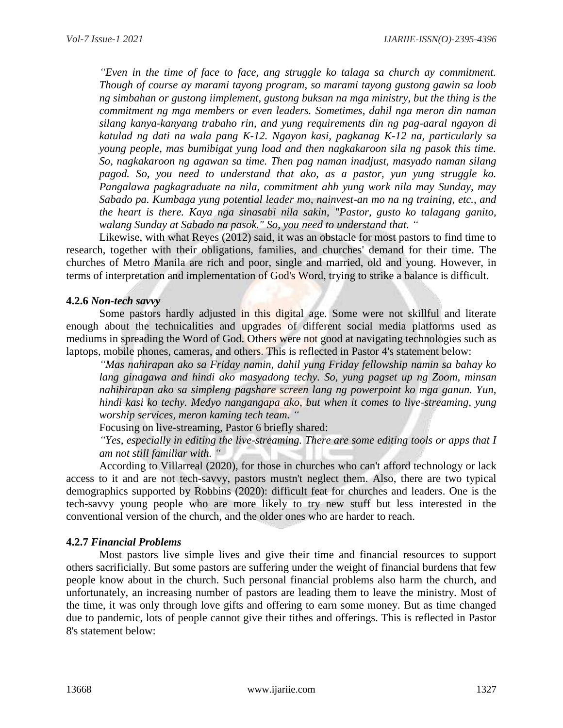*"Even in the time of face to face, ang struggle ko talaga sa church ay commitment. Though of course ay marami tayong program, so marami tayong gustong gawin sa loob ng simbahan or gustong iimplement, gustong buksan na mga ministry, but the thing is the commitment ng mga members or even leaders. Sometimes, dahil nga meron din naman silang kanya-kanyang trabaho rin, and yung requirements din ng pag-aaral ngayon di katulad ng dati na wala pang K-12. Ngayon kasi, pagkanag K-12 na, particularly sa young people, mas bumibigat yung load and then nagkakaroon sila ng pasok this time. So, nagkakaroon ng agawan sa time. Then pag naman inadjust, masyado naman silang pagod. So, you need to understand that ako, as a pastor, yun yung struggle ko. Pangalawa pagkagraduate na nila, commitment ahh yung work nila may Sunday, may Sabado pa. Kumbaga yung potential leader mo, nainvest-an mo na ng training, etc., and the heart is there. Kaya nga sinasabi nila sakin, "Pastor, gusto ko talagang ganito, walang Sunday at Sabado na pasok." So, you need to understand that. "*

Likewise, with what Reyes (2012) said, it was an obstacle for most pastors to find time to research, together with their obligations, families, and churches' demand for their time. The churches of Metro Manila are rich and poor, single and married, old and young. However, in terms of interpretation and implementation of God's Word, trying to strike a balance is difficult.

#### 4.2.6 *Non-tech savvy*

Some pastors hardly adjusted in this digital age. Some were not skillful and literate enough about the technicalities and upgrades of different social media platforms used as mediums in spreading the Word of God. Others were not good at navigating technologies such as laptops, mobile phones, cameras, and others. This is reflected in Pastor 4's statement below:

*"Mas nahirapan ako sa Friday namin, dahil yung Friday fellowship namin sa bahay ko lang ginagawa and hindi ako masyadong techy. So, yung pagset up ng Zoom, minsan nahihirapan ako sa simpleng pagshare screen lang ng powerpoint ko mga ganun. Yun, hindi kasi ko techy. Medyo nangangapa ako, but when it comes to live-streaming, yung worship services, meron kaming tech team. "*

Focusing on live-streaming, Pastor 6 briefly shared:

*"Yes, especially in editing the live-streaming. There are some editing tools or apps that I am not still familiar with. "*

According to Villarreal (2020), for those in churches who can't afford technology or lack access to it and are not tech-savvy, pastors mustn't neglect them. Also, there are two typical demographics supported by Robbins (2020): difficult feat for churches and leaders. One is the tech-savvy young people who are more likely to try new stuff but less interested in the conventional version of the church, and the older ones who are harder to reach.

#### 4.2.7 *Financial Problems*

Most pastors live simple lives and give their time and financial resources to support others sacrificially. But some pastors are suffering under the weight of financial burdens that few people know about in the church. Such personal financial problems also harm the church, and unfortunately, an increasing number of pastors are leading them to leave the ministry. Most of the time, it was only through love gifts and offering to earn some money. But as time changed due to pandemic, lots of people cannot give their tithes and offerings. This is reflected in Pastor 8's statement below: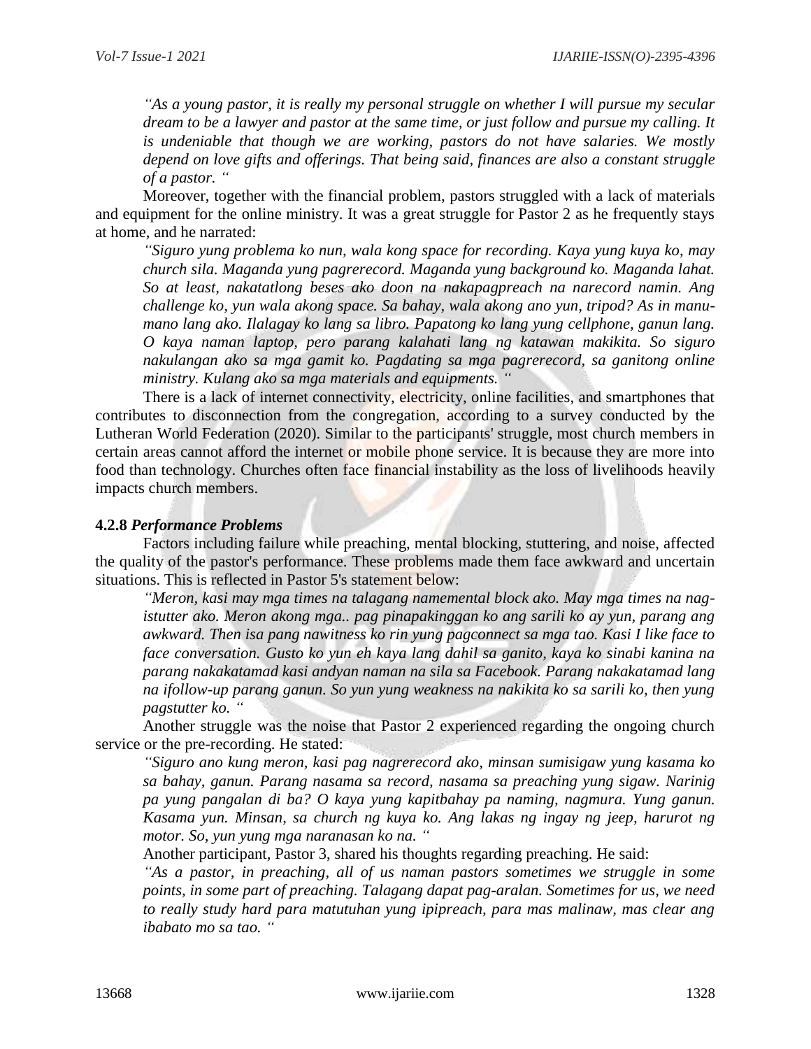*"As a young pastor, it is really my personal struggle on whether I will pursue my secular dream to be a lawyer and pastor at the same time, or just follow and pursue my calling. It is undeniable that though we are working, pastors do not have salaries. We mostly depend on love gifts and offerings. That being said, finances are also a constant struggle of a pastor. "*

Moreover, together with the financial problem, pastors struggled with a lack of materials and equipment for the online ministry. It was a great struggle for Pastor 2 as he frequently stays at home, and he narrated:

*"Siguro yung problema ko nun, wala kong space for recording. Kaya yung kuya ko, may church sila. Maganda yung pagrerecord. Maganda yung background ko. Maganda lahat. So at least, nakatatlong beses ako doon na nakapagpreach na narecord namin. Ang challenge ko, yun wala akong space. Sa bahay, wala akong ano yun, tripod? As in manu-mano lang ako. Ilalagay ko lang sa libro. Papatong ko lang yung cellphone, ganun lang. O kaya naman laptop, pero parang kalahati lang ng katawan makikita. So siguro nakulangan ako sa mga gamit ko. Pagdating sa mga pagrerecord, sa ganitong online ministry. Kulang ako sa mga materials and equipments. "*

There is a lack of internet connectivity, electricity, online facilities, and smartphones that contributes to disconnection from the congregation, according to a survey conducted by the Lutheran World Federation (2020). Similar to the participants' struggle, most church members in certain areas cannot afford the internet or mobile phone service. It is because they are more into food than technology. Churches often face financial instability as the loss of livelihoods heavily impacts church members.

#### 4.2.8 *Performance Problems*

Factors including failure while preaching, mental blocking, stuttering, and noise, affected the quality of the pastor's performance. These problems made them face awkward and uncertain situations. This is reflected in Pastor 5's statement below:

*"Meron, kasi may mga times na talagang namemental block ako. May mga times na nag-istutter ako. Meron akong mga.. pag pinapakinggan ko ang sarili ko ay yun, parang ang awkward. Then isa pang nawitness ko rin yung pagconnect sa mga tao. Kasi I like face to face conversation. Gusto ko yun eh kaya lang dahil sa ganito, kaya ko sinabi kanina na parang nakakatamad kasi andyan naman na sila sa Facebook. Parang nakakatamad lang na ifollow-up parang ganun. So yun yung weakness na nakikita ko sa sarili ko, then yung pagstutter ko. "*

Another struggle was the noise that Pastor 2 experienced regarding the ongoing church service or the pre-recording. He stated:

*"Siguro ano kung meron, kasi pag nagrerecord ako, minsan sumisigaw yung kasama ko sa bahay, ganun. Parang nasama sa record, nasama sa preaching yung sigaw. Narinig pa yung pangalan di ba? O kaya yung kapitbahay pa naming, nagmura. Yung ganun. Kasama yun. Minsan, sa church ng kuya ko. Ang lakas ng ingay ng jeep, harurot ng motor. So, yun yung mga naranasan ko na. "*

Another participant, Pastor 3, shared his thoughts regarding preaching. He said:

*"As a pastor, in preaching, all of us naman pastors sometimes we struggle in some points, in some part of preaching. Talagang dapat pag-aralan. Sometimes for us, we need to really study hard para matutuhan yung ipipreach, para mas malinaw, mas clear ang ibabato mo sa tao. "*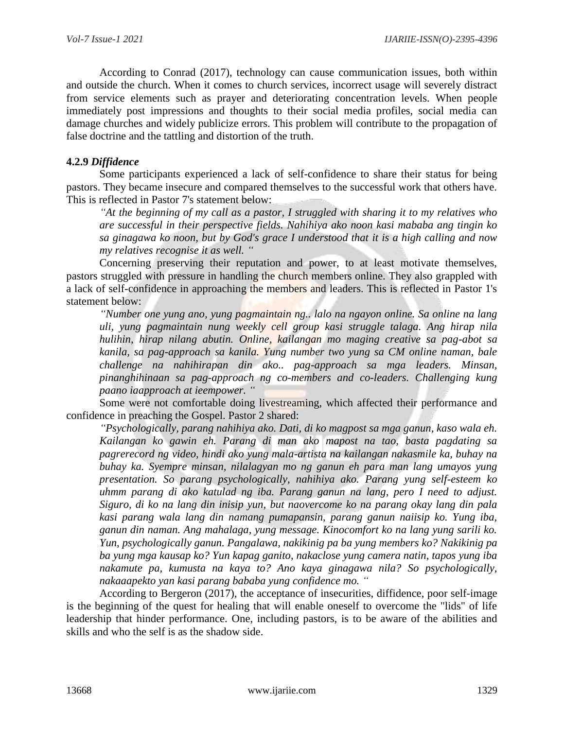According to Conrad (2017), technology can cause communication issues, both within and outside the church. When it comes to church services, incorrect usage will severely distract from service elements such as prayer and deteriorating concentration levels. When people immediately post impressions and thoughts to their social media profiles, social media can damage churches and widely publicize errors. This problem will contribute to the propagation of false doctrine and the tattling and distortion of the truth.

#### 4.2.9 *Diffidence*

Some participants experienced a lack of self-confidence to share their status for being pastors. They became insecure and compared themselves to the successful work that others have. This is reflected in Pastor 7's statement below:

> *"At the beginning of my call as a pastor, I struggled with sharing it to my relatives who are successful in their perspective fields. Nahihiya ako noon kasi mababa ang tingin ko sa ginagawa ko noon, but by God's grace I understood that it is a high calling and now my relatives recognise it as well. "*

Concerning preserving their reputation and power, to at least motivate themselves, pastors struggled with pressure in handling the church members online. They also grappled with a lack of self-confidence in approaching the members and leaders. This is reflected in Pastor 1's statement below:

> *"Number one yung ano, yung pagmaintain ng.. lalo na ngayon online. Sa online na lang uli, yung pagmaintain nung weekly cell group kasi struggle talaga. Ang hirap nila hulihin, hirap nilang abutin. Online, kailangan mo maging creative sa pag-abot sa kanila, sa pag-approach sa kanila. Yung number two yung sa CM online naman, bale challenge na nahihirapan din ako.. pag-approach sa mga leaders. Minsan, pinanghihinaan sa pag-approach ng co-members and co-leaders. Challenging kung paano iaapproach at ieempower. "*

Some were not comfortable doing livestreaming, which affected their performance and confidence in preaching the Gospel. Pastor 2 shared:

> *"Psychologically, parang nahihiya ako. Dati, di ko magpost sa mga ganun, kaso wala eh. Kailangan ko gawin eh. Parang di man ako mapost na tao, basta pagdating sa pagrerecord ng video, hindi ako yung mala-artista na kailangan nakasmile ka, buhay na buhay ka. Syempre minsan, nilalagyan mo ng ganun eh para man lang umayos yung presentation. So parang psychologically, nahihiya ako. Parang yung self-esteem ko uhmm parang di ako katulad ng iba. Parang ganun na lang, pero I need to adjust. Siguro, di ko na lang din inisip yun, but naovercome ko na parang okay lang din pala kasi parang wala lang din namang pumapansin, parang ganun naiisip ko. Yung iba, ganun din naman. Ang mahalaga, yung message. Kinocomfort ko na lang yung sarili ko. Yun, psychologically ganun. Pangalawa, nakikinig pa ba yung members ko? Nakikinig pa ba yung mga kausap ko? Yun kapag ganito, nakaclose yung camera natin, tapos yung iba nakamute pa, kumusta na kaya to? Ano kaya ginagawa nila? So psychologically, nakaaapekto yan kasi parang bababa yung confidence mo. "*

According to Bergeron (2017), the acceptance of insecurities, diffidence, poor self-image is the beginning of the quest for healing that will enable oneself to overcome the "lids" of life leadership that hinder performance. One, including pastors, is to be aware of the abilities and skills and who the self is as the shadow side.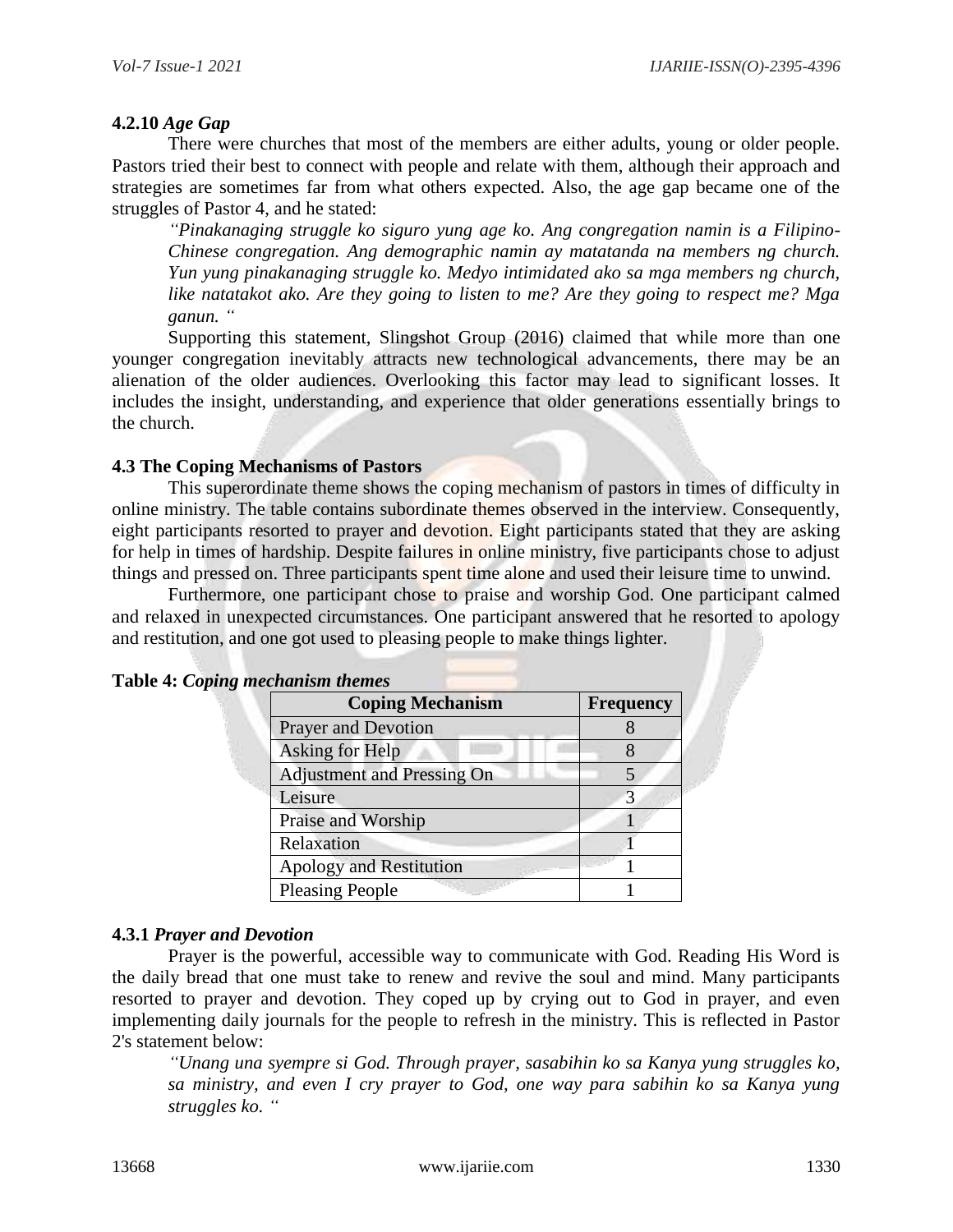### 4.2.10 *Age Gap*

There were churches that most of the members are either adults, young or older people. Pastors tried their best to connect with people and relate with them, although their approach and strategies are sometimes far from what others expected. Also, the age gap became one of the struggles of Pastor 4, and he stated:

> *"Pinakanaging struggle ko siguro yung age ko. Ang congregation namin is a Filipino-Chinese congregation. Ang demographic namin ay matatanda na members ng church. Yun yung pinakanaging struggle ko. Medyo intimidated ako sa mga members ng church, like natatakot ako. Are they going to listen to me? Are they going to respect me? Mga ganun. "*

Supporting this statement, Slingshot Group (2016) claimed that while more than one younger congregation inevitably attracts new technological advancements, there may be an alienation of the older audiences. Overlooking this factor may lead to significant losses. It includes the insight, understanding, and experience that older generations essentially brings to the church.

### 4.3 The Coping Mechanisms of Pastors

This superordinate theme shows the coping mechanism of pastors in times of difficulty in online ministry. The table contains subordinate themes observed in the interview. Consequently, eight participants resorted to prayer and devotion. Eight participants stated that they are asking for help in times of hardship. Despite failures in online ministry, five participants chose to adjust things and pressed on. Three participants spent time alone and used their leisure time to unwind.

Furthermore, one participant chose to praise and worship God. One participant calmed and relaxed in unexpected circumstances. One participant answered that he resorted to apology and restitution, and one got used to pleasing people to make things lighter.

**Table 4:** *Coping mechanism themes*

| Coping Mechanism | Frequency |
|---|---|
| Prayer and Devotion | 8 |
| Asking for Help | 8 |
| Adjustment and Pressing On | 5 |
| Leisure | 3 |
| Praise and Worship | 1 |
| Relaxation | 1 |
| Apology and Restitution | 1 |
| Pleasing People | 1 |

#### 4.3.1 *Prayer and Devotion*

Prayer is the powerful, accessible way to communicate with God. Reading His Word is the daily bread that one must take to renew and revive the soul and mind. Many participants resorted to prayer and devotion. They coped up by crying out to God in prayer, and even implementing daily journals for the people to refresh in the ministry. This is reflected in Pastor 2's statement below:

> *"Unang una syempre si God. Through prayer, sasabihin ko sa Kanya yung struggles ko, sa ministry, and even I cry prayer to God, one way para sabihin ko sa Kanya yung struggles ko. "*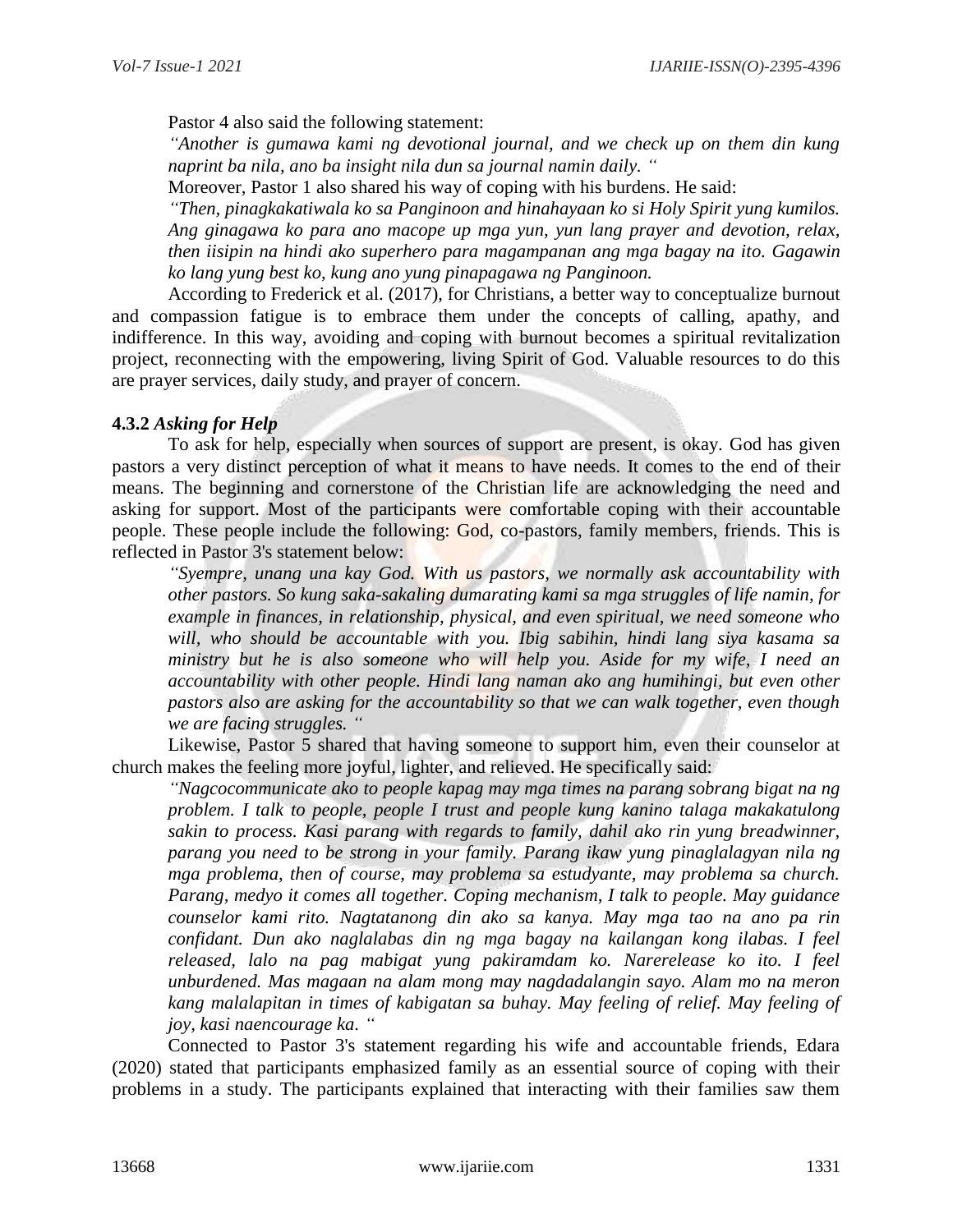Pastor 4 also said the following statement:

*"Another is gumawa kami ng devotional journal, and we check up on them din kung naprint ba nila, ano ba insight nila dun sa journal namin daily. "*

Moreover, Pastor 1 also shared his way of coping with his burdens. He said:

*"Then, pinagkakatiwala ko sa Panginoon and hinahayaan ko si Holy Spirit yung kumilos. Ang ginagawa ko para ano macope up mga yun, yun lang prayer and devotion, relax, then iisipin na hindi ako superhero para magampanan ang mga bagay na ito. Gagawin ko lang yung best ko, kung ano yung pinapagawa ng Panginoon.*

According to Frederick et al. (2017), for Christians, a better way to conceptualize burnout and compassion fatigue is to embrace them under the concepts of calling, apathy, and indifference. In this way, avoiding and coping with burnout becomes a spiritual revitalization project, reconnecting with the empowering, living Spirit of God. Valuable resources to do this are prayer services, daily study, and prayer of concern.

### 4.3.2 *Asking for Help*

To ask for help, especially when sources of support are present, is okay. God has given pastors a very distinct perception of what it means to have needs. It comes to the end of their means. The beginning and cornerstone of the Christian life are acknowledging the need and asking for support. Most of the participants were comfortable coping with their accountable people. These people include the following: God, co-pastors, family members, friends. This is reflected in Pastor 3's statement below:

*"Syempre, unang una kay God. With us pastors, we normally ask accountability with other pastors. So kung saka-sakaling dumarating kami sa mga struggles of life namin, for example in finances, in relationship, physical, and even spiritual, we need someone who will, who should be accountable with you. Ibig sabihin, hindi lang siya kasama sa ministry but he is also someone who will help you. Aside for my wife, I need an accountability with other people. Hindi lang naman ako ang humihingi, but even other pastors also are asking for the accountability so that we can walk together, even though we are facing struggles. "*

Likewise, Pastor 5 shared that having someone to support him, even their counselor at church makes the feeling more joyful, lighter, and relieved. He specifically said:

*"Nagcocommunicate ako to people kapag may mga times na parang sobrang bigat na ng problem. I talk to people, people I trust and people kung kanino talaga makakatulong sakin to process. Kasi parang with regards to family, dahil ako rin yung breadwinner, parang you need to be strong in your family. Parang ikaw yung pinaglalagyan nila ng mga problema, then of course, may problema sa estudyante, may problema sa church. Parang, medyo it comes all together. Coping mechanism, I talk to people. May guidance counselor kami rito. Nagtatanong din ako sa kanya. May mga tao na ano pa rin confidant. Dun ako naglalabas din ng mga bagay na kailangan kong ilabas. I feel released, lalo na pag mabigat yung pakiramdam ko. Narerelease ko ito. I feel unburdened. Mas magaan na alam mong may nagdadalangin sayo. Alam mo na meron kang malalapitan in times of kabigatan sa buhay. May feeling of relief. May feeling of joy, kasi naencourage ka. "*

Connected to Pastor 3's statement regarding his wife and accountable friends, Edara (2020) stated that participants emphasized family as an essential source of coping with their problems in a study. The participants explained that interacting with their families saw them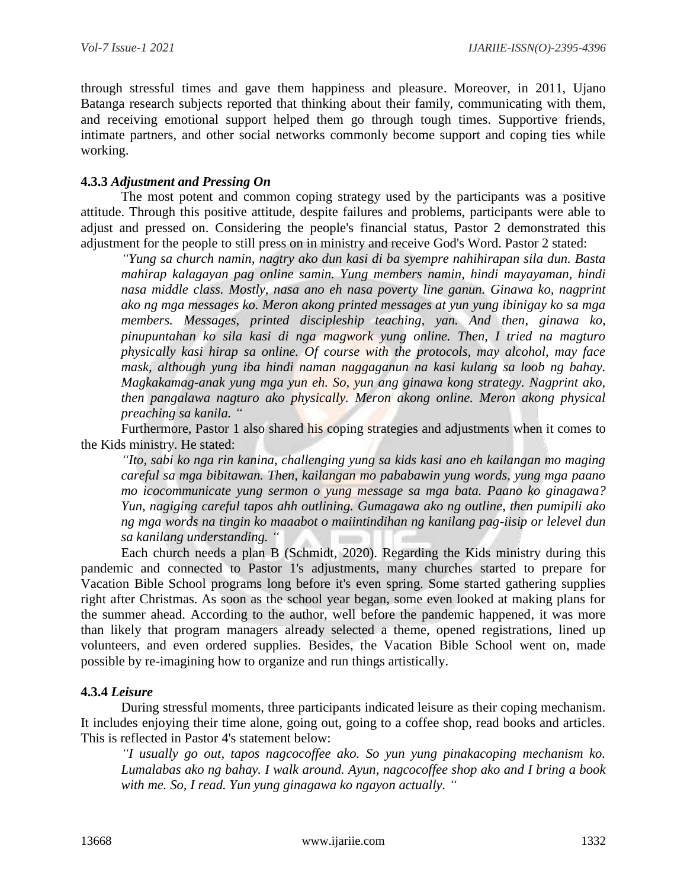through stressful times and gave them happiness and pleasure. Moreover, in 2011, Ujano Batanga research subjects reported that thinking about their family, communicating with them, and receiving emotional support helped them go through tough times. Supportive friends, intimate partners, and other social networks commonly become support and coping ties while working.

#### **4.3.3** *Adjustment and Pressing On*

The most potent and common coping strategy used by the participants was a positive attitude. Through this positive attitude, despite failures and problems, participants were able to adjust and pressed on. Considering the people's financial status, Pastor 2 demonstrated this adjustment for the people to still press on in ministry and receive God's Word. Pastor 2 stated:

> *"Yung sa church namin, nagtry ako dun kasi di ba syempre nahihirapan sila dun. Basta mahirap kalagayan pag online samin. Yung members namin, hindi mayayaman, hindi nasa middle class. Mostly, nasa ano eh nasa poverty line ganun. Ginawa ko, nagprint ako ng mga messages ko. Meron akong printed messages at yun yung ibinigay ko sa mga members. Messages, printed discipleship teaching, yan. And then, ginawa ko, pinupuntahan ko sila kasi di nga magwork yung online. Then, I tried na magturo physically kasi hirap sa online. Of course with the protocols, may alcohol, may face mask, although yung iba hindi naman naggaganun na kasi kulang sa loob ng bahay. Magkakamag-anak yung mga yun eh. So, yun ang ginawa kong strategy. Nagprint ako, then pangalawa nagturo ako physically. Meron akong online. Meron akong physical preaching sa kanila. "*

Furthermore, Pastor 1 also shared his coping strategies and adjustments when it comes to the Kids ministry. He stated:

> *"Ito, sabi ko nga rin kanina, challenging yung sa kids kasi ano eh kailangan mo maging careful sa mga bibitawan. Then, kailangan mo pababawin yung words, yung mga paano mo icocommunicate yung sermon o yung message sa mga bata. Paano ko ginagawa? Yun, nagiging careful tapos ahh outlining. Gumagawa ako ng outline, then pumipili ako ng mga words na tingin ko maaabot o maiintindihan ng kanilang pag-iisip or lelevel dun sa kanilang understanding. "*

Each church needs a plan B (Schmidt, 2020). Regarding the Kids ministry during this pandemic and connected to Pastor 1's adjustments, many churches started to prepare for Vacation Bible School programs long before it's even spring. Some started gathering supplies right after Christmas. As soon as the school year began, some even looked at making plans for the summer ahead. According to the author, well before the pandemic happened, it was more than likely that program managers already selected a theme, opened registrations, lined up volunteers, and even ordered supplies. Besides, the Vacation Bible School went on, made possible by re-imagining how to organize and run things artistically.

#### **4.3.4** *Leisure*

During stressful moments, three participants indicated leisure as their coping mechanism. It includes enjoying their time alone, going out, going to a coffee shop, read books and articles. This is reflected in Pastor 4's statement below:

> *"I usually go out, tapos nagcocoffee ako. So yun yung pinakacoping mechanism ko. Lumalabas ako ng bahay. I walk around. Ayun, nagcocoffee shop ako and I bring a book with me. So, I read. Yun yung ginagawa ko ngayon actually. "*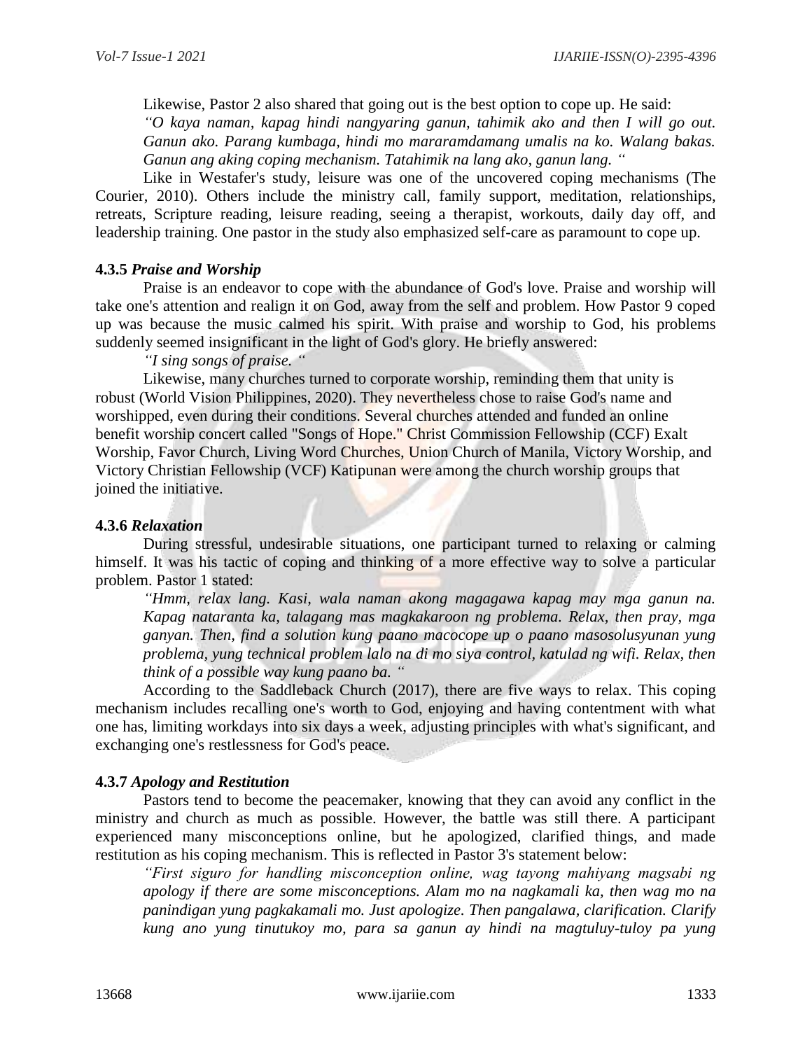Likewise, Pastor 2 also shared that going out is the best option to cope up. He said:

*"O kaya naman, kapag hindi nangyaring ganun, tahimik ako and then I will go out. Ganun ako. Parang kumbaga, hindi mo mararamdamang umalis na ko. Walang bakas. Ganun ang aking coping mechanism. Tatahimik na lang ako, ganun lang. "*

Like in Westafer's study, leisure was one of the uncovered coping mechanisms (The Courier, 2010). Others include the ministry call, family support, meditation, relationships, retreats, Scripture reading, leisure reading, seeing a therapist, workouts, daily day off, and leadership training. One pastor in the study also emphasized self-care as paramount to cope up.

### 4.3.5 *Praise and Worship*

Praise is an endeavor to cope with the abundance of God's love. Praise and worship will take one's attention and realign it on God, away from the self and problem. How Pastor 9 coped up was because the music calmed his spirit. With praise and worship to God, his problems suddenly seemed insignificant in the light of God's glory. He briefly answered:

*"I sing songs of praise. "*

Likewise, many churches turned to corporate worship, reminding them that unity is robust (World Vision Philippines, 2020). They nevertheless chose to raise God's name and worshipped, even during their conditions. Several churches attended and funded an online benefit worship concert called "Songs of Hope." Christ Commission Fellowship (CCF) Exalt Worship, Favor Church, Living Word Churches, Union Church of Manila, Victory Worship, and Victory Christian Fellowship (VCF) Katipunan were among the church worship groups that joined the initiative.

### 4.3.6 *Relaxation*

During stressful, undesirable situations, one participant turned to relaxing or calming himself. It was his tactic of coping and thinking of a more effective way to solve a particular problem. Pastor 1 stated:

*"Hmm, relax lang. Kasi, wala naman akong magagawa kapag may mga ganun na. Kapag nataranta ka, talagang mas magkakaroon ng problema. Relax, then pray, mga ganyan. Then, find a solution kung paano macocope up o paano masosolusyunan yung problema, yung technical problem lalo na di mo siya control, katulad ng wifi. Relax, then think of a possible way kung paano ba. "*

According to the Saddleback Church (2017), there are five ways to relax. This coping mechanism includes recalling one's worth to God, enjoying and having contentment with what one has, limiting workdays into six days a week, adjusting principles with what's significant, and exchanging one's restlessness for God's peace.

### 4.3.7 *Apology and Restitution*

Pastors tend to become the peacemaker, knowing that they can avoid any conflict in the ministry and church as much as possible. However, the battle was still there. A participant experienced many misconceptions online, but he apologized, clarified things, and made restitution as his coping mechanism. This is reflected in Pastor 3's statement below:

*"First siguro for handling misconception online, wag tayong mahiyang magsabi ng apology if there are some misconceptions. Alam mo na nagkamali ka, then wag mo na panindigan yung pagkakamali mo. Just apologize. Then pangalawa, clarification. Clarify kung ano yung tinutukoy mo, para sa ganun ay hindi na magtuluy-tuloy pa yung*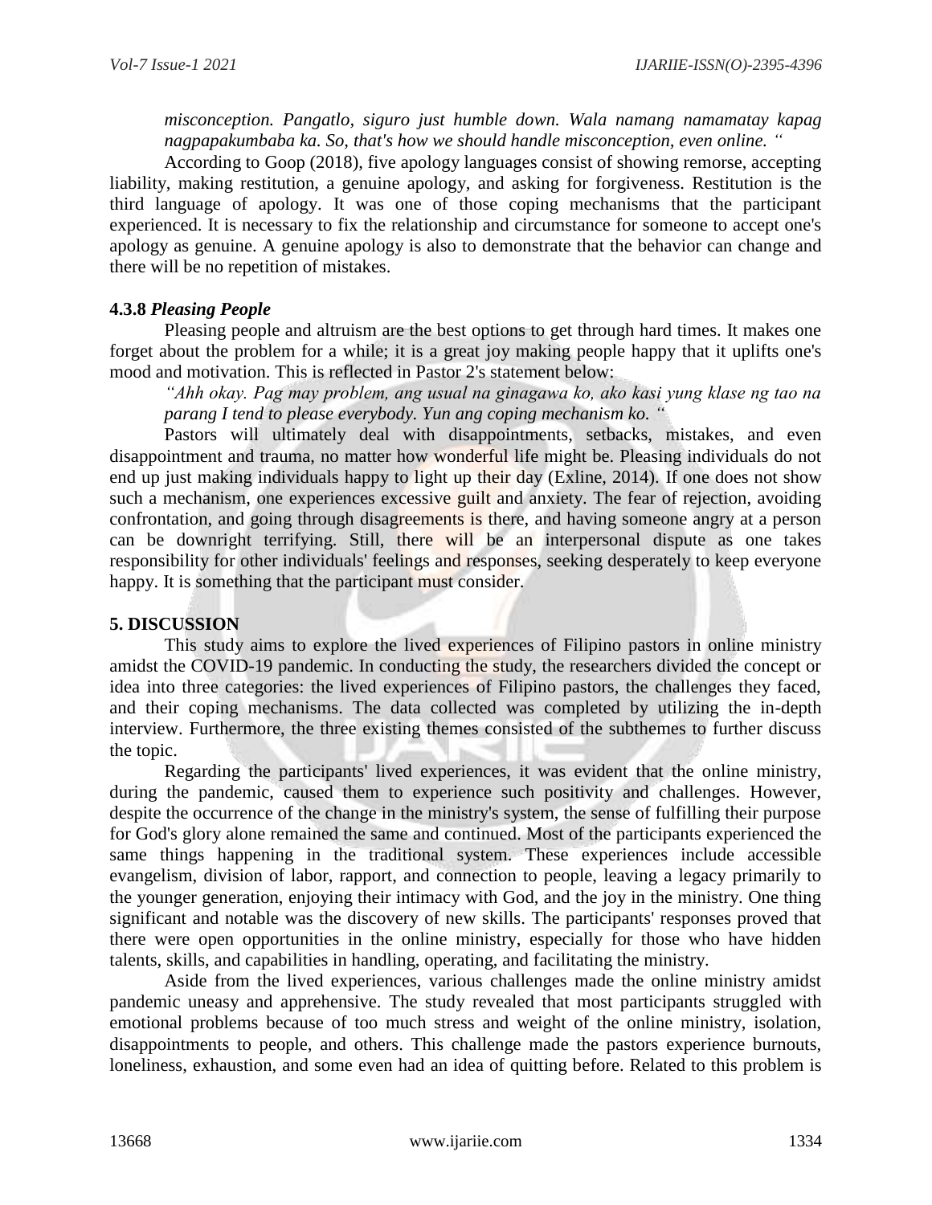*misconception. Pangatlo, siguro just humble down. Wala namang namamatay kapag nagpapakumbaba ka. So, that's how we should handle misconception, even online. "*

According to Goop (2018), five apology languages consist of showing remorse, accepting liability, making restitution, a genuine apology, and asking for forgiveness. Restitution is the third language of apology. It was one of those coping mechanisms that the participant experienced. It is necessary to fix the relationship and circumstance for someone to accept one's apology as genuine. A genuine apology is also to demonstrate that the behavior can change and there will be no repetition of mistakes.

### 4.3.8 *Pleasing People*

Pleasing people and altruism are the best options to get through hard times. It makes one forget about the problem for a while; it is a great joy making people happy that it uplifts one's mood and motivation. This is reflected in Pastor 2's statement below:

*"Ahh okay. Pag may problem, ang usual na ginagawa ko, ako kasi yung klase ng tao na parang I tend to please everybody. Yun ang coping mechanism ko. "*

Pastors will ultimately deal with disappointments, setbacks, mistakes, and even disappointment and trauma, no matter how wonderful life might be. Pleasing individuals do not end up just making individuals happy to light up their day (Exline, 2014). If one does not show such a mechanism, one experiences excessive guilt and anxiety. The fear of rejection, avoiding confrontation, and going through disagreements is there, and having someone angry at a person can be downright terrifying. Still, there will be an interpersonal dispute as one takes responsibility for other individuals' feelings and responses, seeking desperately to keep everyone happy. It is something that the participant must consider.

## 5. DISCUSSION

This study aims to explore the lived experiences of Filipino pastors in online ministry amidst the COVID-19 pandemic. In conducting the study, the researchers divided the concept or idea into three categories: the lived experiences of Filipino pastors, the challenges they faced, and their coping mechanisms. The data collected was completed by utilizing the in-depth interview. Furthermore, the three existing themes consisted of the subthemes to further discuss the topic.

Regarding the participants' lived experiences, it was evident that the online ministry, during the pandemic, caused them to experience such positivity and challenges. However, despite the occurrence of the change in the ministry's system, the sense of fulfilling their purpose for God's glory alone remained the same and continued. Most of the participants experienced the same things happening in the traditional system. These experiences include accessible evangelism, division of labor, rapport, and connection to people, leaving a legacy primarily to the younger generation, enjoying their intimacy with God, and the joy in the ministry. One thing significant and notable was the discovery of new skills. The participants' responses proved that there were open opportunities in the online ministry, especially for those who have hidden talents, skills, and capabilities in handling, operating, and facilitating the ministry.

Aside from the lived experiences, various challenges made the online ministry amidst pandemic uneasy and apprehensive. The study revealed that most participants struggled with emotional problems because of too much stress and weight of the online ministry, isolation, disappointments to people, and others. This challenge made the pastors experience burnouts, loneliness, exhaustion, and some even had an idea of quitting before. Related to this problem is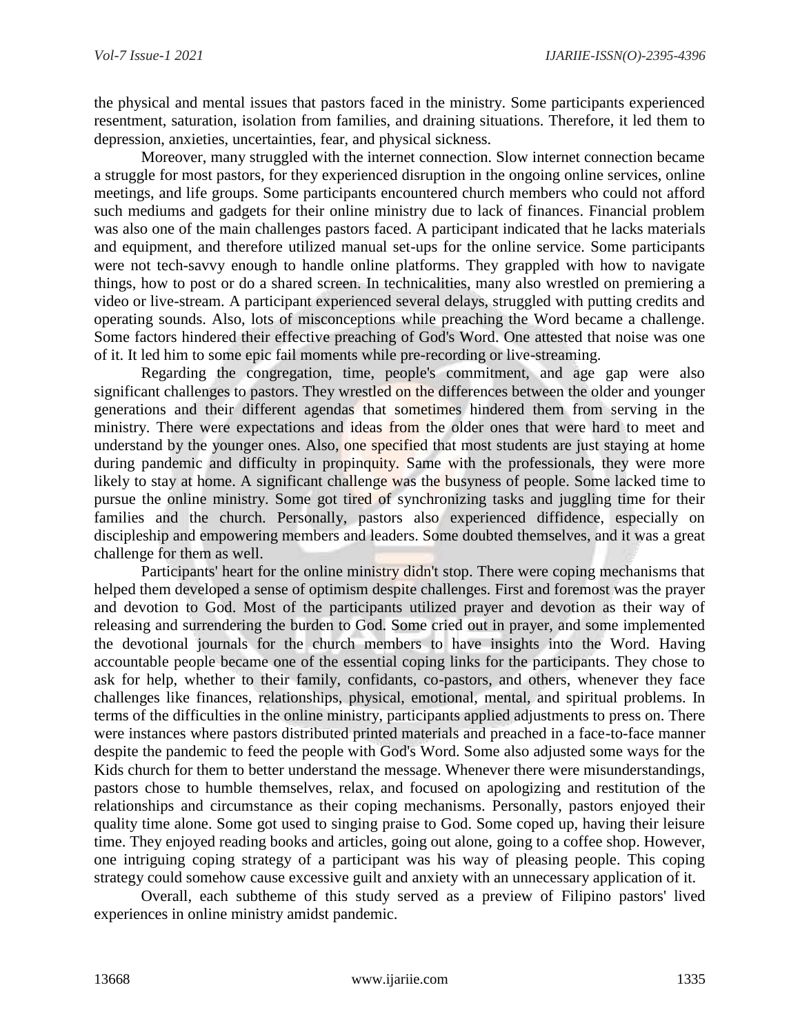the physical and mental issues that pastors faced in the ministry. Some participants experienced resentment, saturation, isolation from families, and draining situations. Therefore, it led them to depression, anxieties, uncertainties, fear, and physical sickness.

Moreover, many struggled with the internet connection. Slow internet connection became a struggle for most pastors, for they experienced disruption in the ongoing online services, online meetings, and life groups. Some participants encountered church members who could not afford such mediums and gadgets for their online ministry due to lack of finances. Financial problem was also one of the main challenges pastors faced. A participant indicated that he lacks materials and equipment, and therefore utilized manual set-ups for the online service. Some participants were not tech-savvy enough to handle online platforms. They grappled with how to navigate things, how to post or do a shared screen. In technicalities, many also wrestled on premiering a video or live-stream. A participant experienced several delays, struggled with putting credits and operating sounds. Also, lots of misconceptions while preaching the Word became a challenge. Some factors hindered their effective preaching of God's Word. One attested that noise was one of it. It led him to some epic fail moments while pre-recording or live-streaming.

Regarding the congregation, time, people's commitment, and age gap were also significant challenges to pastors. They wrestled on the differences between the older and younger generations and their different agendas that sometimes hindered them from serving in the ministry. There were expectations and ideas from the older ones that were hard to meet and understand by the younger ones. Also, one specified that most students are just staying at home during pandemic and difficulty in propinquity. Same with the professionals, they were more likely to stay at home. A significant challenge was the busyness of people. Some lacked time to pursue the online ministry. Some got tired of synchronizing tasks and juggling time for their families and the church. Personally, pastors also experienced diffidence, especially on discipleship and empowering members and leaders. Some doubted themselves, and it was a great challenge for them as well.

Participants' heart for the online ministry didn't stop. There were coping mechanisms that helped them developed a sense of optimism despite challenges. First and foremost was the prayer and devotion to God. Most of the participants utilized prayer and devotion as their way of releasing and surrendering the burden to God. Some cried out in prayer, and some implemented the devotional journals for the church members to have insights into the Word. Having accountable people became one of the essential coping links for the participants. They chose to ask for help, whether to their family, confidants, co-pastors, and others, whenever they face challenges like finances, relationships, physical, emotional, mental, and spiritual problems. In terms of the difficulties in the online ministry, participants applied adjustments to press on. There were instances where pastors distributed printed materials and preached in a face-to-face manner despite the pandemic to feed the people with God's Word. Some also adjusted some ways for the Kids church for them to better understand the message. Whenever there were misunderstandings, pastors chose to humble themselves, relax, and focused on apologizing and restitution of the relationships and circumstance as their coping mechanisms. Personally, pastors enjoyed their quality time alone. Some got used to singing praise to God. Some coped up, having their leisure time. They enjoyed reading books and articles, going out alone, going to a coffee shop. However, one intriguing coping strategy of a participant was his way of pleasing people. This coping strategy could somehow cause excessive guilt and anxiety with an unnecessary application of it.

Overall, each subtheme of this study served as a preview of Filipino pastors' lived experiences in online ministry amidst pandemic.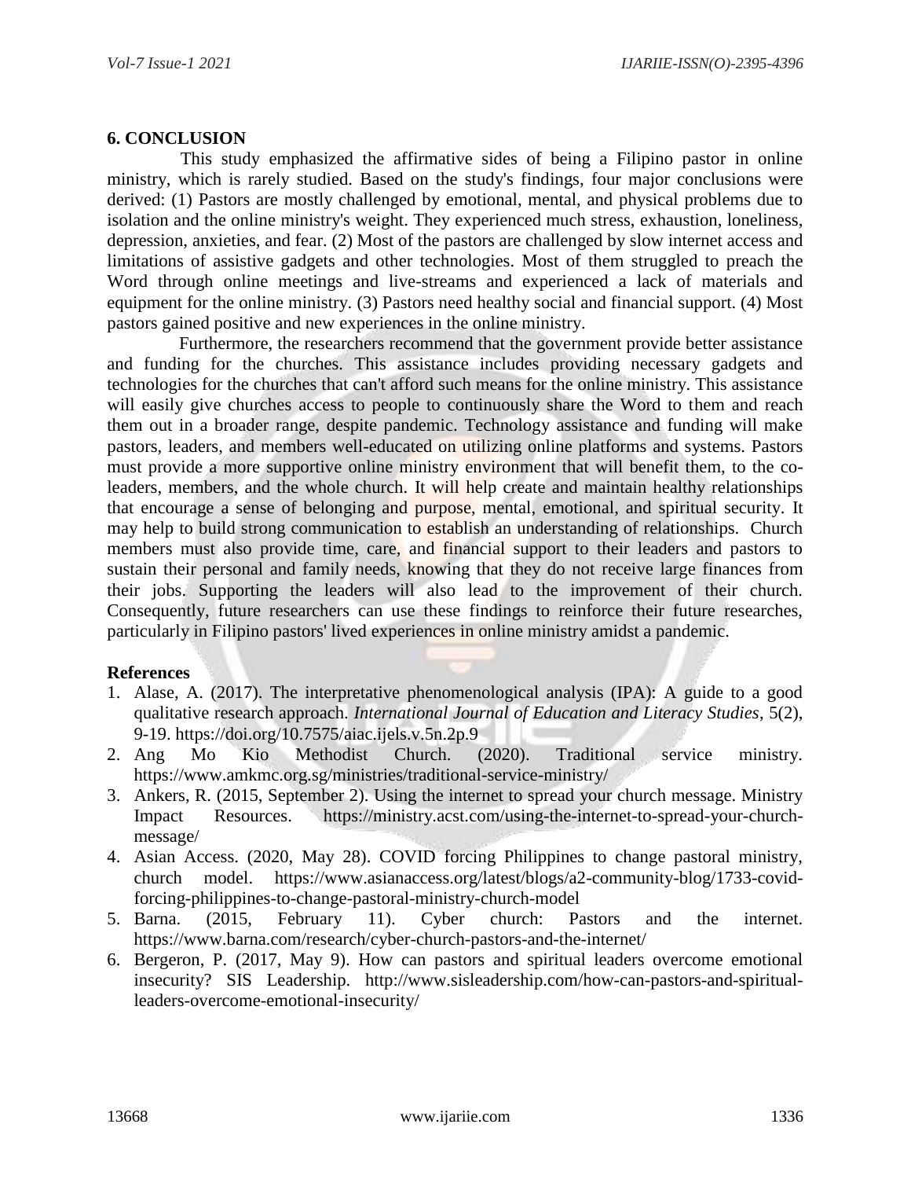## 6. CONCLUSION

This study emphasized the affirmative sides of being a Filipino pastor in online ministry, which is rarely studied. Based on the study's findings, four major conclusions were derived: (1) Pastors are mostly challenged by emotional, mental, and physical problems due to isolation and the online ministry's weight. They experienced much stress, exhaustion, loneliness, depression, anxieties, and fear. (2) Most of the pastors are challenged by slow internet access and limitations of assistive gadgets and other technologies. Most of them struggled to preach the Word through online meetings and live-streams and experienced a lack of materials and equipment for the online ministry. (3) Pastors need healthy social and financial support. (4) Most pastors gained positive and new experiences in the online ministry.

Furthermore, the researchers recommend that the government provide better assistance and funding for the churches. This assistance includes providing necessary gadgets and technologies for the churches that can't afford such means for the online ministry. This assistance will easily give churches access to people to continuously share the Word to them and reach them out in a broader range, despite pandemic. Technology assistance and funding will make pastors, leaders, and members well-educated on utilizing online platforms and systems. Pastors must provide a more supportive online ministry environment that will benefit them, to the co-leaders, members, and the whole church. It will help create and maintain healthy relationships that encourage a sense of belonging and purpose, mental, emotional, and spiritual security. It may help to build strong communication to establish an understanding of relationships. Church members must also provide time, care, and financial support to their leaders and pastors to sustain their personal and family needs, knowing that they do not receive large finances from their jobs. Supporting the leaders will also lead to the improvement of their church. Consequently, future researchers can use these findings to reinforce their future researches, particularly in Filipino pastors' lived experiences in online ministry amidst a pandemic.

### References

1. Alase, A. (2017). The interpretative phenomenological analysis (IPA): A guide to a good qualitative research approach. *International Journal of Education and Literacy Studies*, 5(2), 9-19. https://doi.org/10.7575/aiac.ijels.v.5n.2p.9
2. Ang Mo Kio Methodist Church. (2020). Traditional service ministry. https://www.amkmc.org.sg/ministries/traditional-service-ministry/
3. Ankers, R. (2015, September 2). Using the internet to spread your church message. Ministry Impact Resources. https://ministry.acst.com/using-the-internet-to-spread-your-church-message/
4. Asian Access. (2020, May 28). COVID forcing Philippines to change pastoral ministry, church model. https://www.asianaccess.org/latest/blogs/a2-community-blog/1733-covid-forcing-philippines-to-change-pastoral-ministry-church-model
5. Barna. (2015, February 11). Cyber church: Pastors and the internet. https://www.barna.com/research/cyber-church-pastors-and-the-internet/
6. Bergeron, P. (2017, May 9). How can pastors and spiritual leaders overcome emotional insecurity? SIS Leadership. http://www.sisleadership.com/how-can-pastors-and-spiritual-leaders-overcome-emotional-insecurity/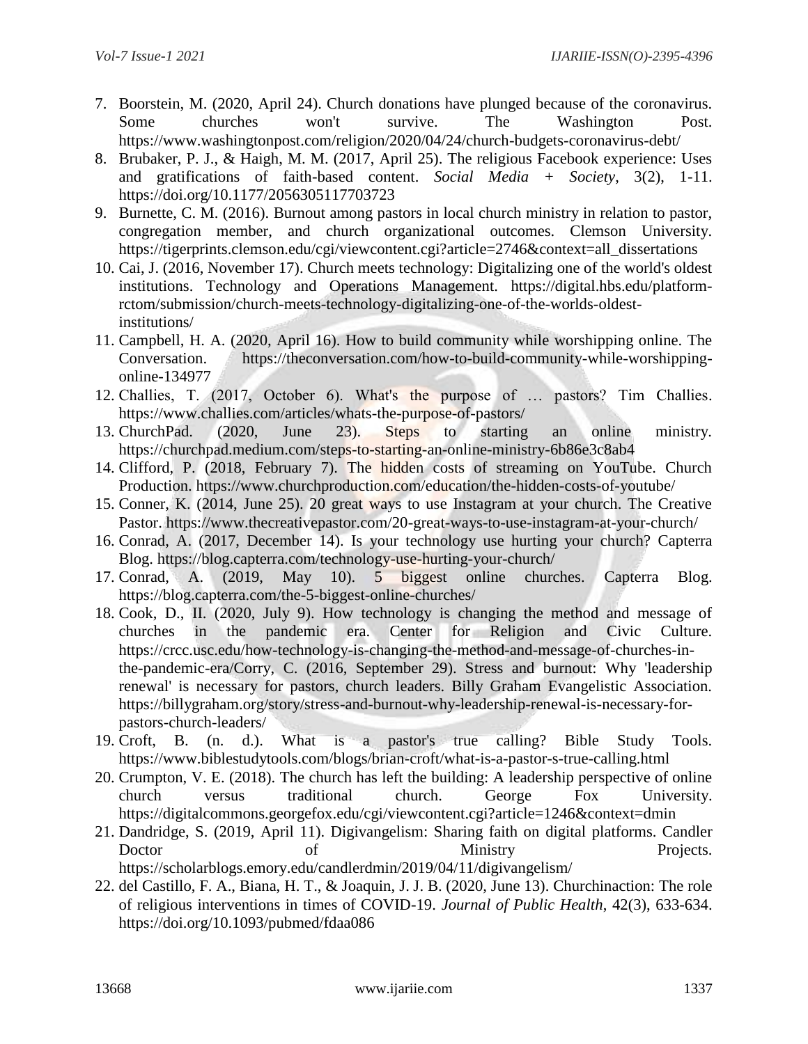7. Boorstein, M. (2020, April 24). Church donations have plunged because of the coronavirus. Some churches won't survive. The Washington Post. https://www.washingtonpost.com/religion/2020/04/24/church-budgets-coronavirus-debt/
8. Brubaker, P. J., & Haigh, M. M. (2017, April 25). The religious Facebook experience: Uses and gratifications of faith-based content. *Social Media + Society*, 3(2), 1-11. https://doi.org/10.1177/2056305117703723
9. Burnette, C. M. (2016). Burnout among pastors in local church ministry in relation to pastor, congregation member, and church organizational outcomes. Clemson University. https://tigerprints.clemson.edu/cgi/viewcontent.cgi?article=2746&context=all_dissertations
10. Cai, J. (2016, November 17). Church meets technology: Digitalizing one of the world's oldest institutions. Technology and Operations Management. https://digital.hbs.edu/platform-rctom/submission/church-meets-technology-digitalizing-one-of-the-worlds-oldest-institutions/
11. Campbell, H. A. (2020, April 16). How to build community while worshipping online. The Conversation. https://theconversation.com/how-to-build-community-while-worshipping-online-134977
12. Challies, T. (2017, October 6). What's the purpose of … pastors? Tim Challies. https://www.challies.com/articles/whats-the-purpose-of-pastors/
13. ChurchPad. (2020, June 23). Steps to starting an online ministry. https://churchpad.medium.com/steps-to-starting-an-online-ministry-6b86e3c8ab4
14. Clifford, P. (2018, February 7). The hidden costs of streaming on YouTube. Church Production. https://www.churchproduction.com/education/the-hidden-costs-of-youtube/
15. Conner, K. (2014, June 25). 20 great ways to use Instagram at your church. The Creative Pastor. https://www.thecreativepastor.com/20-great-ways-to-use-instagram-at-your-church/
16. Conrad, A. (2017, December 14). Is your technology use hurting your church? Capterra Blog. https://blog.capterra.com/technology-use-hurting-your-church/
17. Conrad, A. (2019, May 10). 5 biggest online churches. Capterra Blog. https://blog.capterra.com/the-5-biggest-online-churches/
18. Cook, D., II. (2020, July 9). How technology is changing the method and message of churches in the pandemic era. Center for Religion and Civic Culture. https://crcc.usc.edu/how-technology-is-changing-the-method-and-message-of-churches-in-the-pandemic-era/Corry, C. (2016, September 29). Stress and burnout: Why 'leadership renewal' is necessary for pastors, church leaders. Billy Graham Evangelistic Association. https://billygraham.org/story/stress-and-burnout-why-leadership-renewal-is-necessary-for-pastors-church-leaders/
19. Croft, B. (n. d.). What is a pastor's true calling? Bible Study Tools. https://www.biblestudytools.com/blogs/brian-croft/what-is-a-pastor-s-true-calling.html
20. Crumpton, V. E. (2018). The church has left the building: A leadership perspective of online church versus traditional church. George Fox University. https://digitalcommons.georgefox.edu/cgi/viewcontent.cgi?article=1246&context=dmin
21. Dandridge, S. (2019, April 11). Digivangelism: Sharing faith on digital platforms. Candler Doctor of Ministry Projects. https://scholarblogs.emory.edu/candlerdmin/2019/04/11/digivangelism/
22. del Castillo, F. A., Biana, H. T., & Joaquin, J. J. B. (2020, June 13). Churchinaction: The role of religious interventions in times of COVID-19. *Journal of Public Health*, 42(3), 633-634. https://doi.org/10.1093/pubmed/fdaa086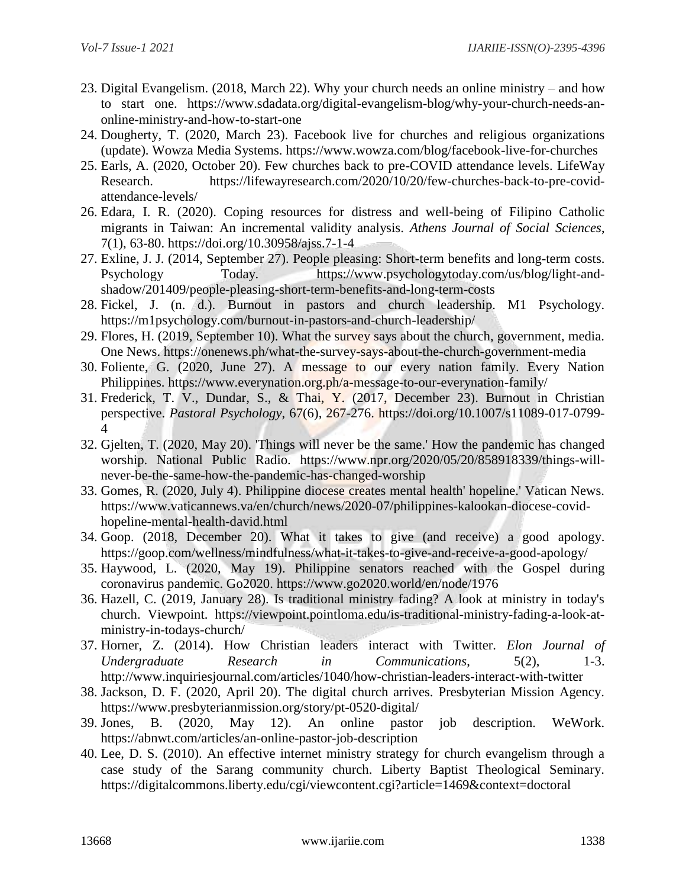23. Digital Evangelism. (2018, March 22). Why your church needs an online ministry – and how to start one. https://www.sdadata.org/digital-evangelism-blog/why-your-church-needs-an-online-ministry-and-how-to-start-one
24. Dougherty, T. (2020, March 23). Facebook live for churches and religious organizations (update). Wowza Media Systems. https://www.wowza.com/blog/facebook-live-for-churches
25. Earls, A. (2020, October 20). Few churches back to pre-COVID attendance levels. LifeWay Research. https://lifewayresearch.com/2020/10/20/few-churches-back-to-pre-covid-attendance-levels/
26. Edara, I. R. (2020). Coping resources for distress and well-being of Filipino Catholic migrants in Taiwan: An incremental validity analysis. *Athens Journal of Social Sciences*, 7(1), 63-80. https://doi.org/10.30958/ajss.7-1-4
27. Exline, J. J. (2014, September 27). People pleasing: Short-term benefits and long-term costs. Psychology Today. https://www.psychologytoday.com/us/blog/light-and-shadow/201409/people-pleasing-short-term-benefits-and-long-term-costs
28. Fickel, J. (n. d.). Burnout in pastors and church leadership. M1 Psychology. https://m1psychology.com/burnout-in-pastors-and-church-leadership/
29. Flores, H. (2019, September 10). What the survey says about the church, government, media. One News. https://onenews.ph/what-the-survey-says-about-the-church-government-media
30. Foliente, G. (2020, June 27). A message to our every nation family. Every Nation Philippines. https://www.everynation.org.ph/a-message-to-our-everynation-family/
31. Frederick, T. V., Dundar, S., & Thai, Y. (2017, December 23). Burnout in Christian perspective. *Pastoral Psychology*, 67(6), 267-276. https://doi.org/10.1007/s11089-017-0799-4
32. Gjelten, T. (2020, May 20). 'Things will never be the same.' How the pandemic has changed worship. National Public Radio. https://www.npr.org/2020/05/20/858918339/things-will-never-be-the-same-how-the-pandemic-has-changed-worship
33. Gomes, R. (2020, July 4). Philippine diocese creates mental health' hopeline.' Vatican News. https://www.vaticannews.va/en/church/news/2020-07/philippines-kalookan-diocese-covid-hopeline-mental-health-david.html
34. Goop. (2018, December 20). What it takes to give (and receive) a good apology. https://goop.com/wellness/mindfulness/what-it-takes-to-give-and-receive-a-good-apology/
35. Haywood, L. (2020, May 19). Philippine senators reached with the Gospel during coronavirus pandemic. Go2020. https://www.go2020.world/en/node/1976
36. Hazell, C. (2019, January 28). Is traditional ministry fading? A look at ministry in today's church. Viewpoint. https://viewpoint.pointloma.edu/is-traditional-ministry-fading-a-look-at-ministry-in-todays-church/
37. Horner, Z. (2014). How Christian leaders interact with Twitter. *Elon Journal of Undergraduate Research in Communications*, 5(2), 1-3. http://www.inquiriesjournal.com/articles/1040/how-christian-leaders-interact-with-twitter
38. Jackson, D. F. (2020, April 20). The digital church arrives. Presbyterian Mission Agency. https://www.presbyterianmission.org/story/pt-0520-digital/
39. Jones, B. (2020, May 12). An online pastor job description. WeWork. https://abnwt.com/articles/an-online-pastor-job-description
40. Lee, D. S. (2010). An effective internet ministry strategy for church evangelism through a case study of the Sarang community church. Liberty Baptist Theological Seminary. https://digitalcommons.liberty.edu/cgi/viewcontent.cgi?article=1469&context=doctoral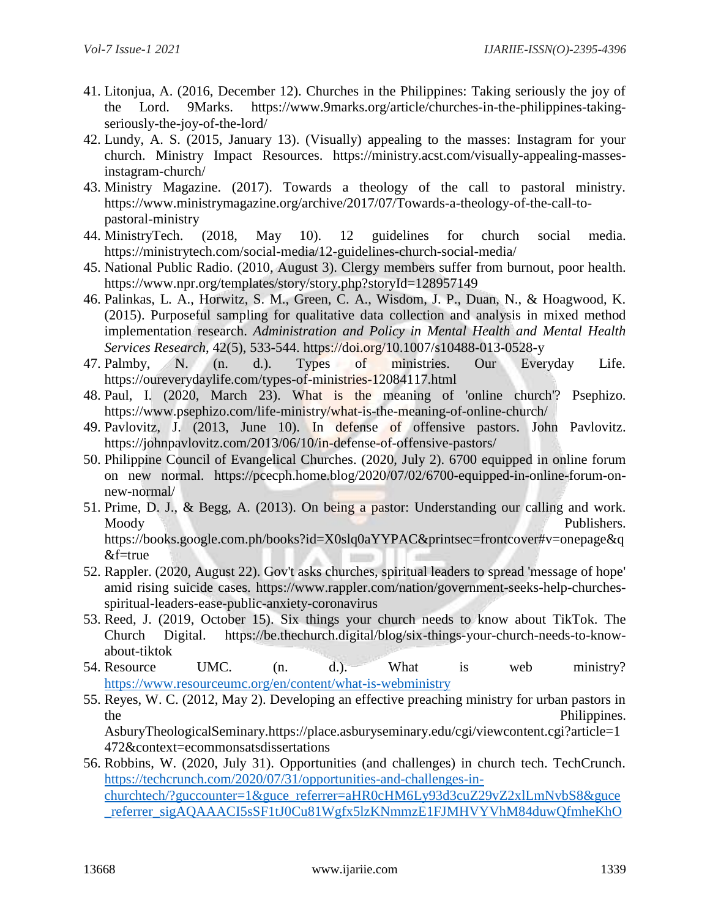41. Litonjua, A. (2016, December 12). Churches in the Philippines: Taking seriously the joy of the Lord. 9Marks. https://www.9marks.org/article/churches-in-the-philippines-taking-seriously-the-joy-of-the-lord/
42. Lundy, A. S. (2015, January 13). (Visually) appealing to the masses: Instagram for your church. Ministry Impact Resources. https://ministry.acst.com/visually-appealing-masses-instagram-church/
43. Ministry Magazine. (2017). Towards a theology of the call to pastoral ministry. https://www.ministrymagazine.org/archive/2017/07/Towards-a-theology-of-the-call-to-pastoral-ministry
44. MinistryTech. (2018, May 10). 12 guidelines for church social media. https://ministrytech.com/social-media/12-guidelines-church-social-media/
45. National Public Radio. (2010, August 3). Clergy members suffer from burnout, poor health. https://www.npr.org/templates/story/story.php?storyId=128957149
46. Palinkas, L. A., Horwitz, S. M., Green, C. A., Wisdom, J. P., Duan, N., & Hoagwood, K. (2015). Purposeful sampling for qualitative data collection and analysis in mixed method implementation research. *Administration and Policy in Mental Health and Mental Health Services Research*, 42(5), 533-544. https://doi.org/10.1007/s10488-013-0528-y
47. Palmby, N. (n. d.). Types of ministries. Our Everyday Life. https://oureverydaylife.com/types-of-ministries-12084117.html
48. Paul, I. (2020, March 23). What is the meaning of 'online church'? Psephizo. https://www.psephizo.com/life-ministry/what-is-the-meaning-of-online-church/
49. Pavlovitz, J. (2013, June 10). In defense of offensive pastors. John Pavlovitz. https://johnpavlovitz.com/2013/06/10/in-defense-of-offensive-pastors/
50. Philippine Council of Evangelical Churches. (2020, July 2). 6700 equipped in online forum on new normal. https://pcecph.home.blog/2020/07/02/6700-equipped-in-online-forum-on-new-normal/
51. Prime, D. J., & Begg, A. (2013). On being a pastor: Understanding our calling and work. Moody Publishers. https://books.google.com.ph/books?id=X0slq0aYYPAC&printsec=frontcover#v=onepage&q&f=true
52. Rappler. (2020, August 22). Gov't asks churches, spiritual leaders to spread 'message of hope' amid rising suicide cases. https://www.rappler.com/nation/government-seeks-help-churches-spiritual-leaders-ease-public-anxiety-coronavirus
53. Reed, J. (2019, October 15). Six things your church needs to know about TikTok. The Church Digital. https://be.thechurch.digital/blog/six-things-your-church-needs-to-know-about-tiktok
54. Resource UMC. (n. d.). What is web ministry? https://www.resourceumc.org/en/content/what-is-webministry
55. Reyes, W. C. (2012, May 2). Developing an effective preaching ministry for urban pastors in the Philippines. AsburyTheologicalSeminary.https://place.asburyseminary.edu/cgi/viewcontent.cgi?article=1472&context=ecommonsatsdissertations
56. Robbins, W. (2020, July 31). Opportunities (and challenges) in church tech. TechCrunch. https://techcrunch.com/2020/07/31/opportunities-and-challenges-in-churchtech/?guccounter=1&guce_referrer=aHR0cHM6Ly93d3cuZ29vZ2xlLmNvbS8&guce_referrer_sigAQAAACI5sSF1tJ0Cu81Wgfx5lzKNmmzE1FJMHVYVhM84duwQfmheKhO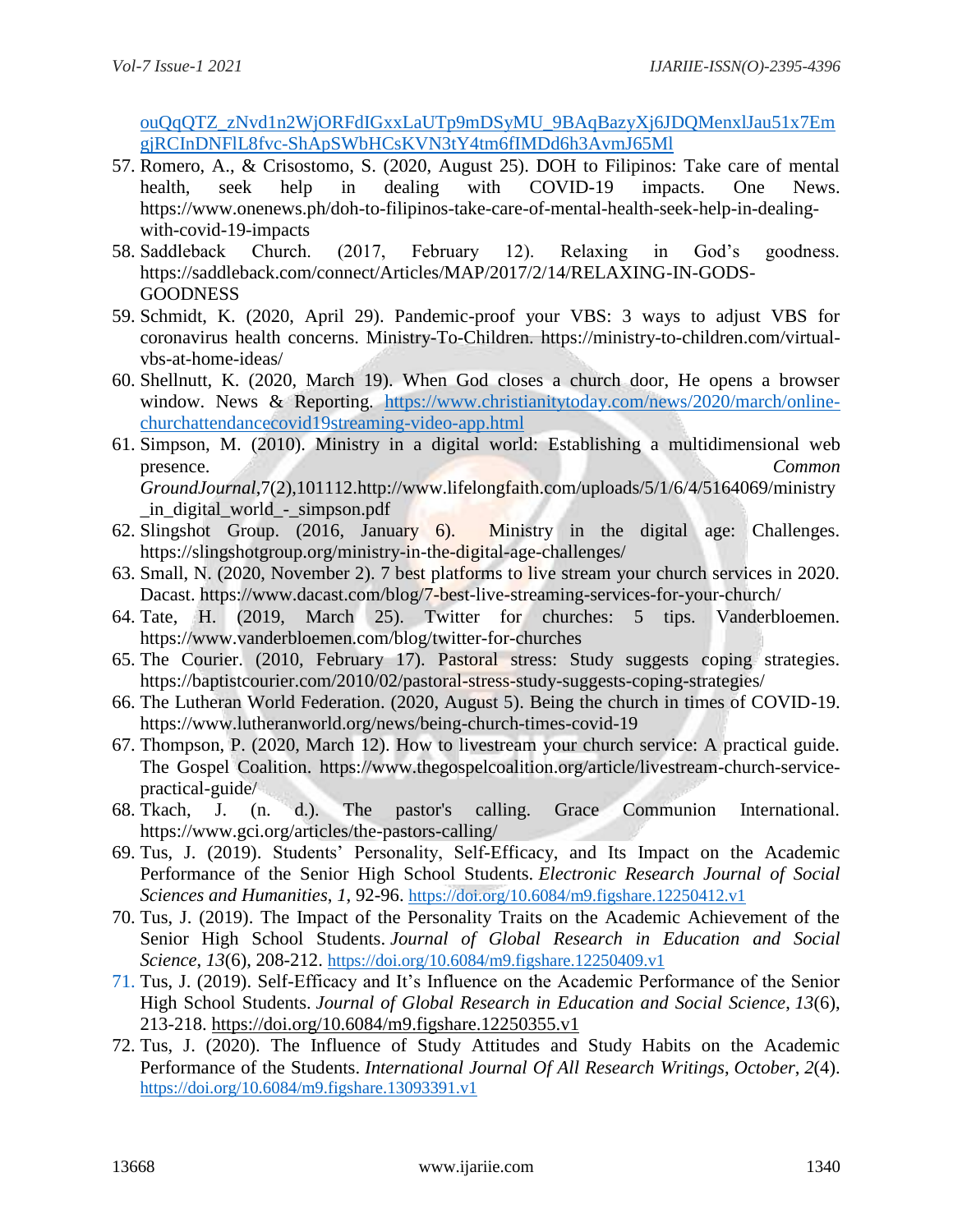ouQqQTZ_zNvd1n2WjORFdIGxxLaUTp9mDSyMU_9BAqBazyXj6JDQMenxlJau51x7EmgjRCInDNFlL8fvc-ShApSWbHCsKVN3tY4tm6fIMDd6h3AvmJ65Ml

57. Romero, A., & Crisostomo, S. (2020, August 25). DOH to Filipinos: Take care of mental health, seek help in dealing with COVID-19 impacts. One News. https://www.onenews.ph/doh-to-filipinos-take-care-of-mental-health-seek-help-in-dealing-with-covid-19-impacts
58. Saddleback Church. (2017, February 12). Relaxing in God's goodness. https://saddleback.com/connect/Articles/MAP/2017/2/14/RELAXING-IN-GODS-GOODNESS
59. Schmidt, K. (2020, April 29). Pandemic-proof your VBS: 3 ways to adjust VBS for coronavirus health concerns. Ministry-To-Children. https://ministry-to-children.com/virtual-vbs-at-home-ideas/
60. Shellnutt, K. (2020, March 19). When God closes a church door, He opens a browser window. News & Reporting. https://www.christianitytoday.com/news/2020/march/online-churchattendancecovid19streaming-video-app.html
61. Simpson, M. (2010). Ministry in a digital world: Establishing a multidimensional web presence. *Common GroundJournal*,7(2),101112.http://www.lifelongfaith.com/uploads/5/1/6/4/5164069/ministry_in_digital_world_-_simpson.pdf
62. Slingshot Group. (2016, January 6). Ministry in the digital age: Challenges. https://slingshotgroup.org/ministry-in-the-digital-age-challenges/
63. Small, N. (2020, November 2). 7 best platforms to live stream your church services in 2020. Dacast. https://www.dacast.com/blog/7-best-live-streaming-services-for-your-church/
64. Tate, H. (2019, March 25). Twitter for churches: 5 tips. Vanderbloemen. https://www.vanderbloemen.com/blog/twitter-for-churches
65. The Courier. (2010, February 17). Pastoral stress: Study suggests coping strategies. https://baptistcourier.com/2010/02/pastoral-stress-study-suggests-coping-strategies/
66. The Lutheran World Federation. (2020, August 5). Being the church in times of COVID-19. https://www.lutheranworld.org/news/being-church-times-covid-19
67. Thompson, P. (2020, March 12). How to livestream your church service: A practical guide. The Gospel Coalition. https://www.thegospelcoalition.org/article/livestream-church-service-practical-guide/
68. Tkach, J. (n. d.). The pastor's calling. Grace Communion International. https://www.gci.org/articles/the-pastors-calling/
69. Tus, J. (2019). Students' Personality, Self-Efficacy, and Its Impact on the Academic Performance of the Senior High School Students. *Electronic Research Journal of Social Sciences and Humanities*, *1*, 92-96. https://doi.org/10.6084/m9.figshare.12250412.v1
70. Tus, J. (2019). The Impact of the Personality Traits on the Academic Achievement of the Senior High School Students. *Journal of Global Research in Education and Social Science*, *13*(6), 208-212. https://doi.org/10.6084/m9.figshare.12250409.v1
71. Tus, J. (2019). Self-Efficacy and It's Influence on the Academic Performance of the Senior High School Students. *Journal of Global Research in Education and Social Science*, *13*(6), 213-218. https://doi.org/10.6084/m9.figshare.12250355.v1
72. Tus, J. (2020). The Influence of Study Attitudes and Study Habits on the Academic Performance of the Students. *International Journal Of All Research Writings*, *October*, *2*(4). https://doi.org/10.6084/m9.figshare.13093391.v1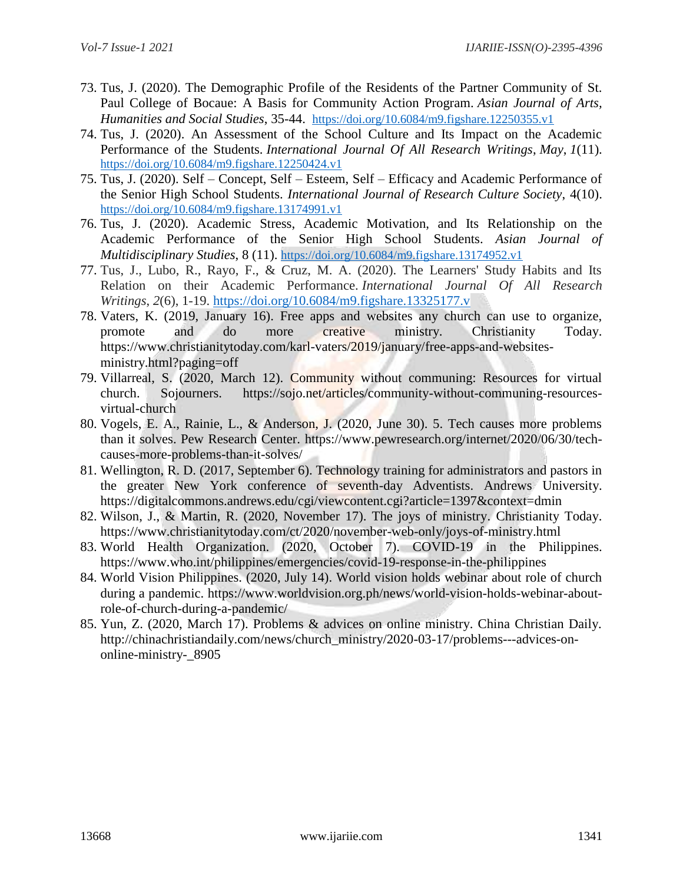73. Tus, J. (2020). The Demographic Profile of the Residents of the Partner Community of St. Paul College of Bocaue: A Basis for Community Action Program. *Asian Journal of Arts, Humanities and Social Studies*, 35-44. https://doi.org/10.6084/m9.figshare.12250355.v1
74. Tus, J. (2020). An Assessment of the School Culture and Its Impact on the Academic Performance of the Students. *International Journal Of All Research Writings*, *May*, *1*(11). https://doi.org/10.6084/m9.figshare.12250424.v1
75. Tus, J. (2020). Self – Concept, Self – Esteem, Self – Efficacy and Academic Performance of the Senior High School Students. *International Journal of Research Culture Society*, 4(10). https://doi.org/10.6084/m9.figshare.13174991.v1
76. Tus, J. (2020). Academic Stress, Academic Motivation, and Its Relationship on the Academic Performance of the Senior High School Students. *Asian Journal of Multidisciplinary Studies*, 8 (11). https://doi.org/10.6084/m9.figshare.13174952.v1
77. Tus, J., Lubo, R., Rayo, F., & Cruz, M. A. (2020). The Learners' Study Habits and Its Relation on their Academic Performance. *International Journal Of All Research Writings*, *2*(6), 1-19. https://doi.org/10.6084/m9.figshare.13325177.v
78. Vaters, K. (2019, January 16). Free apps and websites any church can use to organize, promote and do more creative ministry. Christianity Today. https://www.christianitytoday.com/karl-vaters/2019/january/free-apps-and-websites-ministry.html?paging=off
79. Villarreal, S. (2020, March 12). Community without communing: Resources for virtual church. Sojourners. https://sojo.net/articles/community-without-communing-resources-virtual-church
80. Vogels, E. A., Rainie, L., & Anderson, J. (2020, June 30). 5. Tech causes more problems than it solves. Pew Research Center. https://www.pewresearch.org/internet/2020/06/30/tech-causes-more-problems-than-it-solves/
81. Wellington, R. D. (2017, September 6). Technology training for administrators and pastors in the greater New York conference of seventh-day Adventists. Andrews University. https://digitalcommons.andrews.edu/cgi/viewcontent.cgi?article=1397&context=dmin
82. Wilson, J., & Martin, R. (2020, November 17). The joys of ministry. Christianity Today. https://www.christianitytoday.com/ct/2020/november-web-only/joys-of-ministry.html
83. World Health Organization. (2020, October 7). COVID-19 in the Philippines. https://www.who.int/philippines/emergencies/covid-19-response-in-the-philippines
84. World Vision Philippines. (2020, July 14). World vision holds webinar about role of church during a pandemic. https://www.worldvision.org.ph/news/world-vision-holds-webinar-about-role-of-church-during-a-pandemic/
85. Yun, Z. (2020, March 17). Problems & advices on online ministry. China Christian Daily. http://chinachristiandaily.com/news/church_ministry/2020-03-17/problems---advices-on-online-ministry-_8905